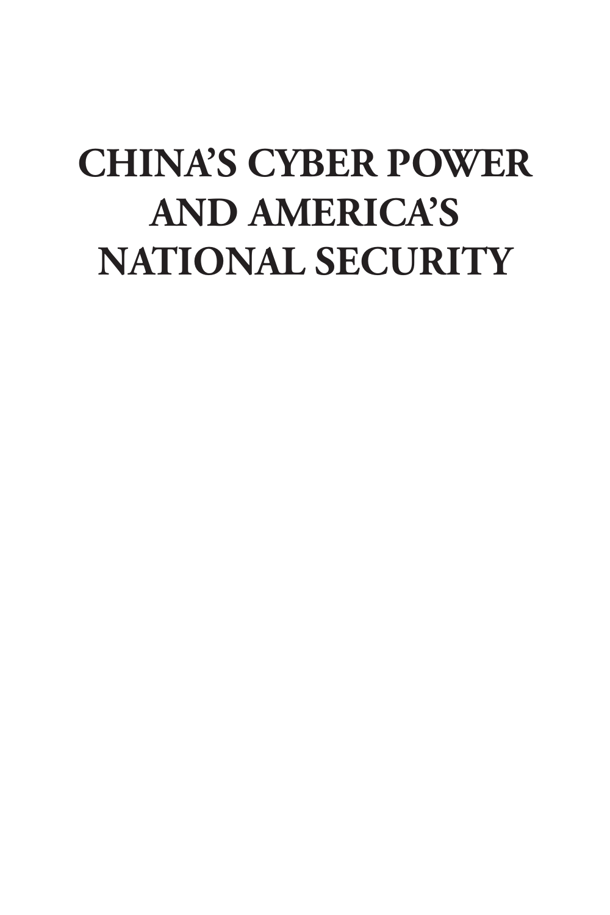# CHINA'S CYBER POWER AND AMERICA'S NATIONAL SECURITY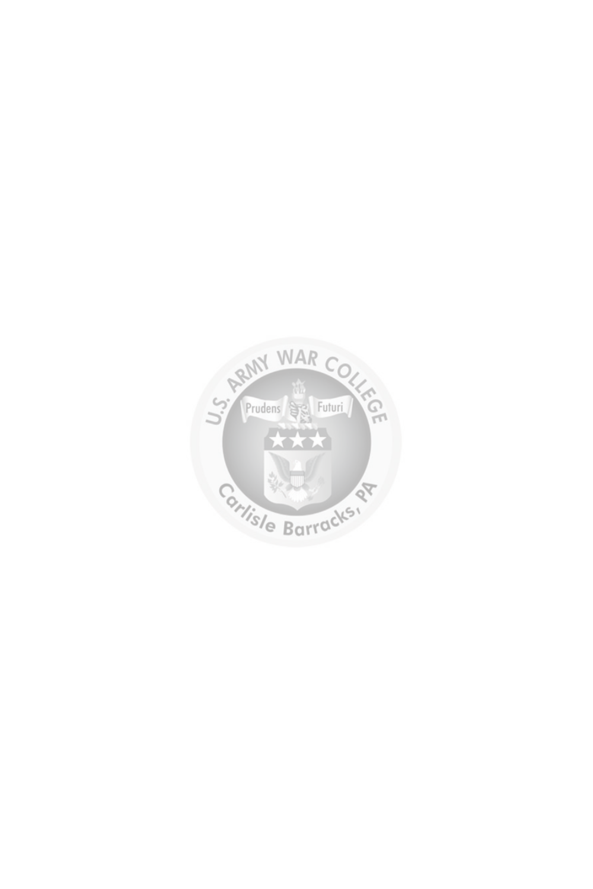U.S. ARMY WAR COLLEGE

Prudens Futuri

Carlisle Barracks, PA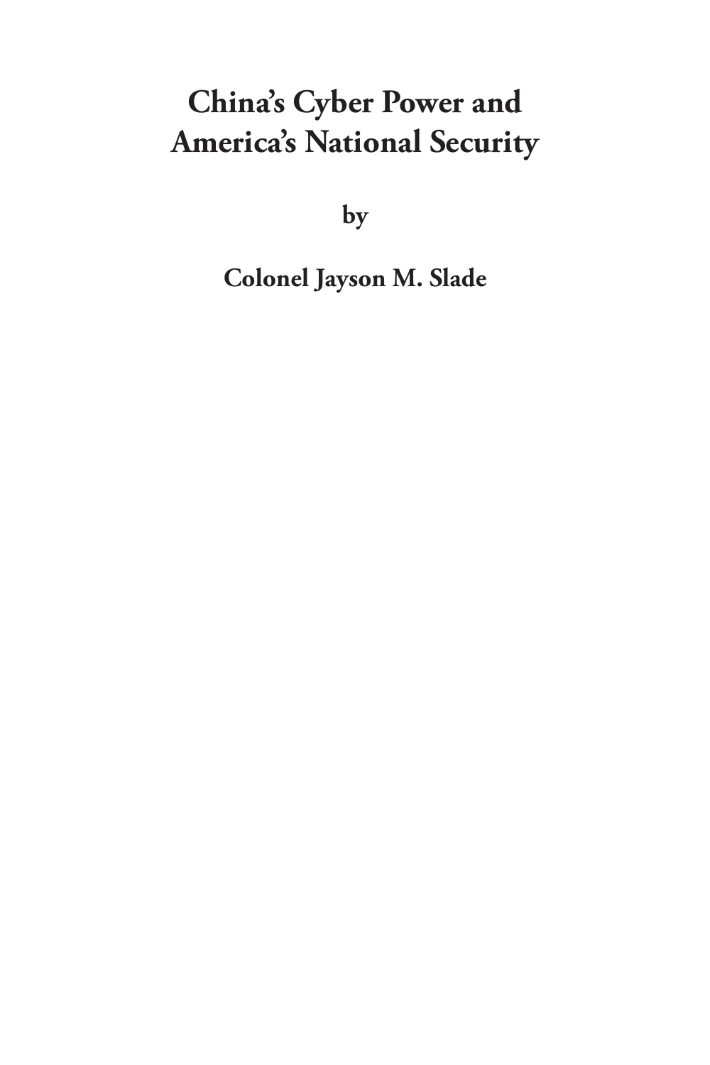# China's Cyber Power and America's National Security

**by**

**Colonel Jayson M. Slade**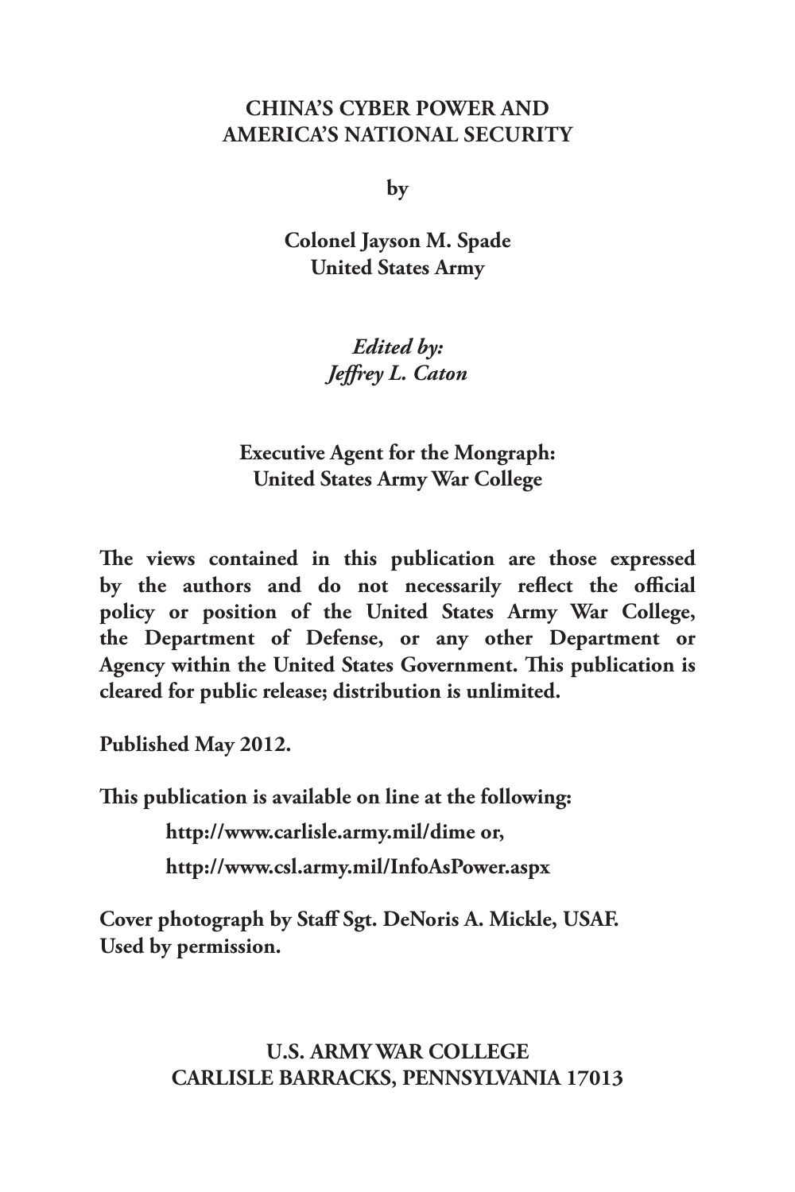**CHINA'S CYBER POWER AND AMERICA'S NATIONAL SECURITY**

**by**

**Colonel Jayson M. Spade**
**United States Army**

***Edited by:***
***Jeffrey L. Caton***

**Executive Agent for the Mongraph:**
**United States Army War College**

**The views contained in this publication are those expressed by the authors and do not necessarily reflect the official policy or position of the United States Army War College, the Department of Defense, or any other Department or Agency within the United States Government. This publication is cleared for public release; distribution is unlimited.**

**Published May 2012.**

**This publication is available on line at the following:**

**http://www.carlisle.army.mil/dime or,**

**http://www.csl.army.mil/InfoAsPower.aspx**

**Cover photograph by Staff Sgt. DeNoris A. Mickle, USAF. Used by permission.**

**U.S. ARMY WAR COLLEGE**
**CARLISLE BARRACKS, PENNSYLVANIA 17013**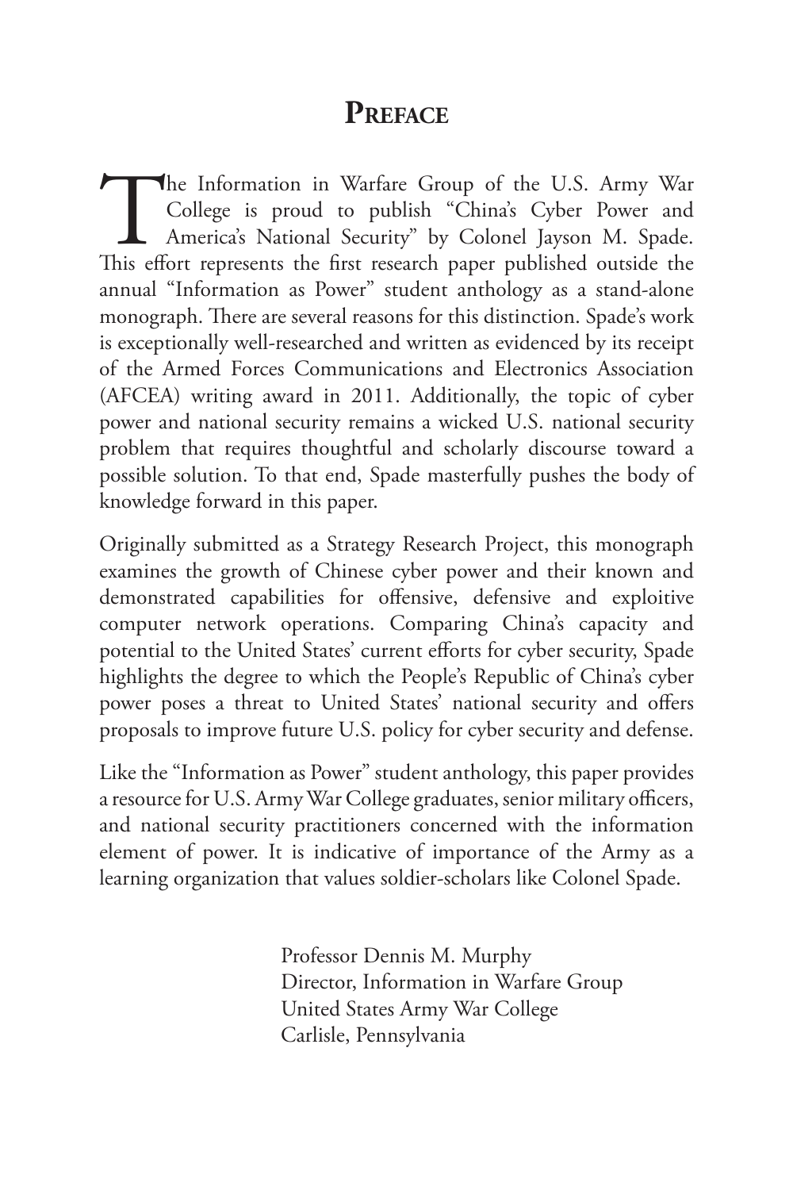# Preface

The Information in Warfare Group of the U.S. Army War College is proud to publish "China's Cyber Power and America's National Security" by Colonel Jayson M. Spade. This effort represents the first research paper published outside the annual "Information as Power" student anthology as a stand-alone monograph. There are several reasons for this distinction. Spade's work is exceptionally well-researched and written as evidenced by its receipt of the Armed Forces Communications and Electronics Association (AFCEA) writing award in 2011. Additionally, the topic of cyber power and national security remains a wicked U.S. national security problem that requires thoughtful and scholarly discourse toward a possible solution. To that end, Spade masterfully pushes the body of knowledge forward in this paper.

Originally submitted as a Strategy Research Project, this monograph examines the growth of Chinese cyber power and their known and demonstrated capabilities for offensive, defensive and exploitive computer network operations. Comparing China's capacity and potential to the United States' current efforts for cyber security, Spade highlights the degree to which the People's Republic of China's cyber power poses a threat to United States' national security and offers proposals to improve future U.S. policy for cyber security and defense.

Like the "Information as Power" student anthology, this paper provides a resource for U.S. Army War College graduates, senior military officers, and national security practitioners concerned with the information element of power. It is indicative of importance of the Army as a learning organization that values soldier-scholars like Colonel Spade.

Professor Dennis M. Murphy
Director, Information in Warfare Group
United States Army War College
Carlisle, Pennsylvania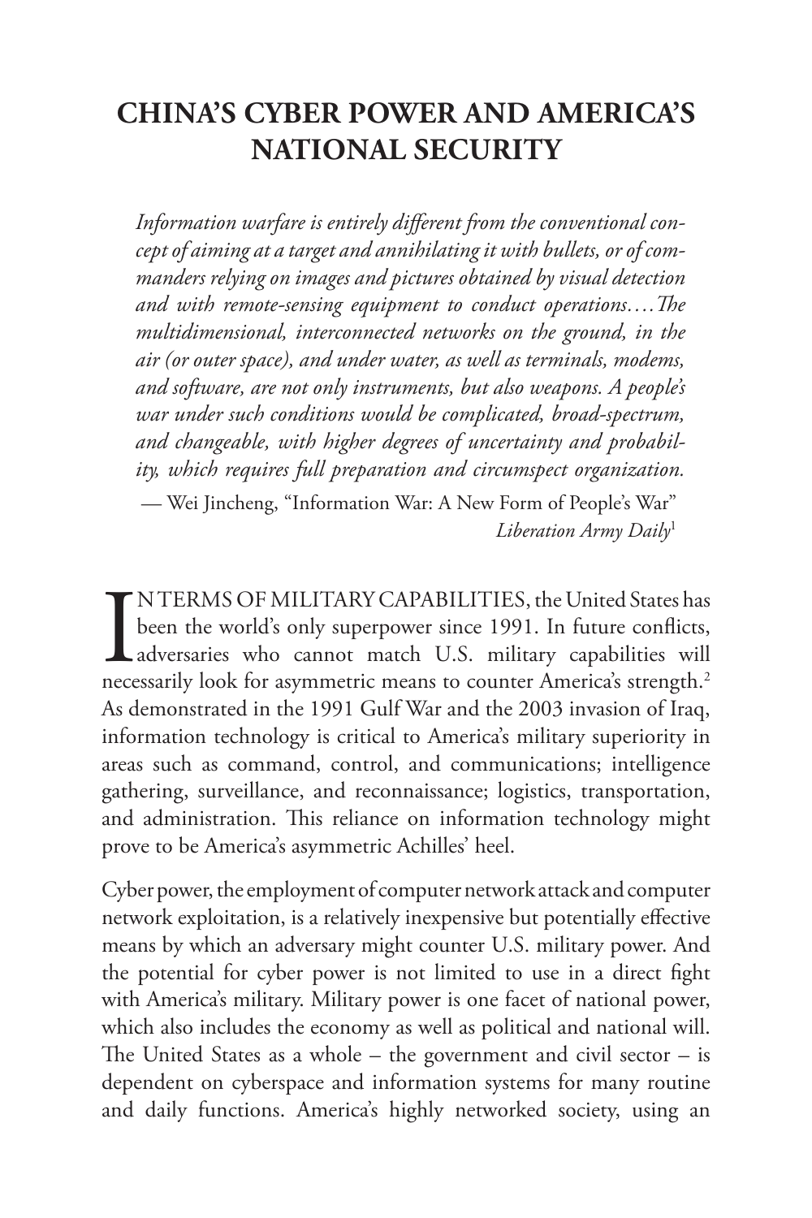# CHINA'S CYBER POWER AND AMERICA'S NATIONAL SECURITY

> *Information warfare is entirely different from the conventional concept of aiming at a target and annihilating it with bullets, or of commanders relying on images and pictures obtained by visual detection and with remote-sensing equipment to conduct operations….The multidimensional, interconnected networks on the ground, in the air (or outer space), and under water, as well as terminals, modems, and software, are not only instruments, but also weapons. A people's war under such conditions would be complicated, broad-spectrum, and changeable, with higher degrees of uncertainty and probability, which requires full preparation and circumspect organization.*
>
> — Wei Jincheng, "Information War: A New Form of People's War" *Liberation Army Daily*[1]

IN TERMS OF MILITARY CAPABILITIES, the United States has been the world's only superpower since 1991. In future conflicts, adversaries who cannot match U.S. military capabilities will necessarily look for asymmetric means to counter America's strength.[2] As demonstrated in the 1991 Gulf War and the 2003 invasion of Iraq, information technology is critical to America's military superiority in areas such as command, control, and communications; intelligence gathering, surveillance, and reconnaissance; logistics, transportation, and administration. This reliance on information technology might prove to be America's asymmetric Achilles' heel.

Cyber power, the employment of computer network attack and computer network exploitation, is a relatively inexpensive but potentially effective means by which an adversary might counter U.S. military power. And the potential for cyber power is not limited to use in a direct fight with America's military. Military power is one facet of national power, which also includes the economy as well as political and national will. The United States as a whole – the government and civil sector – is dependent on cyberspace and information systems for many routine and daily functions. America's highly networked society, using an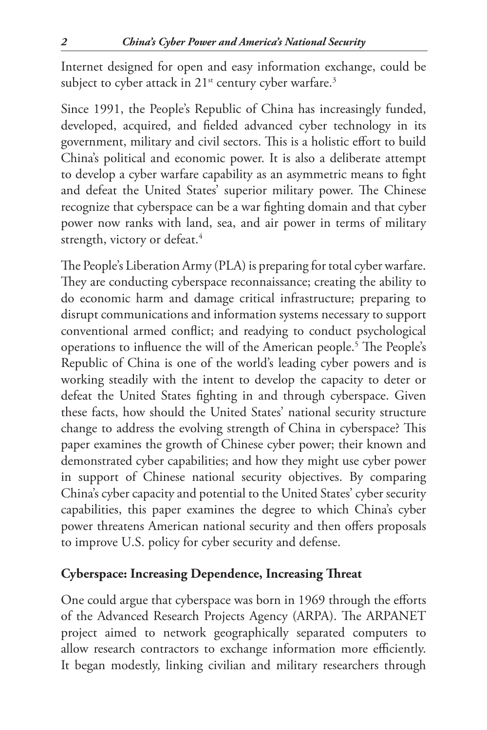Internet designed for open and easy information exchange, could be subject to cyber attack in 21st century cyber warfare.[3]

Since 1991, the People's Republic of China has increasingly funded, developed, acquired, and fielded advanced cyber technology in its government, military and civil sectors. This is a holistic effort to build China's political and economic power. It is also a deliberate attempt to develop a cyber warfare capability as an asymmetric means to fight and defeat the United States' superior military power. The Chinese recognize that cyberspace can be a war fighting domain and that cyber power now ranks with land, sea, and air power in terms of military strength, victory or defeat.[4]

The People's Liberation Army (PLA) is preparing for total cyber warfare. They are conducting cyberspace reconnaissance; creating the ability to do economic harm and damage critical infrastructure; preparing to disrupt communications and information systems necessary to support conventional armed conflict; and readying to conduct psychological operations to influence the will of the American people.[5] The People's Republic of China is one of the world's leading cyber powers and is working steadily with the intent to develop the capacity to deter or defeat the United States fighting in and through cyberspace. Given these facts, how should the United States' national security structure change to address the evolving strength of China in cyberspace? This paper examines the growth of Chinese cyber power; their known and demonstrated cyber capabilities; and how they might use cyber power in support of Chinese national security objectives. By comparing China's cyber capacity and potential to the United States' cyber security capabilities, this paper examines the degree to which China's cyber power threatens American national security and then offers proposals to improve U.S. policy for cyber security and defense.

**Cyberspace: Increasing Dependence, Increasing Threat**

One could argue that cyberspace was born in 1969 through the efforts of the Advanced Research Projects Agency (ARPA). The ARPANET project aimed to network geographically separated computers to allow research contractors to exchange information more efficiently. It began modestly, linking civilian and military researchers through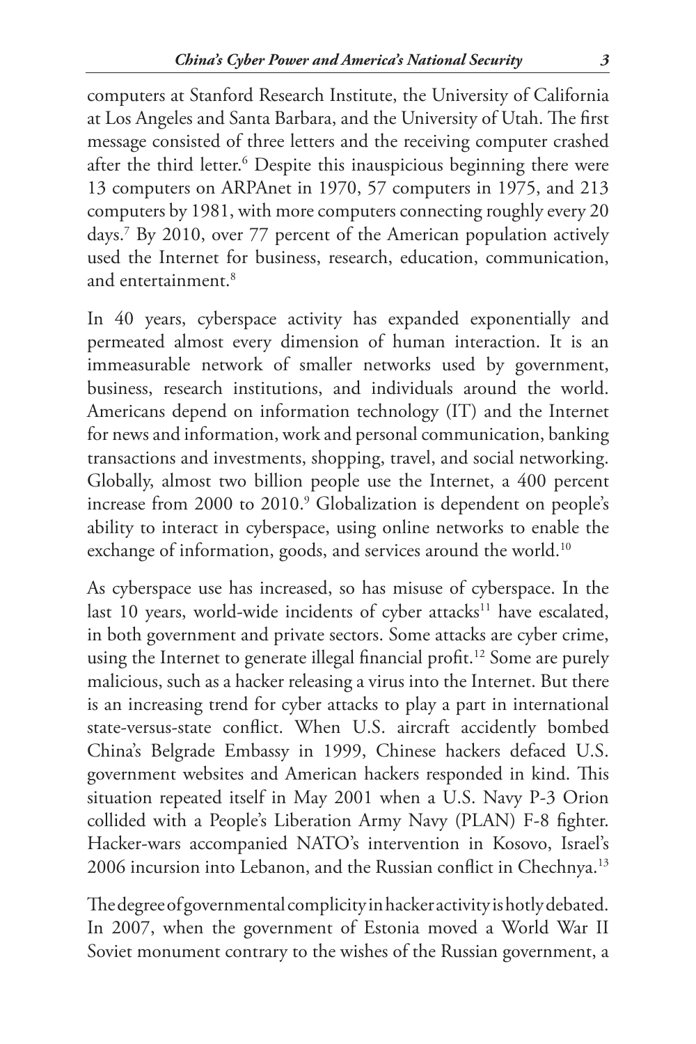computers at Stanford Research Institute, the University of California at Los Angeles and Santa Barbara, and the University of Utah. The first message consisted of three letters and the receiving computer crashed after the third letter.[6] Despite this inauspicious beginning there were 13 computers on ARPAnet in 1970, 57 computers in 1975, and 213 computers by 1981, with more computers connecting roughly every 20 days.[7] By 2010, over 77 percent of the American population actively used the Internet for business, research, education, communication, and entertainment.[8]

In 40 years, cyberspace activity has expanded exponentially and permeated almost every dimension of human interaction. It is an immeasurable network of smaller networks used by government, business, research institutions, and individuals around the world. Americans depend on information technology (IT) and the Internet for news and information, work and personal communication, banking transactions and investments, shopping, travel, and social networking. Globally, almost two billion people use the Internet, a 400 percent increase from 2000 to 2010.[9] Globalization is dependent on people's ability to interact in cyberspace, using online networks to enable the exchange of information, goods, and services around the world.[10]

As cyberspace use has increased, so has misuse of cyberspace. In the last 10 years, world-wide incidents of cyber attacks[11] have escalated, in both government and private sectors. Some attacks are cyber crime, using the Internet to generate illegal financial profit.[12] Some are purely malicious, such as a hacker releasing a virus into the Internet. But there is an increasing trend for cyber attacks to play a part in international state-versus-state conflict. When U.S. aircraft accidently bombed China's Belgrade Embassy in 1999, Chinese hackers defaced U.S. government websites and American hackers responded in kind. This situation repeated itself in May 2001 when a U.S. Navy P-3 Orion collided with a People's Liberation Army Navy (PLAN) F-8 fighter. Hacker-wars accompanied NATO's intervention in Kosovo, Israel's 2006 incursion into Lebanon, and the Russian conflict in Chechnya.[13]

The degree of governmental complicity in hacker activity is hotly debated. In 2007, when the government of Estonia moved a World War II Soviet monument contrary to the wishes of the Russian government, a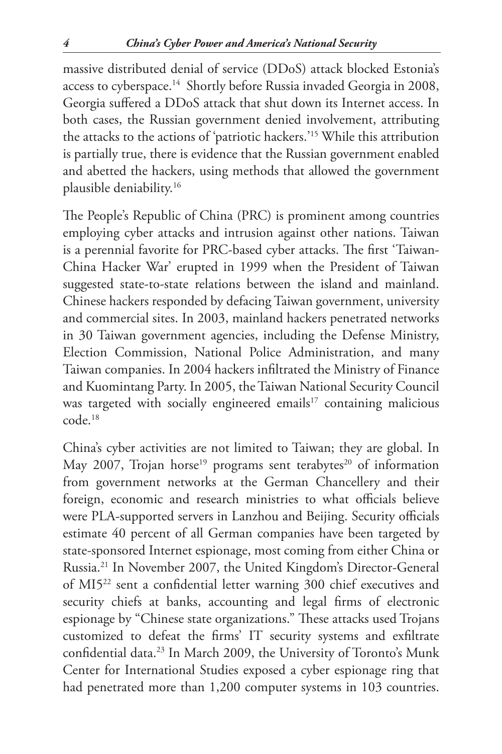massive distributed denial of service (DDoS) attack blocked Estonia's access to cyberspace.[14] Shortly before Russia invaded Georgia in 2008, Georgia suffered a DDoS attack that shut down its Internet access. In both cases, the Russian government denied involvement, attributing the attacks to the actions of 'patriotic hackers.'[15] While this attribution is partially true, there is evidence that the Russian government enabled and abetted the hackers, using methods that allowed the government plausible deniability.[16]

The People's Republic of China (PRC) is prominent among countries employing cyber attacks and intrusion against other nations. Taiwan is a perennial favorite for PRC-based cyber attacks. The first 'Taiwan-China Hacker War' erupted in 1999 when the President of Taiwan suggested state-to-state relations between the island and mainland. Chinese hackers responded by defacing Taiwan government, university and commercial sites. In 2003, mainland hackers penetrated networks in 30 Taiwan government agencies, including the Defense Ministry, Election Commission, National Police Administration, and many Taiwan companies. In 2004 hackers infiltrated the Ministry of Finance and Kuomintang Party. In 2005, the Taiwan National Security Council was targeted with socially engineered emails[17] containing malicious code.[18]

China's cyber activities are not limited to Taiwan; they are global. In May 2007, Trojan horse[19] programs sent terabytes[20] of information from government networks at the German Chancellery and their foreign, economic and research ministries to what officials believe were PLA-supported servers in Lanzhou and Beijing. Security officials estimate 40 percent of all German companies have been targeted by state-sponsored Internet espionage, most coming from either China or Russia.[21] In November 2007, the United Kingdom's Director-General of MI5[22] sent a confidential letter warning 300 chief executives and security chiefs at banks, accounting and legal firms of electronic espionage by "Chinese state organizations." These attacks used Trojans customized to defeat the firms' IT security systems and exfiltrate confidential data.[23] In March 2009, the University of Toronto's Munk Center for International Studies exposed a cyber espionage ring that had penetrated more than 1,200 computer systems in 103 countries.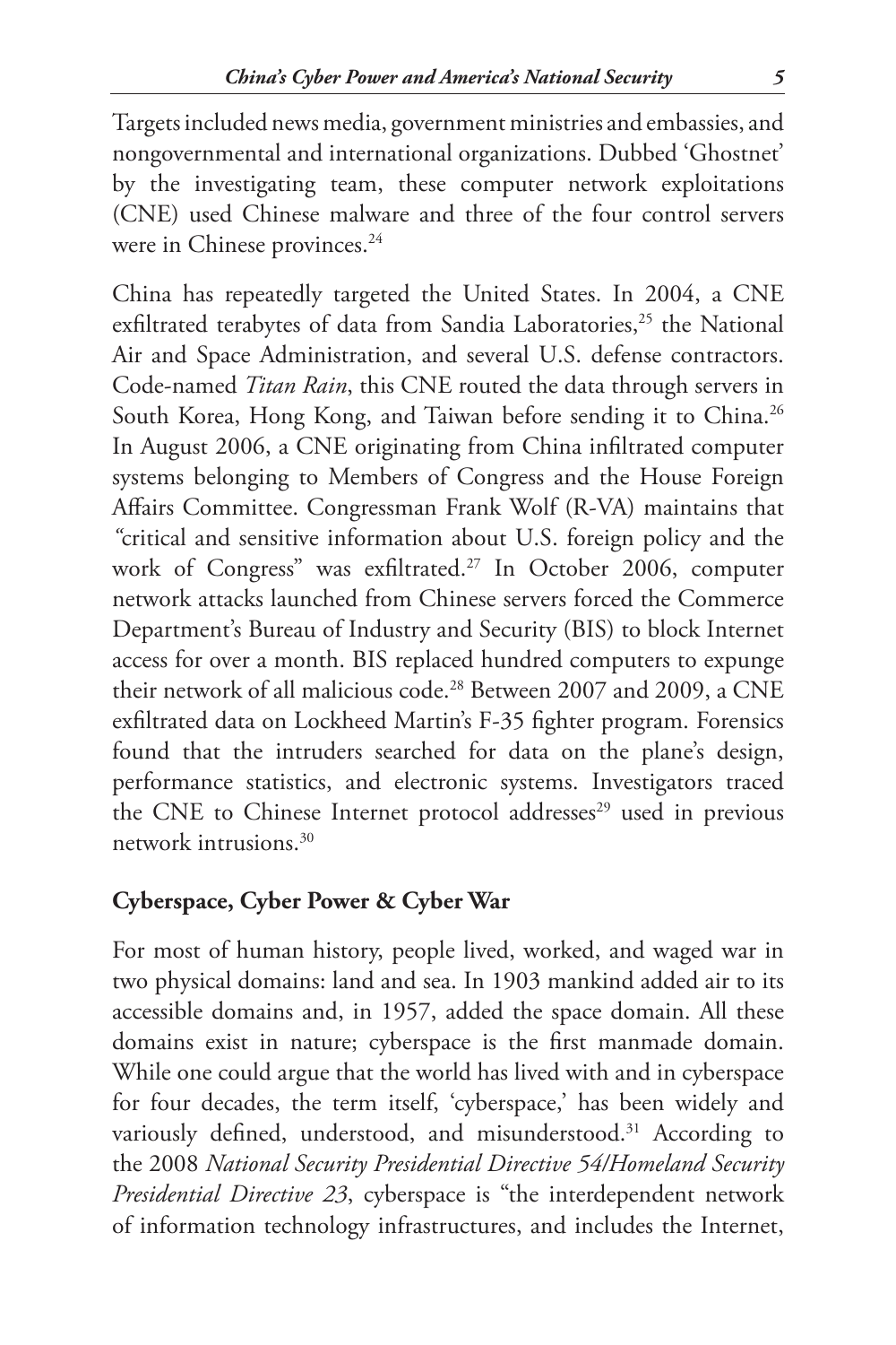Targets included news media, government ministries and embassies, and nongovernmental and international organizations. Dubbed 'Ghostnet' by the investigating team, these computer network exploitations (CNE) used Chinese malware and three of the four control servers were in Chinese provinces.[24]

China has repeatedly targeted the United States. In 2004, a CNE exfiltrated terabytes of data from Sandia Laboratories,[25] the National Air and Space Administration, and several U.S. defense contractors. Code-named *Titan Rain*, this CNE routed the data through servers in South Korea, Hong Kong, and Taiwan before sending it to China.[26] In August 2006, a CNE originating from China infiltrated computer systems belonging to Members of Congress and the House Foreign Affairs Committee. Congressman Frank Wolf (R-VA) maintains that "critical and sensitive information about U.S. foreign policy and the work of Congress" was exfiltrated.[27] In October 2006, computer network attacks launched from Chinese servers forced the Commerce Department's Bureau of Industry and Security (BIS) to block Internet access for over a month. BIS replaced hundred computers to expunge their network of all malicious code.[28] Between 2007 and 2009, a CNE exfiltrated data on Lockheed Martin's F-35 fighter program. Forensics found that the intruders searched for data on the plane's design, performance statistics, and electronic systems. Investigators traced the CNE to Chinese Internet protocol addresses[29] used in previous network intrusions.[30]

## Cyberspace, Cyber Power & Cyber War

For most of human history, people lived, worked, and waged war in two physical domains: land and sea. In 1903 mankind added air to its accessible domains and, in 1957, added the space domain. All these domains exist in nature; cyberspace is the first manmade domain. While one could argue that the world has lived with and in cyberspace for four decades, the term itself, 'cyberspace,' has been widely and variously defined, understood, and misunderstood.[31] According to the 2008 *National Security Presidential Directive 54/Homeland Security Presidential Directive 23*, cyberspace is "the interdependent network of information technology infrastructures, and includes the Internet,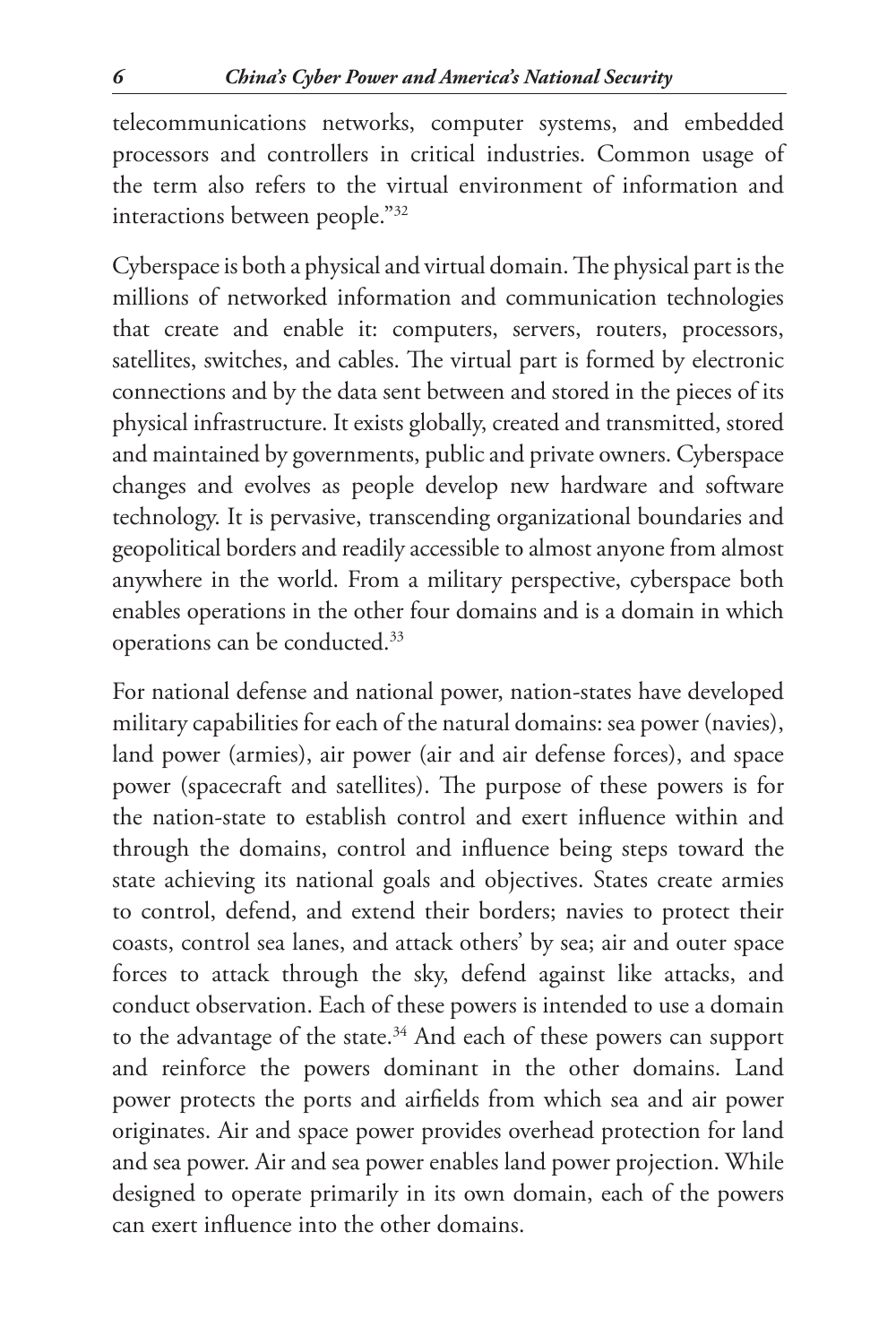telecommunications networks, computer systems, and embedded processors and controllers in critical industries. Common usage of the term also refers to the virtual environment of information and interactions between people."[32]

Cyberspace is both a physical and virtual domain. The physical part is the millions of networked information and communication technologies that create and enable it: computers, servers, routers, processors, satellites, switches, and cables. The virtual part is formed by electronic connections and by the data sent between and stored in the pieces of its physical infrastructure. It exists globally, created and transmitted, stored and maintained by governments, public and private owners. Cyberspace changes and evolves as people develop new hardware and software technology. It is pervasive, transcending organizational boundaries and geopolitical borders and readily accessible to almost anyone from almost anywhere in the world. From a military perspective, cyberspace both enables operations in the other four domains and is a domain in which operations can be conducted.[33]

For national defense and national power, nation-states have developed military capabilities for each of the natural domains: sea power (navies), land power (armies), air power (air and air defense forces), and space power (spacecraft and satellites). The purpose of these powers is for the nation-state to establish control and exert influence within and through the domains, control and influence being steps toward the state achieving its national goals and objectives. States create armies to control, defend, and extend their borders; navies to protect their coasts, control sea lanes, and attack others' by sea; air and outer space forces to attack through the sky, defend against like attacks, and conduct observation. Each of these powers is intended to use a domain to the advantage of the state.[34] And each of these powers can support and reinforce the powers dominant in the other domains. Land power protects the ports and airfields from which sea and air power originates. Air and space power provides overhead protection for land and sea power. Air and sea power enables land power projection. While designed to operate primarily in its own domain, each of the powers can exert influence into the other domains.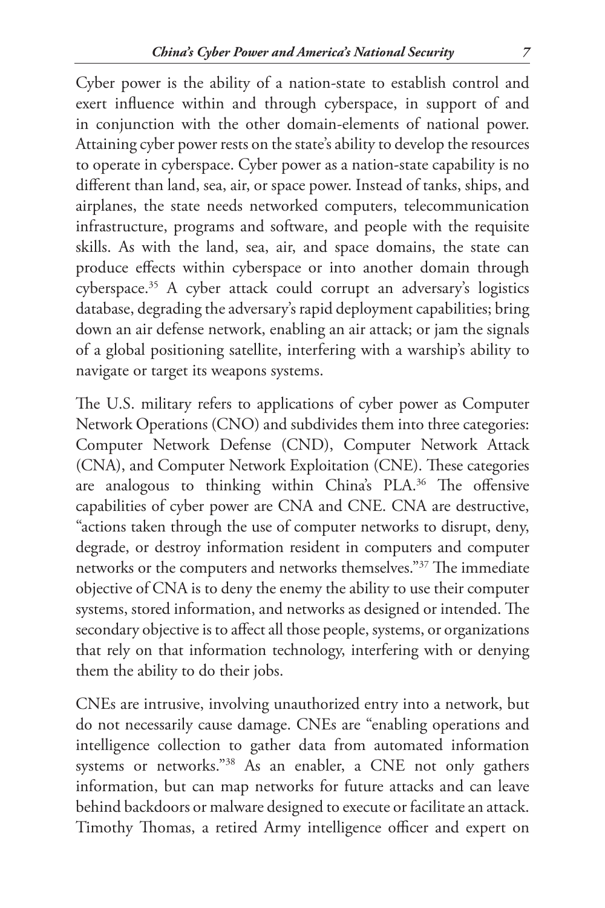Cyber power is the ability of a nation-state to establish control and exert influence within and through cyberspace, in support of and in conjunction with the other domain-elements of national power. Attaining cyber power rests on the state's ability to develop the resources to operate in cyberspace. Cyber power as a nation-state capability is no different than land, sea, air, or space power. Instead of tanks, ships, and airplanes, the state needs networked computers, telecommunication infrastructure, programs and software, and people with the requisite skills. As with the land, sea, air, and space domains, the state can produce effects within cyberspace or into another domain through cyberspace.[35] A cyber attack could corrupt an adversary's logistics database, degrading the adversary's rapid deployment capabilities; bring down an air defense network, enabling an air attack; or jam the signals of a global positioning satellite, interfering with a warship's ability to navigate or target its weapons systems.

The U.S. military refers to applications of cyber power as Computer Network Operations (CNO) and subdivides them into three categories: Computer Network Defense (CND), Computer Network Attack (CNA), and Computer Network Exploitation (CNE). These categories are analogous to thinking within China's PLA.[36] The offensive capabilities of cyber power are CNA and CNE. CNA are destructive, "actions taken through the use of computer networks to disrupt, deny, degrade, or destroy information resident in computers and computer networks or the computers and networks themselves."[37] The immediate objective of CNA is to deny the enemy the ability to use their computer systems, stored information, and networks as designed or intended. The secondary objective is to affect all those people, systems, or organizations that rely on that information technology, interfering with or denying them the ability to do their jobs.

CNEs are intrusive, involving unauthorized entry into a network, but do not necessarily cause damage. CNEs are "enabling operations and intelligence collection to gather data from automated information systems or networks."[38] As an enabler, a CNE not only gathers information, but can map networks for future attacks and can leave behind backdoors or malware designed to execute or facilitate an attack. Timothy Thomas, a retired Army intelligence officer and expert on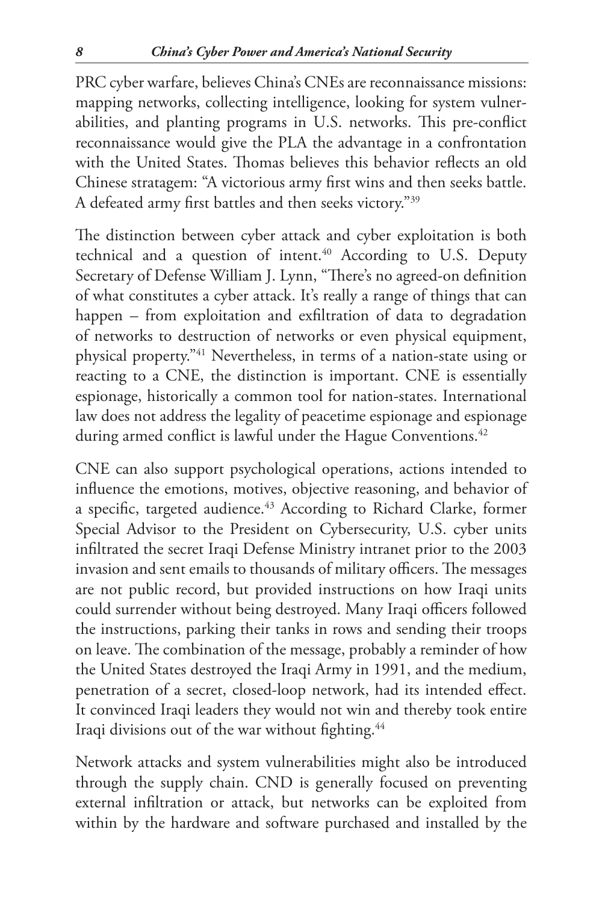PRC cyber warfare, believes China's CNEs are reconnaissance missions: mapping networks, collecting intelligence, looking for system vulnerabilities, and planting programs in U.S. networks. This pre-conflict reconnaissance would give the PLA the advantage in a confrontation with the United States. Thomas believes this behavior reflects an old Chinese stratagem: "A victorious army first wins and then seeks battle. A defeated army first battles and then seeks victory."[39]

The distinction between cyber attack and cyber exploitation is both technical and a question of intent.[40] According to U.S. Deputy Secretary of Defense William J. Lynn, "There's no agreed-on definition of what constitutes a cyber attack. It's really a range of things that can happen – from exploitation and exfiltration of data to degradation of networks to destruction of networks or even physical equipment, physical property."[41] Nevertheless, in terms of a nation-state using or reacting to a CNE, the distinction is important. CNE is essentially espionage, historically a common tool for nation-states. International law does not address the legality of peacetime espionage and espionage during armed conflict is lawful under the Hague Conventions.[42]

CNE can also support psychological operations, actions intended to influence the emotions, motives, objective reasoning, and behavior of a specific, targeted audience.[43] According to Richard Clarke, former Special Advisor to the President on Cybersecurity, U.S. cyber units infiltrated the secret Iraqi Defense Ministry intranet prior to the 2003 invasion and sent emails to thousands of military officers. The messages are not public record, but provided instructions on how Iraqi units could surrender without being destroyed. Many Iraqi officers followed the instructions, parking their tanks in rows and sending their troops on leave. The combination of the message, probably a reminder of how the United States destroyed the Iraqi Army in 1991, and the medium, penetration of a secret, closed-loop network, had its intended effect. It convinced Iraqi leaders they would not win and thereby took entire Iraqi divisions out of the war without fighting.[44]

Network attacks and system vulnerabilities might also be introduced through the supply chain. CND is generally focused on preventing external infiltration or attack, but networks can be exploited from within by the hardware and software purchased and installed by the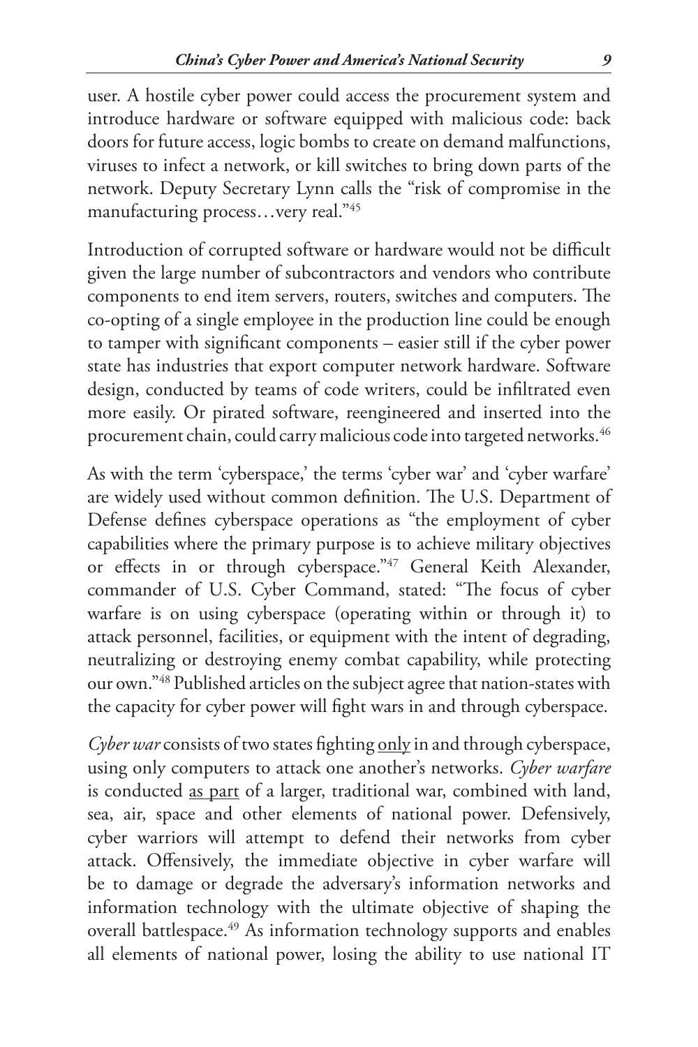user. A hostile cyber power could access the procurement system and introduce hardware or software equipped with malicious code: back doors for future access, logic bombs to create on demand malfunctions, viruses to infect a network, or kill switches to bring down parts of the network. Deputy Secretary Lynn calls the "risk of compromise in the manufacturing process…very real."[45]

Introduction of corrupted software or hardware would not be difficult given the large number of subcontractors and vendors who contribute components to end item servers, routers, switches and computers. The co-opting of a single employee in the production line could be enough to tamper with significant components – easier still if the cyber power state has industries that export computer network hardware. Software design, conducted by teams of code writers, could be infiltrated even more easily. Or pirated software, reengineered and inserted into the procurement chain, could carry malicious code into targeted networks.[46]

As with the term 'cyberspace,' the terms 'cyber war' and 'cyber warfare' are widely used without common definition. The U.S. Department of Defense defines cyberspace operations as "the employment of cyber capabilities where the primary purpose is to achieve military objectives or effects in or through cyberspace."[47] General Keith Alexander, commander of U.S. Cyber Command, stated: "The focus of cyber warfare is on using cyberspace (operating within or through it) to attack personnel, facilities, or equipment with the intent of degrading, neutralizing or destroying enemy combat capability, while protecting our own."[48] Published articles on the subject agree that nation-states with the capacity for cyber power will fight wars in and through cyberspace.

*Cyber war* consists of two states fighting <u>only</u> in and through cyberspace, using only computers to attack one another's networks. *Cyber warfare* is conducted <u>as part</u> of a larger, traditional war, combined with land, sea, air, space and other elements of national power. Defensively, cyber warriors will attempt to defend their networks from cyber attack. Offensively, the immediate objective in cyber warfare will be to damage or degrade the adversary's information networks and information technology with the ultimate objective of shaping the overall battlespace.[49] As information technology supports and enables all elements of national power, losing the ability to use national IT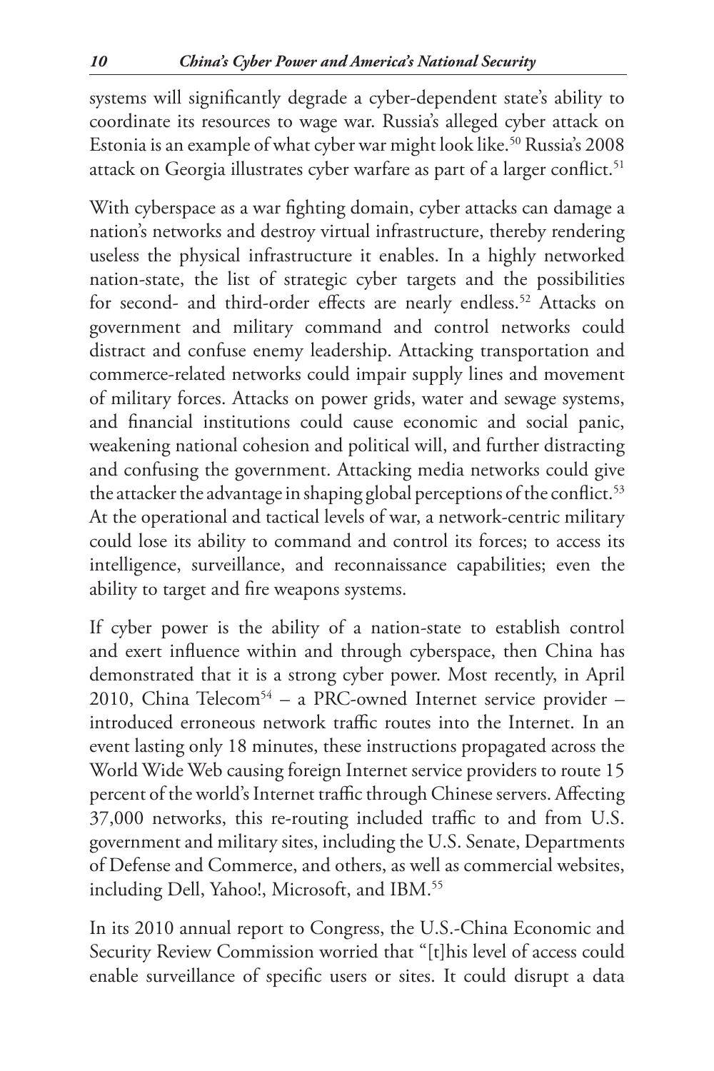systems will significantly degrade a cyber-dependent state's ability to coordinate its resources to wage war. Russia's alleged cyber attack on Estonia is an example of what cyber war might look like.[50] Russia's 2008 attack on Georgia illustrates cyber warfare as part of a larger conflict.[51]

With cyberspace as a war fighting domain, cyber attacks can damage a nation's networks and destroy virtual infrastructure, thereby rendering useless the physical infrastructure it enables. In a highly networked nation-state, the list of strategic cyber targets and the possibilities for second- and third-order effects are nearly endless.[52] Attacks on government and military command and control networks could distract and confuse enemy leadership. Attacking transportation and commerce-related networks could impair supply lines and movement of military forces. Attacks on power grids, water and sewage systems, and financial institutions could cause economic and social panic, weakening national cohesion and political will, and further distracting and confusing the government. Attacking media networks could give the attacker the advantage in shaping global perceptions of the conflict.[53] At the operational and tactical levels of war, a network-centric military could lose its ability to command and control its forces; to access its intelligence, surveillance, and reconnaissance capabilities; even the ability to target and fire weapons systems.

If cyber power is the ability of a nation-state to establish control and exert influence within and through cyberspace, then China has demonstrated that it is a strong cyber power. Most recently, in April 2010, China Telecom[54] – a PRC-owned Internet service provider – introduced erroneous network traffic routes into the Internet. In an event lasting only 18 minutes, these instructions propagated across the World Wide Web causing foreign Internet service providers to route 15 percent of the world's Internet traffic through Chinese servers. Affecting 37,000 networks, this re-routing included traffic to and from U.S. government and military sites, including the U.S. Senate, Departments of Defense and Commerce, and others, as well as commercial websites, including Dell, Yahoo!, Microsoft, and IBM.[55]

In its 2010 annual report to Congress, the U.S.-China Economic and Security Review Commission worried that "[t]his level of access could enable surveillance of specific users or sites. It could disrupt a data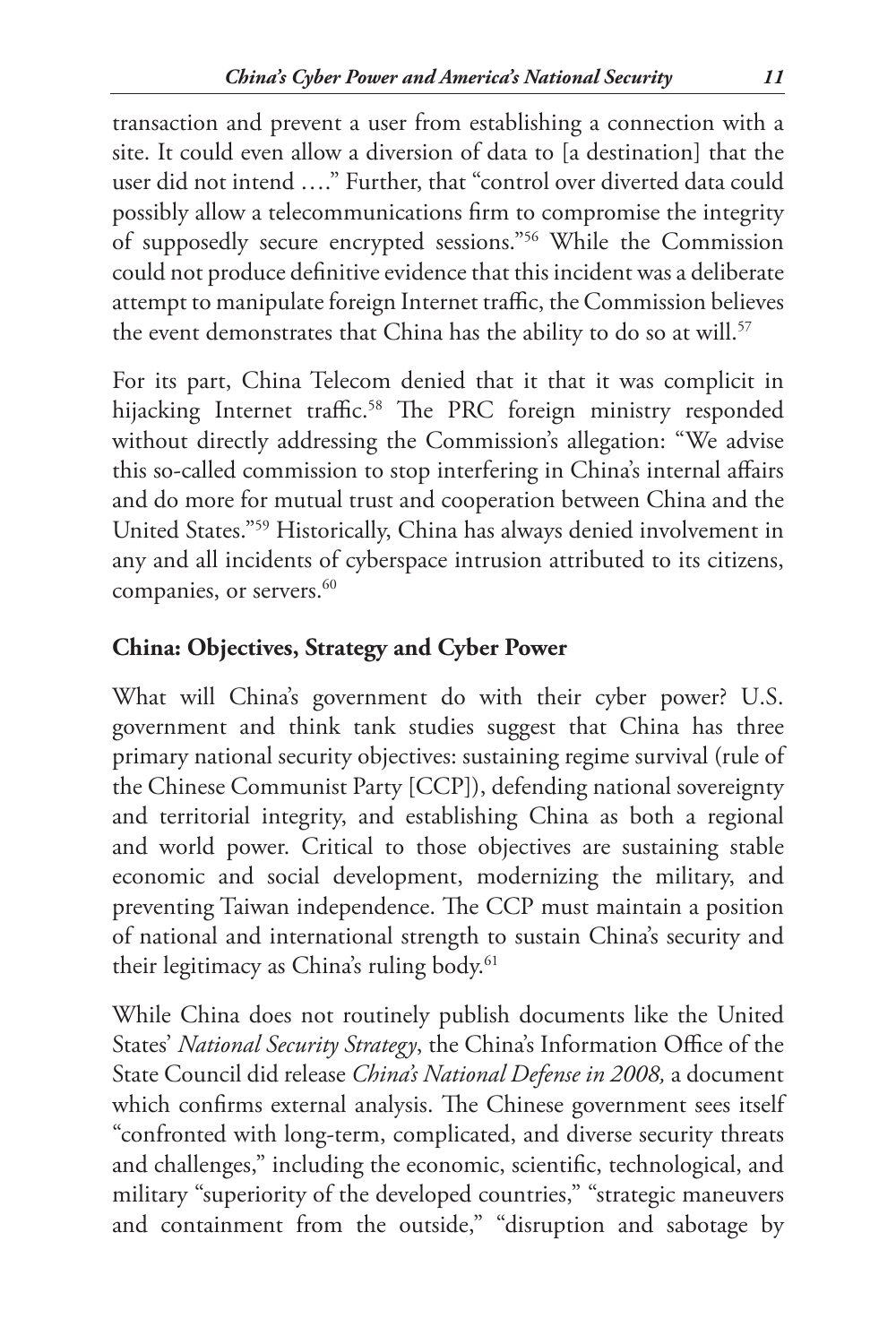transaction and prevent a user from establishing a connection with a site. It could even allow a diversion of data to [a destination] that the user did not intend …." Further, that "control over diverted data could possibly allow a telecommunications firm to compromise the integrity of supposedly secure encrypted sessions."[56] While the Commission could not produce definitive evidence that this incident was a deliberate attempt to manipulate foreign Internet traffic, the Commission believes the event demonstrates that China has the ability to do so at will.[57]

For its part, China Telecom denied that it that it was complicit in hijacking Internet traffic.[58] The PRC foreign ministry responded without directly addressing the Commission's allegation: "We advise this so-called commission to stop interfering in China's internal affairs and do more for mutual trust and cooperation between China and the United States."[59] Historically, China has always denied involvement in any and all incidents of cyberspace intrusion attributed to its citizens, companies, or servers.[60]

## China: Objectives, Strategy and Cyber Power

What will China's government do with their cyber power? U.S. government and think tank studies suggest that China has three primary national security objectives: sustaining regime survival (rule of the Chinese Communist Party [CCP]), defending national sovereignty and territorial integrity, and establishing China as both a regional and world power. Critical to those objectives are sustaining stable economic and social development, modernizing the military, and preventing Taiwan independence. The CCP must maintain a position of national and international strength to sustain China's security and their legitimacy as China's ruling body.[61]

While China does not routinely publish documents like the United States' *National Security Strategy*, the China's Information Office of the State Council did release *China's National Defense in 2008,* a document which confirms external analysis. The Chinese government sees itself "confronted with long-term, complicated, and diverse security threats and challenges," including the economic, scientific, technological, and military "superiority of the developed countries," "strategic maneuvers and containment from the outside," "disruption and sabotage by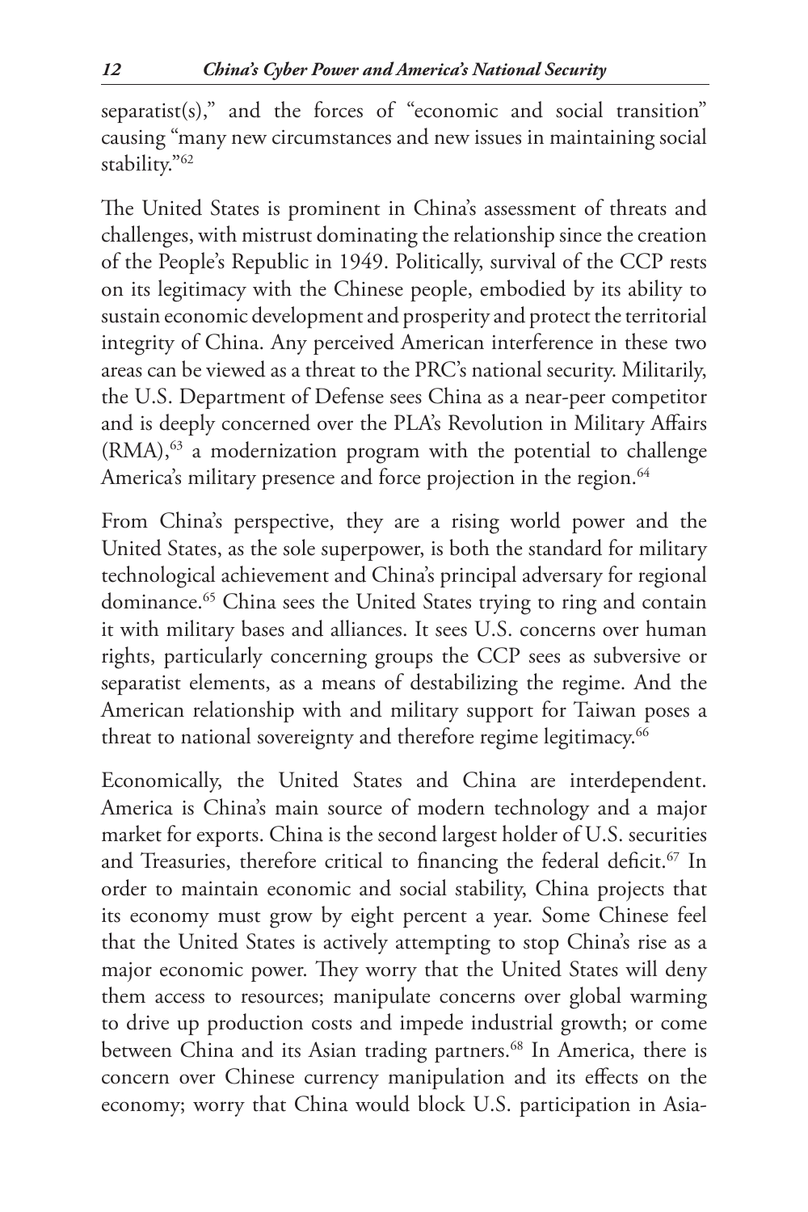separatist(s)," and the forces of "economic and social transition" causing "many new circumstances and new issues in maintaining social stability."[62]

The United States is prominent in China's assessment of threats and challenges, with mistrust dominating the relationship since the creation of the People's Republic in 1949. Politically, survival of the CCP rests on its legitimacy with the Chinese people, embodied by its ability to sustain economic development and prosperity and protect the territorial integrity of China. Any perceived American interference in these two areas can be viewed as a threat to the PRC's national security. Militarily, the U.S. Department of Defense sees China as a near-peer competitor and is deeply concerned over the PLA's Revolution in Military Affairs (RMA),[63] a modernization program with the potential to challenge America's military presence and force projection in the region.[64]

From China's perspective, they are a rising world power and the United States, as the sole superpower, is both the standard for military technological achievement and China's principal adversary for regional dominance.[65] China sees the United States trying to ring and contain it with military bases and alliances. It sees U.S. concerns over human rights, particularly concerning groups the CCP sees as subversive or separatist elements, as a means of destabilizing the regime. And the American relationship with and military support for Taiwan poses a threat to national sovereignty and therefore regime legitimacy.[66]

Economically, the United States and China are interdependent. America is China's main source of modern technology and a major market for exports. China is the second largest holder of U.S. securities and Treasuries, therefore critical to financing the federal deficit.[67] In order to maintain economic and social stability, China projects that its economy must grow by eight percent a year. Some Chinese feel that the United States is actively attempting to stop China's rise as a major economic power. They worry that the United States will deny them access to resources; manipulate concerns over global warming to drive up production costs and impede industrial growth; or come between China and its Asian trading partners.[68] In America, there is concern over Chinese currency manipulation and its effects on the economy; worry that China would block U.S. participation in Asia-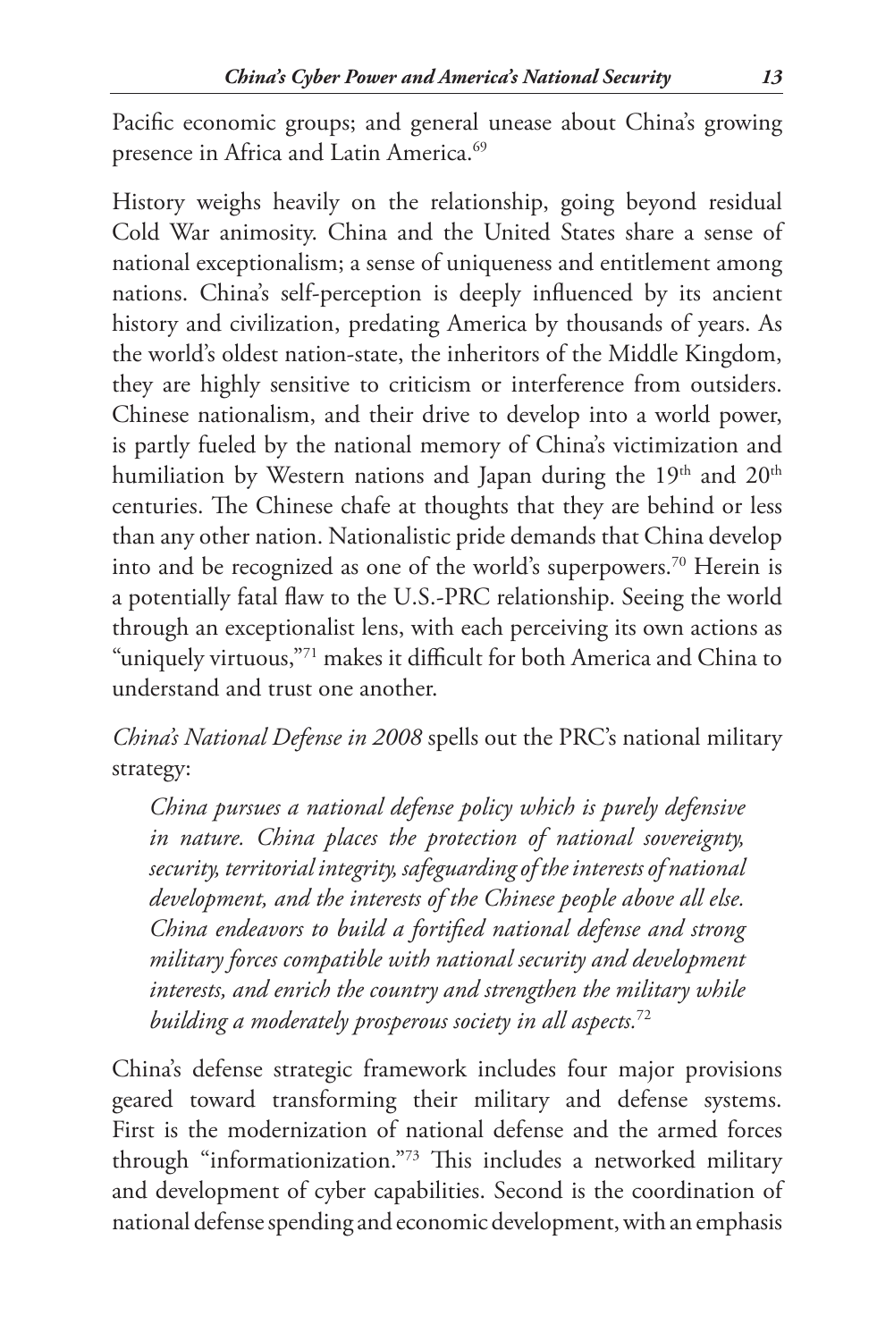Pacific economic groups; and general unease about China's growing presence in Africa and Latin America.[69]

History weighs heavily on the relationship, going beyond residual Cold War animosity. China and the United States share a sense of national exceptionalism; a sense of uniqueness and entitlement among nations. China's self-perception is deeply influenced by its ancient history and civilization, predating America by thousands of years. As the world's oldest nation-state, the inheritors of the Middle Kingdom, they are highly sensitive to criticism or interference from outsiders. Chinese nationalism, and their drive to develop into a world power, is partly fueled by the national memory of China's victimization and humiliation by Western nations and Japan during the 19th and 20th centuries. The Chinese chafe at thoughts that they are behind or less than any other nation. Nationalistic pride demands that China develop into and be recognized as one of the world's superpowers.[70] Herein is a potentially fatal flaw to the U.S.-PRC relationship. Seeing the world through an exceptionalist lens, with each perceiving its own actions as "uniquely virtuous,"[71] makes it difficult for both America and China to understand and trust one another.

*China's National Defense in 2008* spells out the PRC's national military strategy:

> *China pursues a national defense policy which is purely defensive in nature. China places the protection of national sovereignty, security, territorial integrity, safeguarding of the interests of national development, and the interests of the Chinese people above all else. China endeavors to build a fortified national defense and strong military forces compatible with national security and development interests, and enrich the country and strengthen the military while building a moderately prosperous society in all aspects.*[72]

China's defense strategic framework includes four major provisions geared toward transforming their military and defense systems. First is the modernization of national defense and the armed forces through "informationization."[73] This includes a networked military and development of cyber capabilities. Second is the coordination of national defense spending and economic development, with an emphasis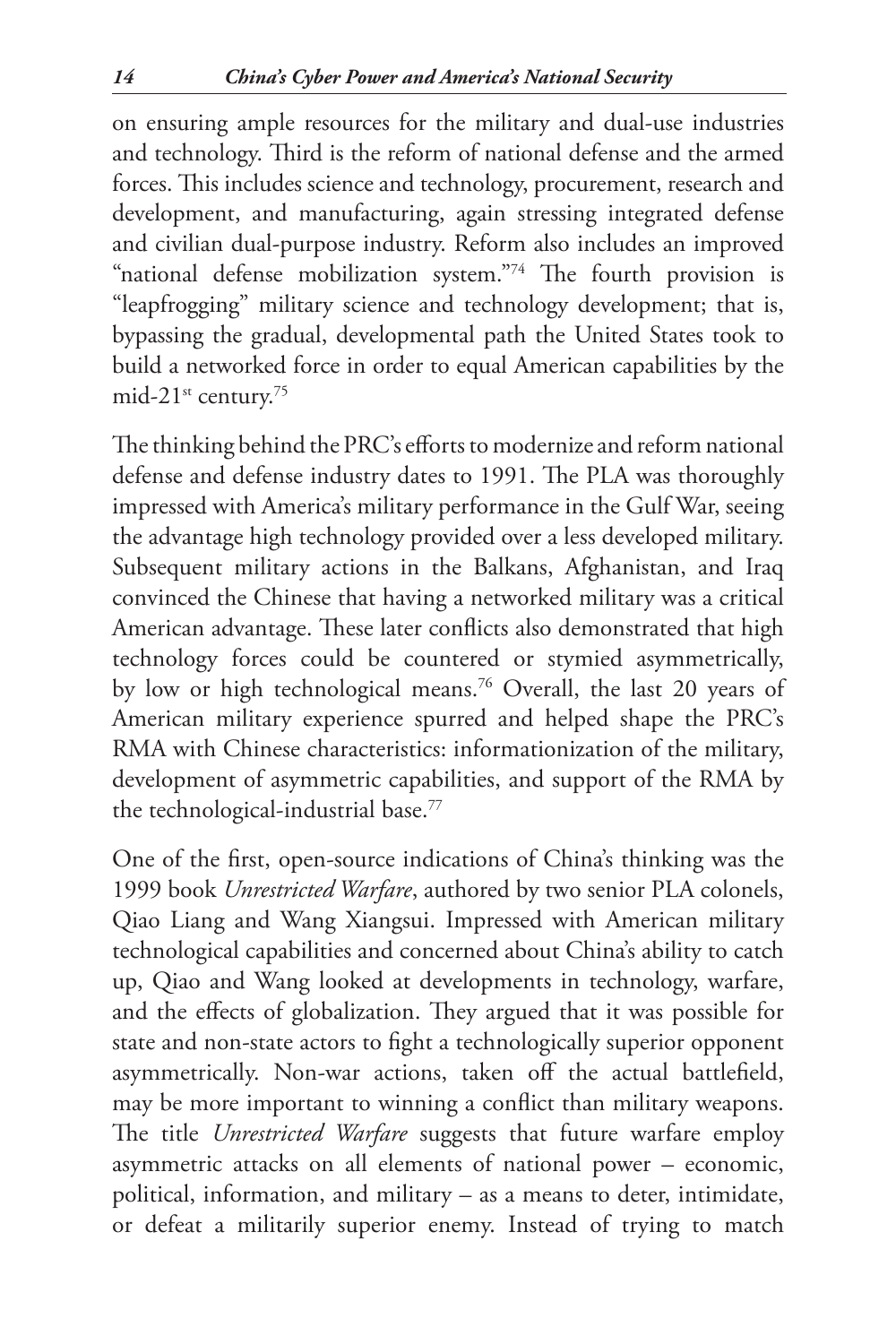on ensuring ample resources for the military and dual-use industries and technology. Third is the reform of national defense and the armed forces. This includes science and technology, procurement, research and development, and manufacturing, again stressing integrated defense and civilian dual-purpose industry. Reform also includes an improved "national defense mobilization system."[74] The fourth provision is "leapfrogging" military science and technology development; that is, bypassing the gradual, developmental path the United States took to build a networked force in order to equal American capabilities by the mid-21st century.[75]

The thinking behind the PRC's efforts to modernize and reform national defense and defense industry dates to 1991. The PLA was thoroughly impressed with America's military performance in the Gulf War, seeing the advantage high technology provided over a less developed military. Subsequent military actions in the Balkans, Afghanistan, and Iraq convinced the Chinese that having a networked military was a critical American advantage. These later conflicts also demonstrated that high technology forces could be countered or stymied asymmetrically, by low or high technological means.[76] Overall, the last 20 years of American military experience spurred and helped shape the PRC's RMA with Chinese characteristics: informationization of the military, development of asymmetric capabilities, and support of the RMA by the technological-industrial base.[77]

One of the first, open-source indications of China's thinking was the 1999 book *Unrestricted Warfare*, authored by two senior PLA colonels, Qiao Liang and Wang Xiangsui. Impressed with American military technological capabilities and concerned about China's ability to catch up, Qiao and Wang looked at developments in technology, warfare, and the effects of globalization. They argued that it was possible for state and non-state actors to fight a technologically superior opponent asymmetrically. Non-war actions, taken off the actual battlefield, may be more important to winning a conflict than military weapons. The title *Unrestricted Warfare* suggests that future warfare employ asymmetric attacks on all elements of national power – economic, political, information, and military – as a means to deter, intimidate, or defeat a militarily superior enemy. Instead of trying to match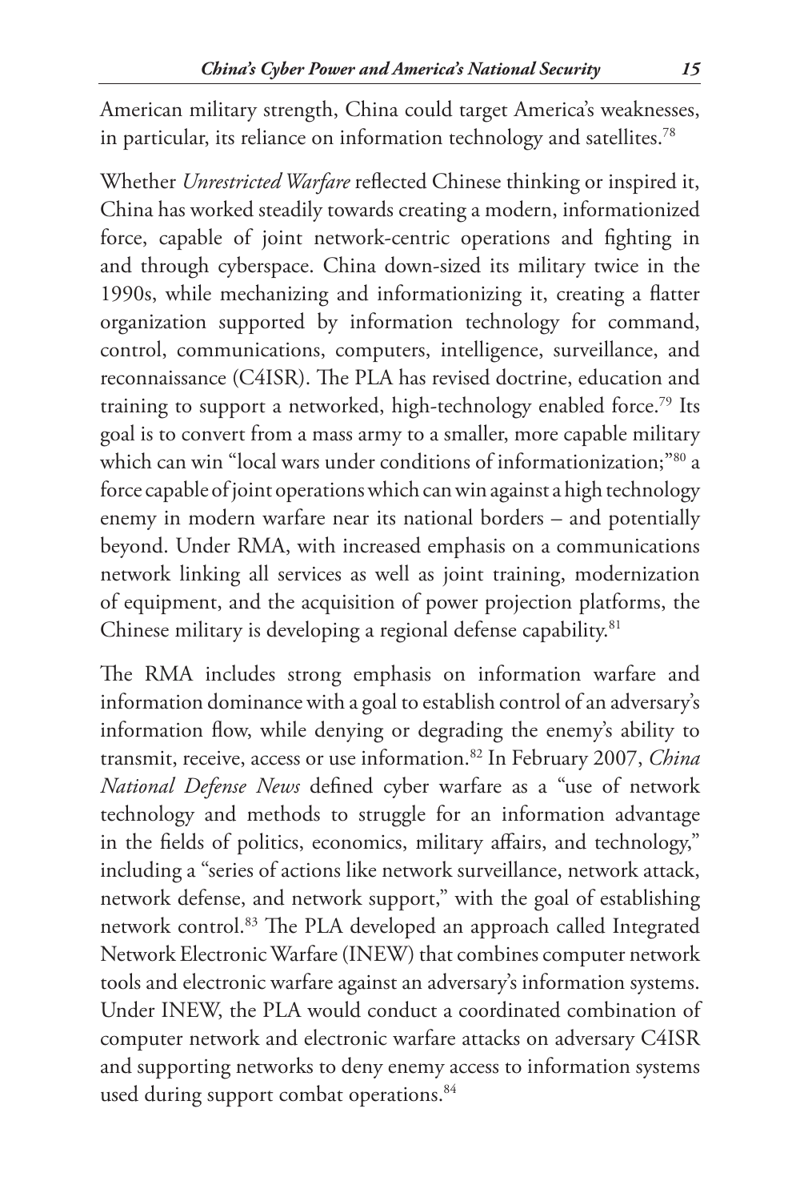American military strength, China could target America's weaknesses, in particular, its reliance on information technology and satellites.[78]

Whether *Unrestricted Warfare* reflected Chinese thinking or inspired it, China has worked steadily towards creating a modern, informationized force, capable of joint network-centric operations and fighting in and through cyberspace. China down-sized its military twice in the 1990s, while mechanizing and informationizing it, creating a flatter organization supported by information technology for command, control, communications, computers, intelligence, surveillance, and reconnaissance (C4ISR). The PLA has revised doctrine, education and training to support a networked, high-technology enabled force.[79] Its goal is to convert from a mass army to a smaller, more capable military which can win "local wars under conditions of informationization;"[80] a force capable of joint operations which can win against a high technology enemy in modern warfare near its national borders – and potentially beyond. Under RMA, with increased emphasis on a communications network linking all services as well as joint training, modernization of equipment, and the acquisition of power projection platforms, the Chinese military is developing a regional defense capability.[81]

The RMA includes strong emphasis on information warfare and information dominance with a goal to establish control of an adversary's information flow, while denying or degrading the enemy's ability to transmit, receive, access or use information.[82] In February 2007, *China National Defense News* defined cyber warfare as a "use of network technology and methods to struggle for an information advantage in the fields of politics, economics, military affairs, and technology," including a "series of actions like network surveillance, network attack, network defense, and network support," with the goal of establishing network control.[83] The PLA developed an approach called Integrated Network Electronic Warfare (INEW) that combines computer network tools and electronic warfare against an adversary's information systems. Under INEW, the PLA would conduct a coordinated combination of computer network and electronic warfare attacks on adversary C4ISR and supporting networks to deny enemy access to information systems used during support combat operations.[84]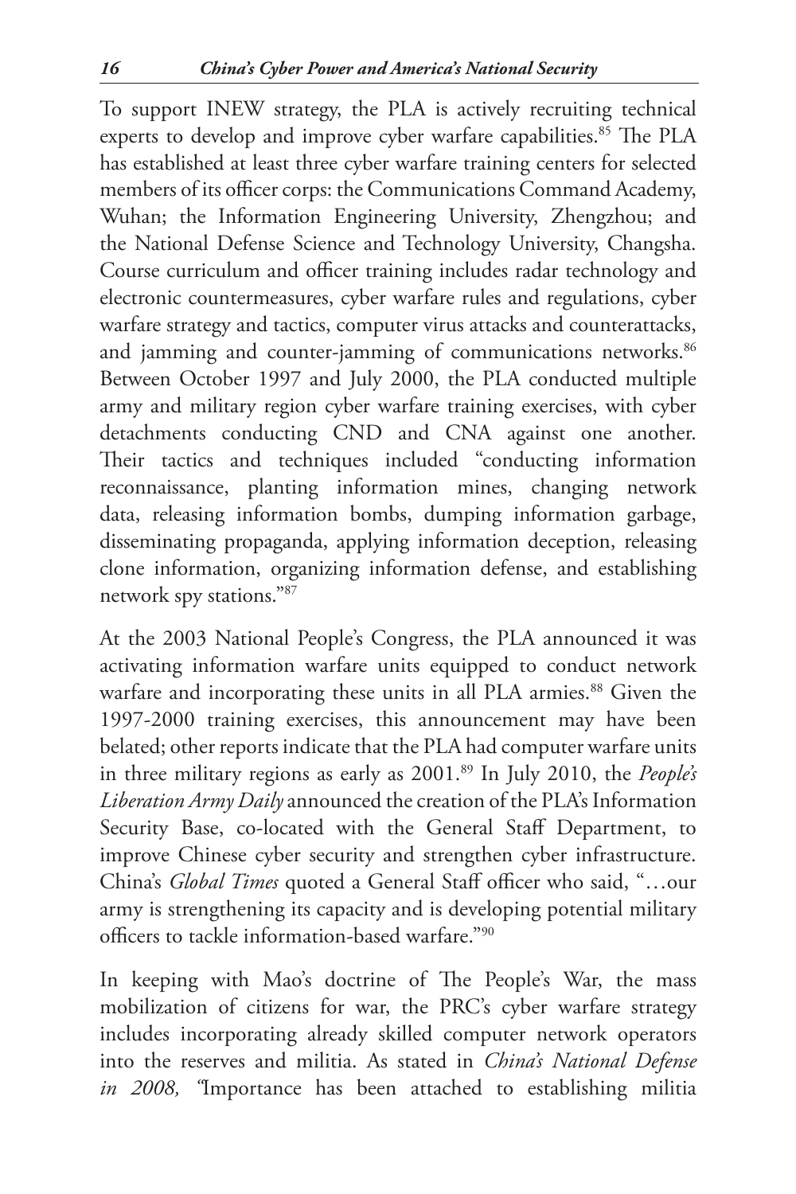To support INEW strategy, the PLA is actively recruiting technical experts to develop and improve cyber warfare capabilities.[85] The PLA has established at least three cyber warfare training centers for selected members of its officer corps: the Communications Command Academy, Wuhan; the Information Engineering University, Zhengzhou; and the National Defense Science and Technology University, Changsha. Course curriculum and officer training includes radar technology and electronic countermeasures, cyber warfare rules and regulations, cyber warfare strategy and tactics, computer virus attacks and counterattacks, and jamming and counter-jamming of communications networks.[86] Between October 1997 and July 2000, the PLA conducted multiple army and military region cyber warfare training exercises, with cyber detachments conducting CND and CNA against one another. Their tactics and techniques included "conducting information reconnaissance, planting information mines, changing network data, releasing information bombs, dumping information garbage, disseminating propaganda, applying information deception, releasing clone information, organizing information defense, and establishing network spy stations."[87]

At the 2003 National People's Congress, the PLA announced it was activating information warfare units equipped to conduct network warfare and incorporating these units in all PLA armies.[88] Given the 1997-2000 training exercises, this announcement may have been belated; other reports indicate that the PLA had computer warfare units in three military regions as early as 2001.[89] In July 2010, the *People's Liberation Army Daily* announced the creation of the PLA's Information Security Base, co-located with the General Staff Department, to improve Chinese cyber security and strengthen cyber infrastructure. China's *Global Times* quoted a General Staff officer who said, "…our army is strengthening its capacity and is developing potential military officers to tackle information-based warfare."[90]

In keeping with Mao's doctrine of The People's War, the mass mobilization of citizens for war, the PRC's cyber warfare strategy includes incorporating already skilled computer network operators into the reserves and militia. As stated in *China's National Defense in 2008,* "Importance has been attached to establishing militia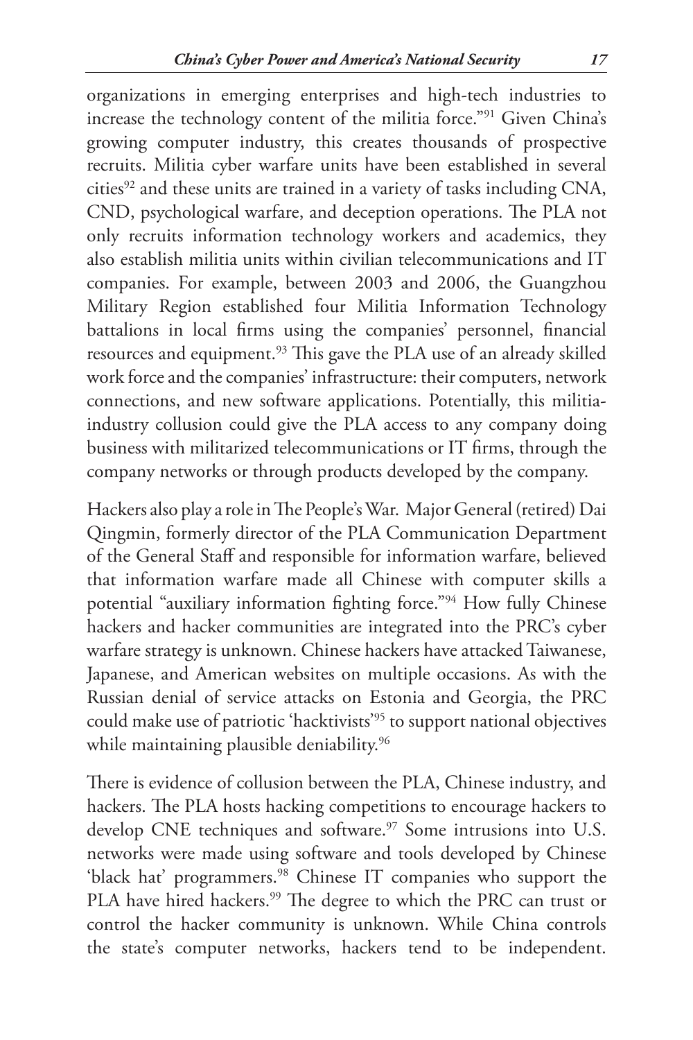organizations in emerging enterprises and high-tech industries to increase the technology content of the militia force."[91] Given China's growing computer industry, this creates thousands of prospective recruits. Militia cyber warfare units have been established in several cities[92] and these units are trained in a variety of tasks including CNA, CND, psychological warfare, and deception operations. The PLA not only recruits information technology workers and academics, they also establish militia units within civilian telecommunications and IT companies. For example, between 2003 and 2006, the Guangzhou Military Region established four Militia Information Technology battalions in local firms using the companies' personnel, financial resources and equipment.[93] This gave the PLA use of an already skilled work force and the companies' infrastructure: their computers, network connections, and new software applications. Potentially, this militia-industry collusion could give the PLA access to any company doing business with militarized telecommunications or IT firms, through the company networks or through products developed by the company.

Hackers also play a role in The People's War. Major General (retired) Dai Qingmin, formerly director of the PLA Communication Department of the General Staff and responsible for information warfare, believed that information warfare made all Chinese with computer skills a potential "auxiliary information fighting force."[94] How fully Chinese hackers and hacker communities are integrated into the PRC's cyber warfare strategy is unknown. Chinese hackers have attacked Taiwanese, Japanese, and American websites on multiple occasions. As with the Russian denial of service attacks on Estonia and Georgia, the PRC could make use of patriotic 'hacktivists'[95] to support national objectives while maintaining plausible deniability.[96]

There is evidence of collusion between the PLA, Chinese industry, and hackers. The PLA hosts hacking competitions to encourage hackers to develop CNE techniques and software.[97] Some intrusions into U.S. networks were made using software and tools developed by Chinese 'black hat' programmers.[98] Chinese IT companies who support the PLA have hired hackers.[99] The degree to which the PRC can trust or control the hacker community is unknown. While China controls the state's computer networks, hackers tend to be independent.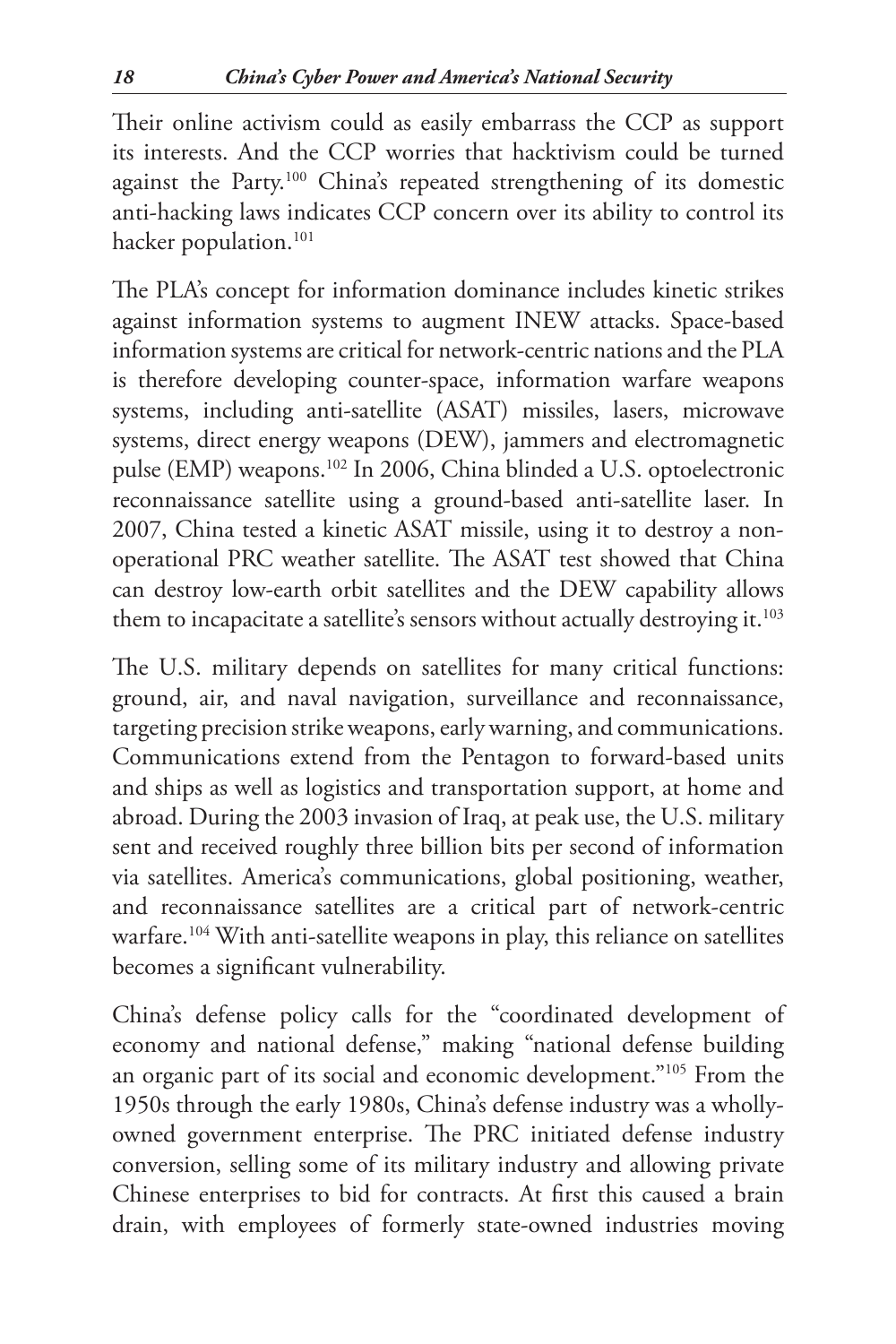Their online activism could as easily embarrass the CCP as support its interests. And the CCP worries that hacktivism could be turned against the Party.[100] China's repeated strengthening of its domestic anti-hacking laws indicates CCP concern over its ability to control its hacker population.[101]

The PLA's concept for information dominance includes kinetic strikes against information systems to augment INEW attacks. Space-based information systems are critical for network-centric nations and the PLA is therefore developing counter-space, information warfare weapons systems, including anti-satellite (ASAT) missiles, lasers, microwave systems, direct energy weapons (DEW), jammers and electromagnetic pulse (EMP) weapons.[102] In 2006, China blinded a U.S. optoelectronic reconnaissance satellite using a ground-based anti-satellite laser. In 2007, China tested a kinetic ASAT missile, using it to destroy a non-operational PRC weather satellite. The ASAT test showed that China can destroy low-earth orbit satellites and the DEW capability allows them to incapacitate a satellite's sensors without actually destroying it.[103]

The U.S. military depends on satellites for many critical functions: ground, air, and naval navigation, surveillance and reconnaissance, targeting precision strike weapons, early warning, and communications. Communications extend from the Pentagon to forward-based units and ships as well as logistics and transportation support, at home and abroad. During the 2003 invasion of Iraq, at peak use, the U.S. military sent and received roughly three billion bits per second of information via satellites. America's communications, global positioning, weather, and reconnaissance satellites are a critical part of network-centric warfare.[104] With anti-satellite weapons in play, this reliance on satellites becomes a significant vulnerability.

China's defense policy calls for the "coordinated development of economy and national defense," making "national defense building an organic part of its social and economic development."[105] From the 1950s through the early 1980s, China's defense industry was a wholly-owned government enterprise. The PRC initiated defense industry conversion, selling some of its military industry and allowing private Chinese enterprises to bid for contracts. At first this caused a brain drain, with employees of formerly state-owned industries moving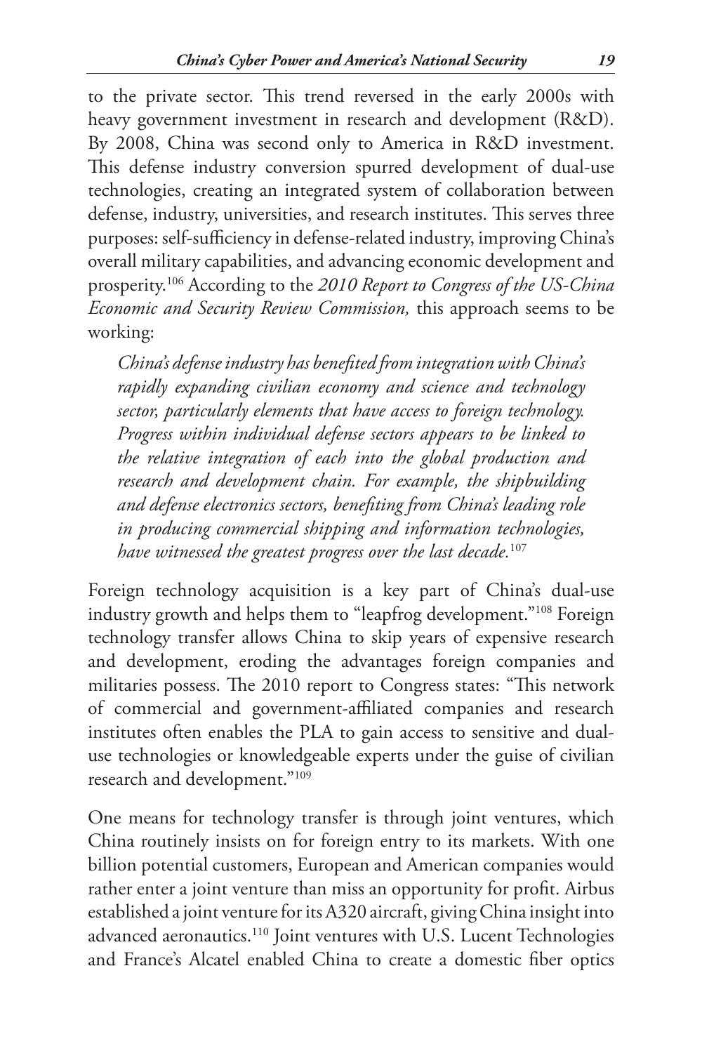to the private sector. This trend reversed in the early 2000s with heavy government investment in research and development (R&D). By 2008, China was second only to America in R&D investment. This defense industry conversion spurred development of dual-use technologies, creating an integrated system of collaboration between defense, industry, universities, and research institutes. This serves three purposes: self-sufficiency in defense-related industry, improving China's overall military capabilities, and advancing economic development and prosperity.[106] According to the *2010 Report to Congress of the US-China Economic and Security Review Commission,* this approach seems to be working:

> *China's defense industry has benefited from integration with China's rapidly expanding civilian economy and science and technology sector, particularly elements that have access to foreign technology. Progress within individual defense sectors appears to be linked to the relative integration of each into the global production and research and development chain. For example, the shipbuilding and defense electronics sectors, benefiting from China's leading role in producing commercial shipping and information technologies, have witnessed the greatest progress over the last decade.*[107]

Foreign technology acquisition is a key part of China's dual-use industry growth and helps them to "leapfrog development."[108] Foreign technology transfer allows China to skip years of expensive research and development, eroding the advantages foreign companies and militaries possess. The 2010 report to Congress states: "This network of commercial and government-affiliated companies and research institutes often enables the PLA to gain access to sensitive and dual-use technologies or knowledgeable experts under the guise of civilian research and development."[109]

One means for technology transfer is through joint ventures, which China routinely insists on for foreign entry to its markets. With one billion potential customers, European and American companies would rather enter a joint venture than miss an opportunity for profit. Airbus established a joint venture for its A320 aircraft, giving China insight into advanced aeronautics.[110] Joint ventures with U.S. Lucent Technologies and France's Alcatel enabled China to create a domestic fiber optics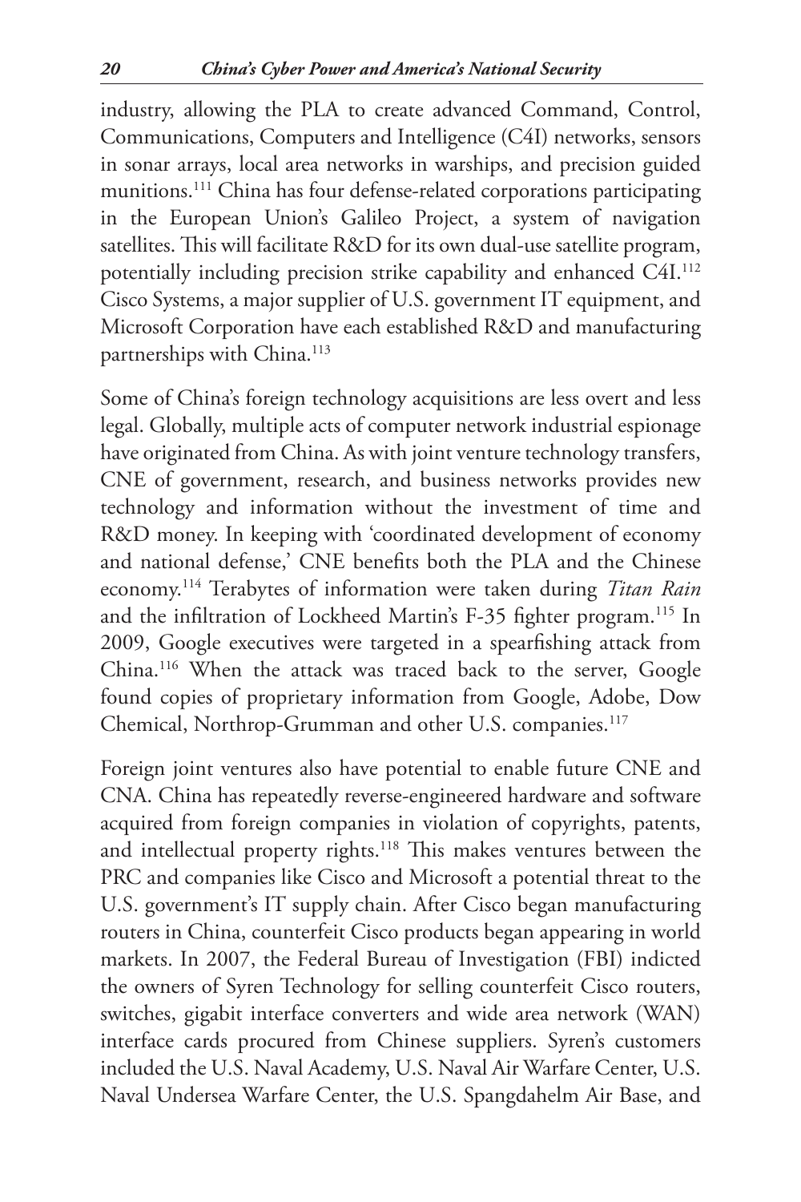industry, allowing the PLA to create advanced Command, Control, Communications, Computers and Intelligence (C4I) networks, sensors in sonar arrays, local area networks in warships, and precision guided munitions.[111] China has four defense-related corporations participating in the European Union's Galileo Project, a system of navigation satellites. This will facilitate R&D for its own dual-use satellite program, potentially including precision strike capability and enhanced C4I.[112] Cisco Systems, a major supplier of U.S. government IT equipment, and Microsoft Corporation have each established R&D and manufacturing partnerships with China.[113]

Some of China's foreign technology acquisitions are less overt and less legal. Globally, multiple acts of computer network industrial espionage have originated from China. As with joint venture technology transfers, CNE of government, research, and business networks provides new technology and information without the investment of time and R&D money. In keeping with 'coordinated development of economy and national defense,' CNE benefits both the PLA and the Chinese economy.[114] Terabytes of information were taken during *Titan Rain* and the infiltration of Lockheed Martin's F-35 fighter program.[115] In 2009, Google executives were targeted in a spearfishing attack from China.[116] When the attack was traced back to the server, Google found copies of proprietary information from Google, Adobe, Dow Chemical, Northrop-Grumman and other U.S. companies.[117]

Foreign joint ventures also have potential to enable future CNE and CNA. China has repeatedly reverse-engineered hardware and software acquired from foreign companies in violation of copyrights, patents, and intellectual property rights.[118] This makes ventures between the PRC and companies like Cisco and Microsoft a potential threat to the U.S. government's IT supply chain. After Cisco began manufacturing routers in China, counterfeit Cisco products began appearing in world markets. In 2007, the Federal Bureau of Investigation (FBI) indicted the owners of Syren Technology for selling counterfeit Cisco routers, switches, gigabit interface converters and wide area network (WAN) interface cards procured from Chinese suppliers. Syren's customers included the U.S. Naval Academy, U.S. Naval Air Warfare Center, U.S. Naval Undersea Warfare Center, the U.S. Spangdahelm Air Base, and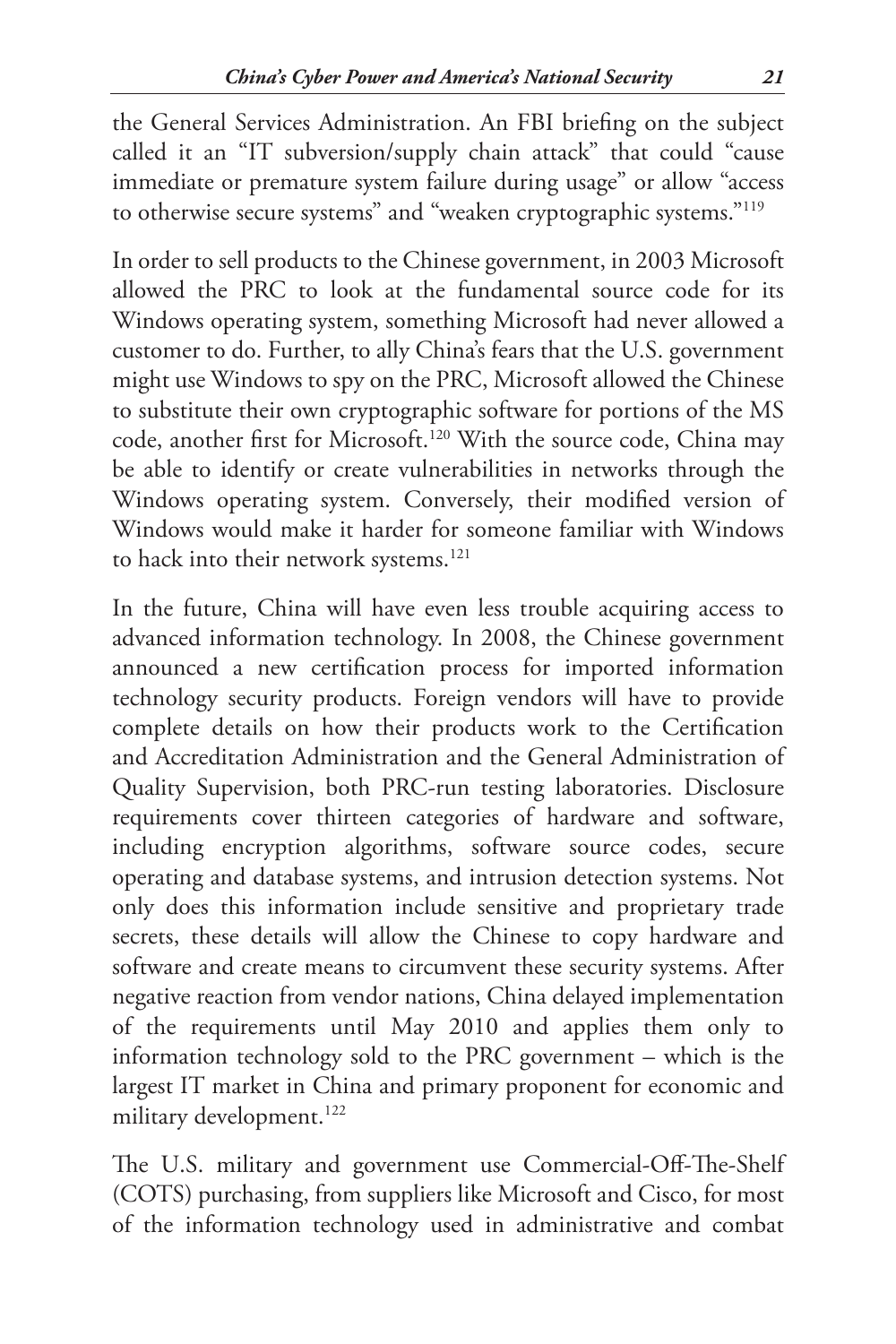the General Services Administration. An FBI briefing on the subject called it an "IT subversion/supply chain attack" that could "cause immediate or premature system failure during usage" or allow "access to otherwise secure systems" and "weaken cryptographic systems."[119]

In order to sell products to the Chinese government, in 2003 Microsoft allowed the PRC to look at the fundamental source code for its Windows operating system, something Microsoft had never allowed a customer to do. Further, to ally China's fears that the U.S. government might use Windows to spy on the PRC, Microsoft allowed the Chinese to substitute their own cryptographic software for portions of the MS code, another first for Microsoft.[120] With the source code, China may be able to identify or create vulnerabilities in networks through the Windows operating system. Conversely, their modified version of Windows would make it harder for someone familiar with Windows to hack into their network systems.[121]

In the future, China will have even less trouble acquiring access to advanced information technology. In 2008, the Chinese government announced a new certification process for imported information technology security products. Foreign vendors will have to provide complete details on how their products work to the Certification and Accreditation Administration and the General Administration of Quality Supervision, both PRC-run testing laboratories. Disclosure requirements cover thirteen categories of hardware and software, including encryption algorithms, software source codes, secure operating and database systems, and intrusion detection systems. Not only does this information include sensitive and proprietary trade secrets, these details will allow the Chinese to copy hardware and software and create means to circumvent these security systems. After negative reaction from vendor nations, China delayed implementation of the requirements until May 2010 and applies them only to information technology sold to the PRC government – which is the largest IT market in China and primary proponent for economic and military development.[122]

The U.S. military and government use Commercial-Off-The-Shelf (COTS) purchasing, from suppliers like Microsoft and Cisco, for most of the information technology used in administrative and combat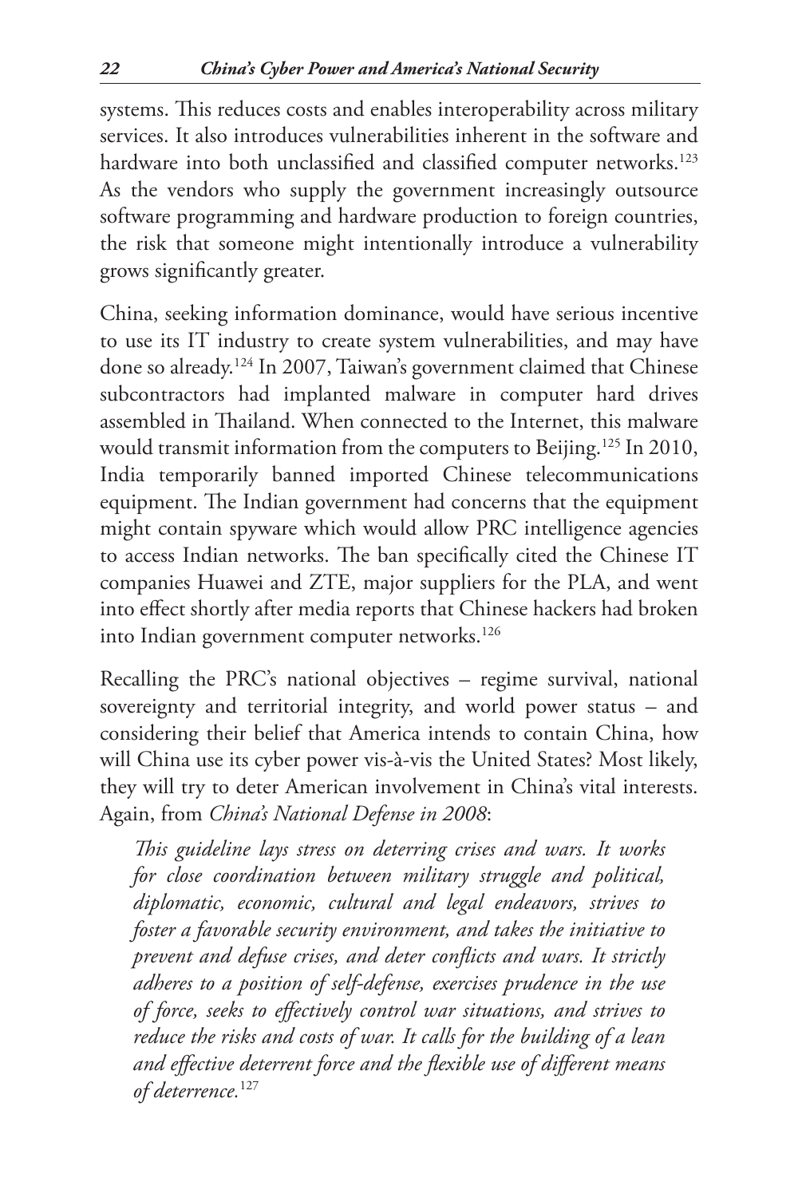systems. This reduces costs and enables interoperability across military services. It also introduces vulnerabilities inherent in the software and hardware into both unclassified and classified computer networks.[123] As the vendors who supply the government increasingly outsource software programming and hardware production to foreign countries, the risk that someone might intentionally introduce a vulnerability grows significantly greater.

China, seeking information dominance, would have serious incentive to use its IT industry to create system vulnerabilities, and may have done so already.[124] In 2007, Taiwan's government claimed that Chinese subcontractors had implanted malware in computer hard drives assembled in Thailand. When connected to the Internet, this malware would transmit information from the computers to Beijing.[125] In 2010, India temporarily banned imported Chinese telecommunications equipment. The Indian government had concerns that the equipment might contain spyware which would allow PRC intelligence agencies to access Indian networks. The ban specifically cited the Chinese IT companies Huawei and ZTE, major suppliers for the PLA, and went into effect shortly after media reports that Chinese hackers had broken into Indian government computer networks.[126]

Recalling the PRC's national objectives – regime survival, national sovereignty and territorial integrity, and world power status – and considering their belief that America intends to contain China, how will China use its cyber power vis-à-vis the United States? Most likely, they will try to deter American involvement in China's vital interests. Again, from *China's National Defense in 2008*:

> *This guideline lays stress on deterring crises and wars. It works for close coordination between military struggle and political, diplomatic, economic, cultural and legal endeavors, strives to foster a favorable security environment, and takes the initiative to prevent and defuse crises, and deter conflicts and wars. It strictly adheres to a position of self-defense, exercises prudence in the use of force, seeks to effectively control war situations, and strives to reduce the risks and costs of war. It calls for the building of a lean and effective deterrent force and the flexible use of different means of deterrence.*[127]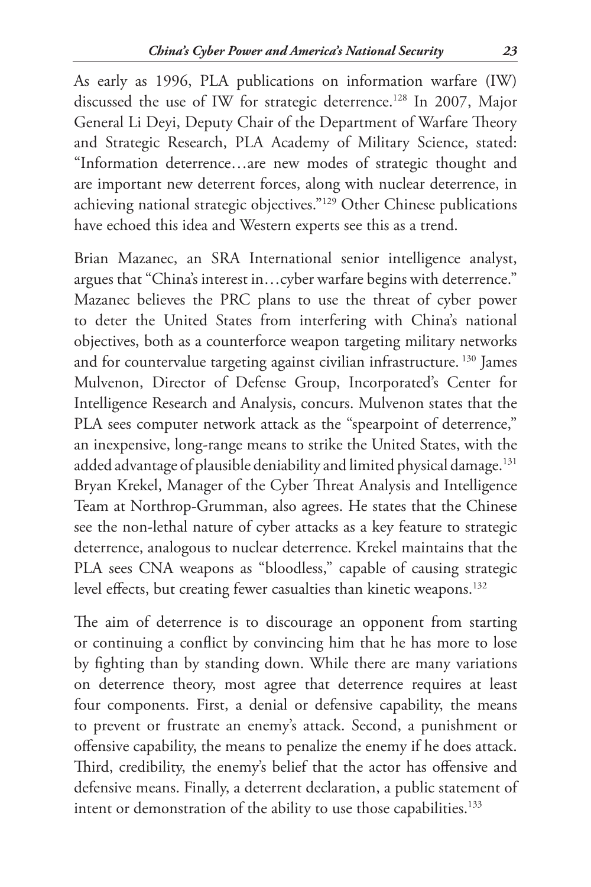As early as 1996, PLA publications on information warfare (IW) discussed the use of IW for strategic deterrence.[128] In 2007, Major General Li Deyi, Deputy Chair of the Department of Warfare Theory and Strategic Research, PLA Academy of Military Science, stated: "Information deterrence…are new modes of strategic thought and are important new deterrent forces, along with nuclear deterrence, in achieving national strategic objectives."[129] Other Chinese publications have echoed this idea and Western experts see this as a trend.

Brian Mazanec, an SRA International senior intelligence analyst, argues that "China's interest in…cyber warfare begins with deterrence." Mazanec believes the PRC plans to use the threat of cyber power to deter the United States from interfering with China's national objectives, both as a counterforce weapon targeting military networks and for countervalue targeting against civilian infrastructure.[130] James Mulvenon, Director of Defense Group, Incorporated's Center for Intelligence Research and Analysis, concurs. Mulvenon states that the PLA sees computer network attack as the "spearpoint of deterrence," an inexpensive, long-range means to strike the United States, with the added advantage of plausible deniability and limited physical damage.[131] Bryan Krekel, Manager of the Cyber Threat Analysis and Intelligence Team at Northrop-Grumman, also agrees. He states that the Chinese see the non-lethal nature of cyber attacks as a key feature to strategic deterrence, analogous to nuclear deterrence. Krekel maintains that the PLA sees CNA weapons as "bloodless," capable of causing strategic level effects, but creating fewer casualties than kinetic weapons.[132]

The aim of deterrence is to discourage an opponent from starting or continuing a conflict by convincing him that he has more to lose by fighting than by standing down. While there are many variations on deterrence theory, most agree that deterrence requires at least four components. First, a denial or defensive capability, the means to prevent or frustrate an enemy's attack. Second, a punishment or offensive capability, the means to penalize the enemy if he does attack. Third, credibility, the enemy's belief that the actor has offensive and defensive means. Finally, a deterrent declaration, a public statement of intent or demonstration of the ability to use those capabilities.[133]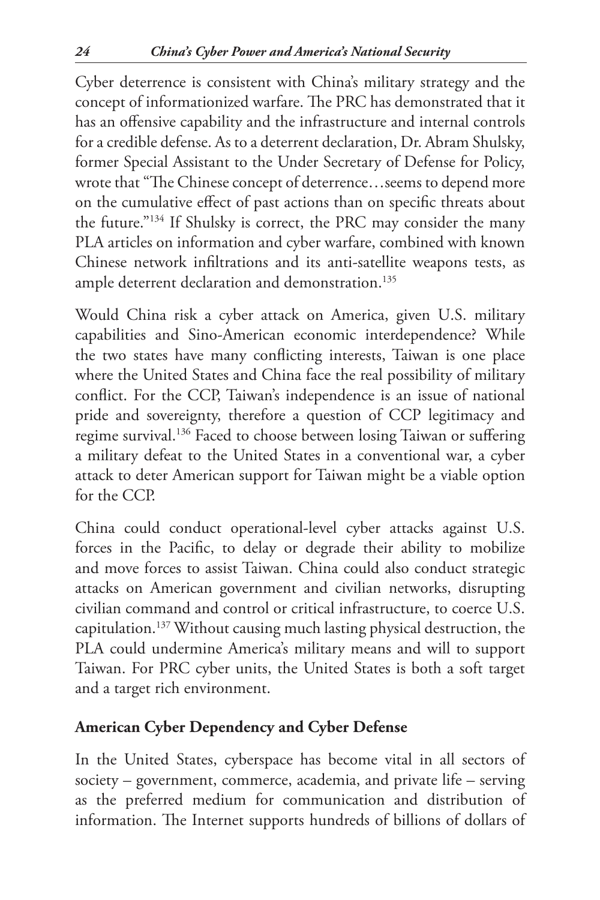Cyber deterrence is consistent with China's military strategy and the concept of informationized warfare. The PRC has demonstrated that it has an offensive capability and the infrastructure and internal controls for a credible defense. As to a deterrent declaration, Dr. Abram Shulsky, former Special Assistant to the Under Secretary of Defense for Policy, wrote that "The Chinese concept of deterrence…seems to depend more on the cumulative effect of past actions than on specific threats about the future."[134] If Shulsky is correct, the PRC may consider the many PLA articles on information and cyber warfare, combined with known Chinese network infiltrations and its anti-satellite weapons tests, as ample deterrent declaration and demonstration.[135]

Would China risk a cyber attack on America, given U.S. military capabilities and Sino-American economic interdependence? While the two states have many conflicting interests, Taiwan is one place where the United States and China face the real possibility of military conflict. For the CCP, Taiwan's independence is an issue of national pride and sovereignty, therefore a question of CCP legitimacy and regime survival.[136] Faced to choose between losing Taiwan or suffering a military defeat to the United States in a conventional war, a cyber attack to deter American support for Taiwan might be a viable option for the CCP.

China could conduct operational-level cyber attacks against U.S. forces in the Pacific, to delay or degrade their ability to mobilize and move forces to assist Taiwan. China could also conduct strategic attacks on American government and civilian networks, disrupting civilian command and control or critical infrastructure, to coerce U.S. capitulation.[137] Without causing much lasting physical destruction, the PLA could undermine America's military means and will to support Taiwan. For PRC cyber units, the United States is both a soft target and a target rich environment.

## American Cyber Dependency and Cyber Defense

In the United States, cyberspace has become vital in all sectors of society – government, commerce, academia, and private life – serving as the preferred medium for communication and distribution of information. The Internet supports hundreds of billions of dollars of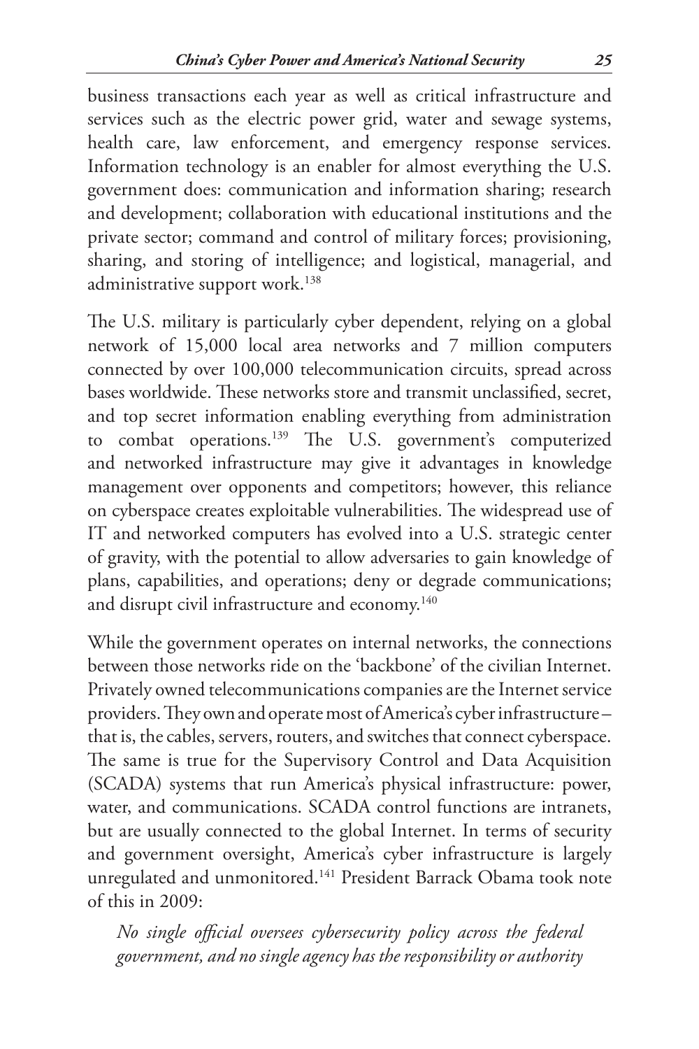business transactions each year as well as critical infrastructure and services such as the electric power grid, water and sewage systems, health care, law enforcement, and emergency response services. Information technology is an enabler for almost everything the U.S. government does: communication and information sharing; research and development; collaboration with educational institutions and the private sector; command and control of military forces; provisioning, sharing, and storing of intelligence; and logistical, managerial, and administrative support work.[138]

The U.S. military is particularly cyber dependent, relying on a global network of 15,000 local area networks and 7 million computers connected by over 100,000 telecommunication circuits, spread across bases worldwide. These networks store and transmit unclassified, secret, and top secret information enabling everything from administration to combat operations.[139] The U.S. government's computerized and networked infrastructure may give it advantages in knowledge management over opponents and competitors; however, this reliance on cyberspace creates exploitable vulnerabilities. The widespread use of IT and networked computers has evolved into a U.S. strategic center of gravity, with the potential to allow adversaries to gain knowledge of plans, capabilities, and operations; deny or degrade communications; and disrupt civil infrastructure and economy.[140]

While the government operates on internal networks, the connections between those networks ride on the 'backbone' of the civilian Internet. Privately owned telecommunications companies are the Internet service providers. They own and operate most of America's cyber infrastructure – that is, the cables, servers, routers, and switches that connect cyberspace. The same is true for the Supervisory Control and Data Acquisition (SCADA) systems that run America's physical infrastructure: power, water, and communications. SCADA control functions are intranets, but are usually connected to the global Internet. In terms of security and government oversight, America's cyber infrastructure is largely unregulated and unmonitored.[141] President Barrack Obama took note of this in 2009:

> *No single official oversees cybersecurity policy across the federal government, and no single agency has the responsibility or authority*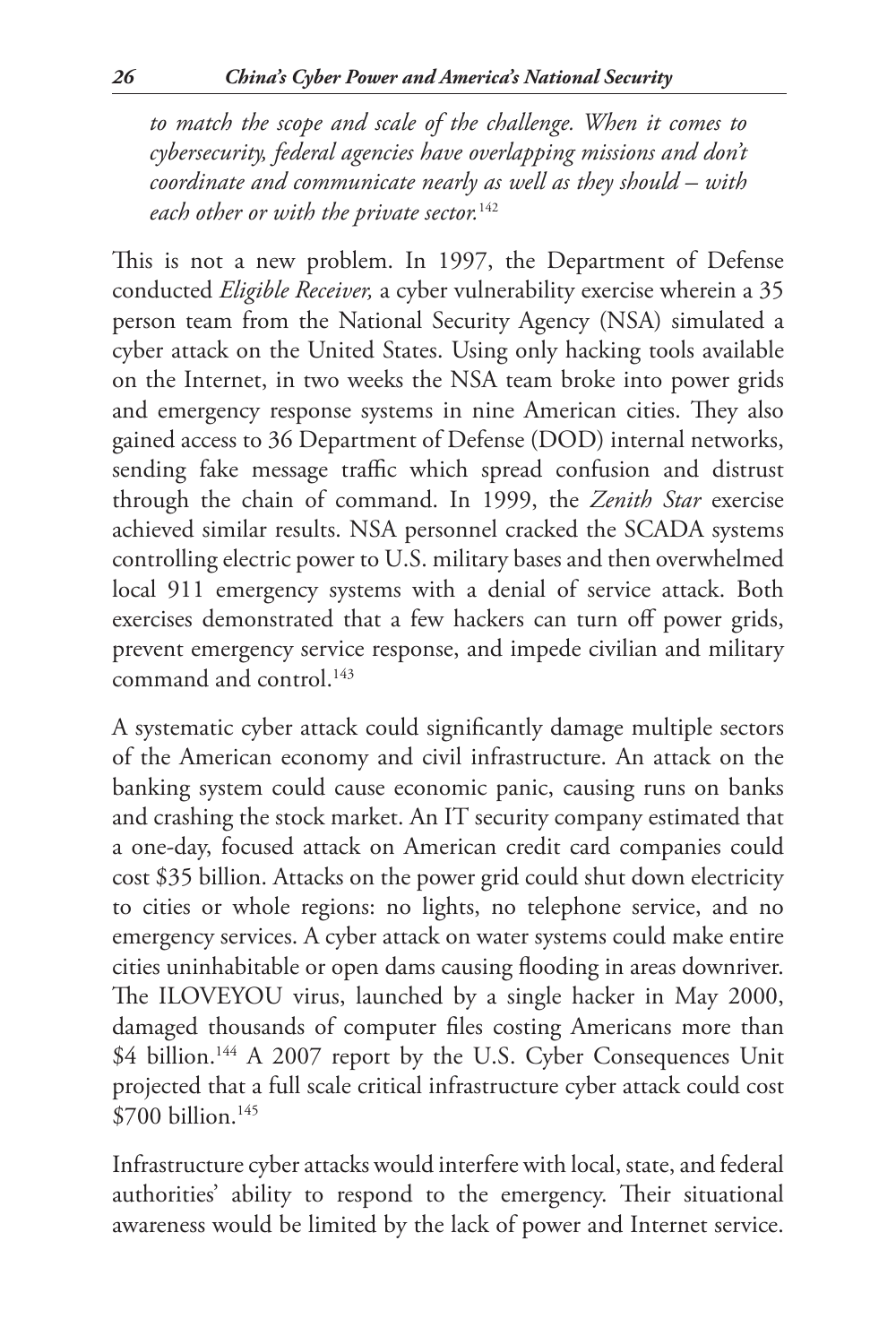*to match the scope and scale of the challenge. When it comes to cybersecurity, federal agencies have overlapping missions and don't coordinate and communicate nearly as well as they should – with each other or with the private sector.*[142]

This is not a new problem. In 1997, the Department of Defense conducted *Eligible Receiver,* a cyber vulnerability exercise wherein a 35 person team from the National Security Agency (NSA) simulated a cyber attack on the United States. Using only hacking tools available on the Internet, in two weeks the NSA team broke into power grids and emergency response systems in nine American cities. They also gained access to 36 Department of Defense (DOD) internal networks, sending fake message traffic which spread confusion and distrust through the chain of command. In 1999, the *Zenith Star* exercise achieved similar results. NSA personnel cracked the SCADA systems controlling electric power to U.S. military bases and then overwhelmed local 911 emergency systems with a denial of service attack. Both exercises demonstrated that a few hackers can turn off power grids, prevent emergency service response, and impede civilian and military command and control.[143]

A systematic cyber attack could significantly damage multiple sectors of the American economy and civil infrastructure. An attack on the banking system could cause economic panic, causing runs on banks and crashing the stock market. An IT security company estimated that a one-day, focused attack on American credit card companies could cost $35 billion. Attacks on the power grid could shut down electricity to cities or whole regions: no lights, no telephone service, and no emergency services. A cyber attack on water systems could make entire cities uninhabitable or open dams causing flooding in areas downriver. The ILOVEYOU virus, launched by a single hacker in May 2000, damaged thousands of computer files costing Americans more than $4 billion.[144] A 2007 report by the U.S. Cyber Consequences Unit projected that a full scale critical infrastructure cyber attack could cost $700 billion.[145]

Infrastructure cyber attacks would interfere with local, state, and federal authorities' ability to respond to the emergency. Their situational awareness would be limited by the lack of power and Internet service.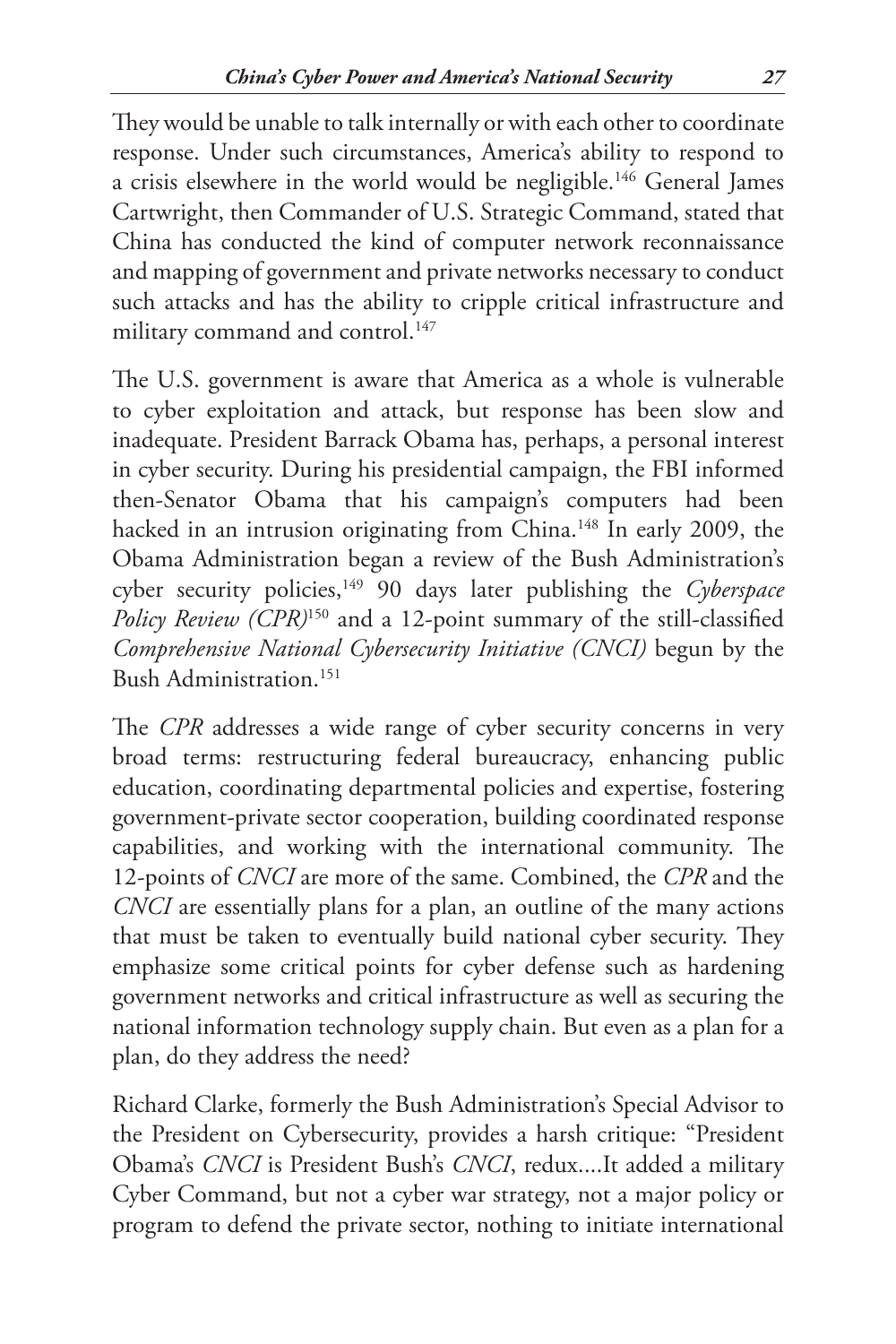They would be unable to talk internally or with each other to coordinate response. Under such circumstances, America's ability to respond to a crisis elsewhere in the world would be negligible.[146] General James Cartwright, then Commander of U.S. Strategic Command, stated that China has conducted the kind of computer network reconnaissance and mapping of government and private networks necessary to conduct such attacks and has the ability to cripple critical infrastructure and military command and control.[147]

The U.S. government is aware that America as a whole is vulnerable to cyber exploitation and attack, but response has been slow and inadequate. President Barrack Obama has, perhaps, a personal interest in cyber security. During his presidential campaign, the FBI informed then-Senator Obama that his campaign's computers had been hacked in an intrusion originating from China.[148] In early 2009, the Obama Administration began a review of the Bush Administration's cyber security policies,[149] 90 days later publishing the *Cyberspace Policy Review (CPR)*[150] and a 12-point summary of the still-classified *Comprehensive National Cybersecurity Initiative (CNCI)* begun by the Bush Administration.[151]

The *CPR* addresses a wide range of cyber security concerns in very broad terms: restructuring federal bureaucracy, enhancing public education, coordinating departmental policies and expertise, fostering government-private sector cooperation, building coordinated response capabilities, and working with the international community. The 12-points of *CNCI* are more of the same. Combined, the *CPR* and the *CNCI* are essentially plans for a plan, an outline of the many actions that must be taken to eventually build national cyber security. They emphasize some critical points for cyber defense such as hardening government networks and critical infrastructure as well as securing the national information technology supply chain. But even as a plan for a plan, do they address the need?

Richard Clarke, formerly the Bush Administration's Special Advisor to the President on Cybersecurity, provides a harsh critique: "President Obama's *CNCI* is President Bush's *CNCI*, redux....It added a military Cyber Command, but not a cyber war strategy, not a major policy or program to defend the private sector, nothing to initiate international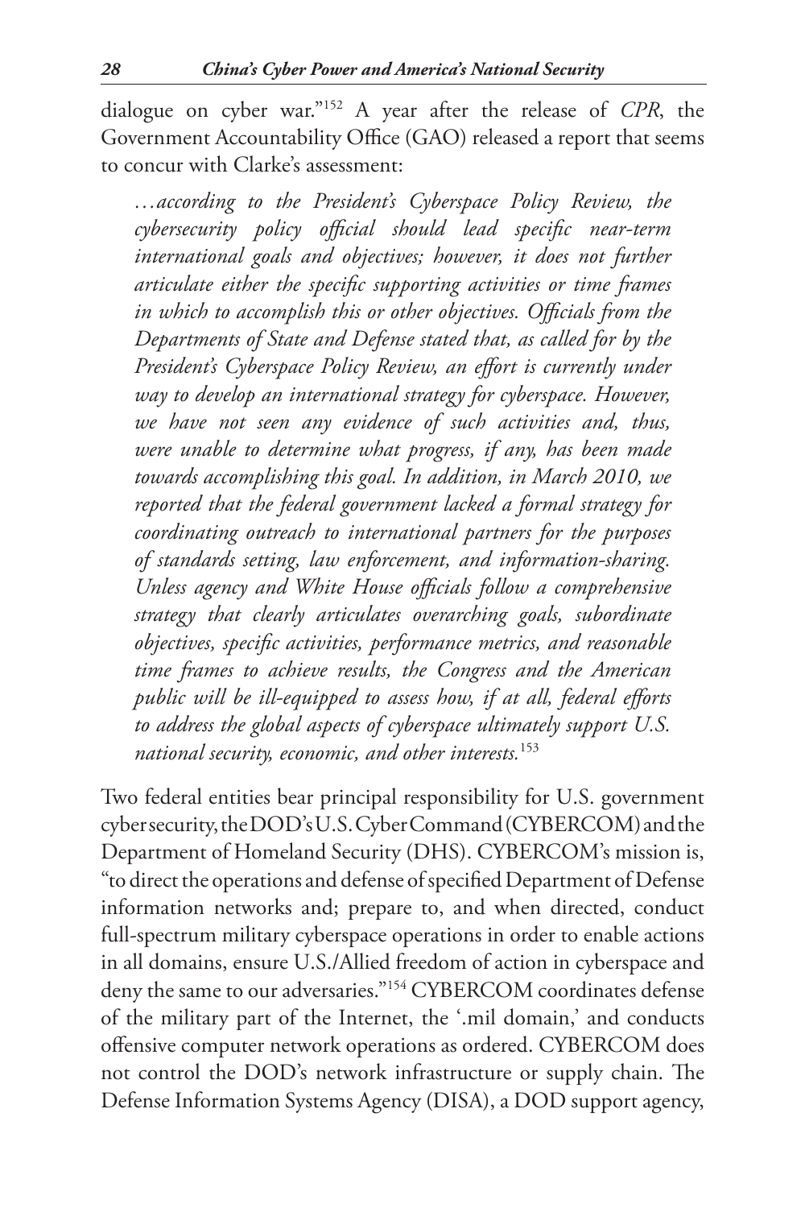dialogue on cyber war."[152] A year after the release of *CPR*, the Government Accountability Office (GAO) released a report that seems to concur with Clarke's assessment:

> *…according to the President's Cyberspace Policy Review, the cybersecurity policy official should lead specific near-term international goals and objectives; however, it does not further articulate either the specific supporting activities or time frames in which to accomplish this or other objectives. Officials from the Departments of State and Defense stated that, as called for by the President's Cyberspace Policy Review, an effort is currently under way to develop an international strategy for cyberspace. However, we have not seen any evidence of such activities and, thus, were unable to determine what progress, if any, has been made towards accomplishing this goal. In addition, in March 2010, we reported that the federal government lacked a formal strategy for coordinating outreach to international partners for the purposes of standards setting, law enforcement, and information-sharing. Unless agency and White House officials follow a comprehensive strategy that clearly articulates overarching goals, subordinate objectives, specific activities, performance metrics, and reasonable time frames to achieve results, the Congress and the American public will be ill-equipped to assess how, if at all, federal efforts to address the global aspects of cyberspace ultimately support U.S. national security, economic, and other interests.*[153]

Two federal entities bear principal responsibility for U.S. government cybersecurity, the DOD's U.S. Cyber Command (CYBERCOM) and the Department of Homeland Security (DHS). CYBERCOM's mission is, "to direct the operations and defense of specified Department of Defense information networks and; prepare to, and when directed, conduct full-spectrum military cyberspace operations in order to enable actions in all domains, ensure U.S./Allied freedom of action in cyberspace and deny the same to our adversaries."[154] CYBERCOM coordinates defense of the military part of the Internet, the '.mil domain,' and conducts offensive computer network operations as ordered. CYBERCOM does not control the DOD's network infrastructure or supply chain. The Defense Information Systems Agency (DISA), a DOD support agency,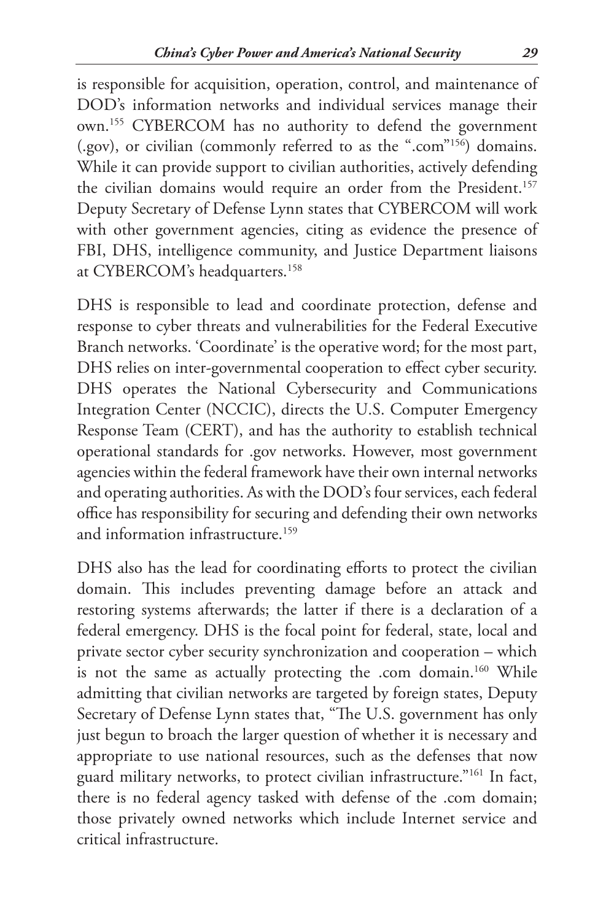is responsible for acquisition, operation, control, and maintenance of DOD's information networks and individual services manage their own.[155] CYBERCOM has no authority to defend the government (.gov), or civilian (commonly referred to as the ".com"[156]) domains. While it can provide support to civilian authorities, actively defending the civilian domains would require an order from the President.[157] Deputy Secretary of Defense Lynn states that CYBERCOM will work with other government agencies, citing as evidence the presence of FBI, DHS, intelligence community, and Justice Department liaisons at CYBERCOM's headquarters.[158]

DHS is responsible to lead and coordinate protection, defense and response to cyber threats and vulnerabilities for the Federal Executive Branch networks. 'Coordinate' is the operative word; for the most part, DHS relies on inter-governmental cooperation to effect cyber security. DHS operates the National Cybersecurity and Communications Integration Center (NCCIC), directs the U.S. Computer Emergency Response Team (CERT), and has the authority to establish technical operational standards for .gov networks. However, most government agencies within the federal framework have their own internal networks and operating authorities. As with the DOD's four services, each federal office has responsibility for securing and defending their own networks and information infrastructure.[159]

DHS also has the lead for coordinating efforts to protect the civilian domain. This includes preventing damage before an attack and restoring systems afterwards; the latter if there is a declaration of a federal emergency. DHS is the focal point for federal, state, local and private sector cyber security synchronization and cooperation – which is not the same as actually protecting the .com domain.[160] While admitting that civilian networks are targeted by foreign states, Deputy Secretary of Defense Lynn states that, "The U.S. government has only just begun to broach the larger question of whether it is necessary and appropriate to use national resources, such as the defenses that now guard military networks, to protect civilian infrastructure."[161] In fact, there is no federal agency tasked with defense of the .com domain; those privately owned networks which include Internet service and critical infrastructure.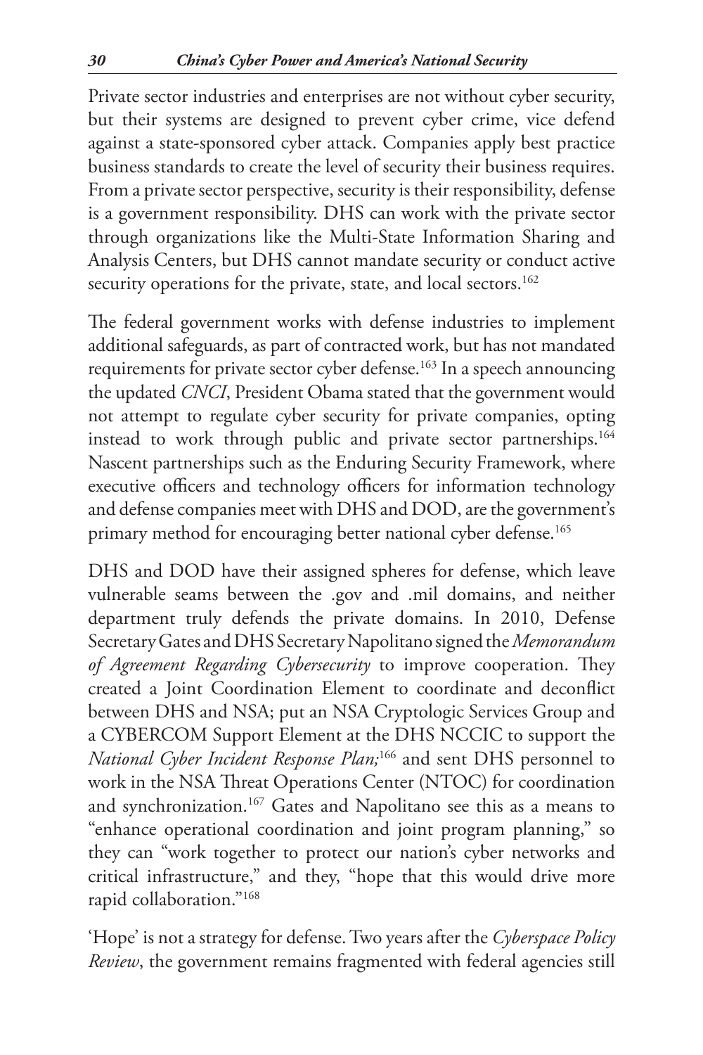Private sector industries and enterprises are not without cyber security, but their systems are designed to prevent cyber crime, vice defend against a state-sponsored cyber attack. Companies apply best practice business standards to create the level of security their business requires. From a private sector perspective, security is their responsibility, defense is a government responsibility. DHS can work with the private sector through organizations like the Multi-State Information Sharing and Analysis Centers, but DHS cannot mandate security or conduct active security operations for the private, state, and local sectors.[162]

The federal government works with defense industries to implement additional safeguards, as part of contracted work, but has not mandated requirements for private sector cyber defense.[163] In a speech announcing the updated *CNCI*, President Obama stated that the government would not attempt to regulate cyber security for private companies, opting instead to work through public and private sector partnerships.[164] Nascent partnerships such as the Enduring Security Framework, where executive officers and technology officers for information technology and defense companies meet with DHS and DOD, are the government's primary method for encouraging better national cyber defense.[165]

DHS and DOD have their assigned spheres for defense, which leave vulnerable seams between the .gov and .mil domains, and neither department truly defends the private domains. In 2010, Defense Secretary Gates and DHS Secretary Napolitano signed the *Memorandum of Agreement Regarding Cybersecurity* to improve cooperation. They created a Joint Coordination Element to coordinate and deconflict between DHS and NSA; put an NSA Cryptologic Services Group and a CYBERCOM Support Element at the DHS NCCIC to support the *National Cyber Incident Response Plan;*[166] and sent DHS personnel to work in the NSA Threat Operations Center (NTOC) for coordination and synchronization.[167] Gates and Napolitano see this as a means to "enhance operational coordination and joint program planning," so they can "work together to protect our nation's cyber networks and critical infrastructure," and they, "hope that this would drive more rapid collaboration."[168]

'Hope' is not a strategy for defense. Two years after the *Cyberspace Policy Review*, the government remains fragmented with federal agencies still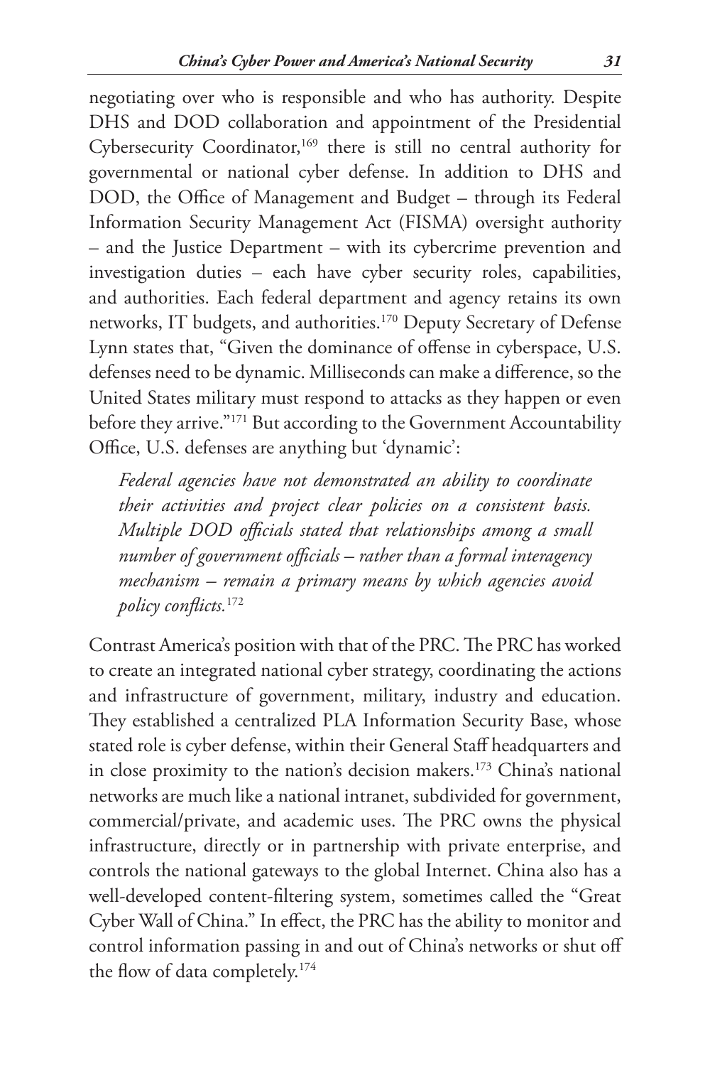negotiating over who is responsible and who has authority. Despite DHS and DOD collaboration and appointment of the Presidential Cybersecurity Coordinator,[169] there is still no central authority for governmental or national cyber defense. In addition to DHS and DOD, the Office of Management and Budget – through its Federal Information Security Management Act (FISMA) oversight authority – and the Justice Department – with its cybercrime prevention and investigation duties – each have cyber security roles, capabilities, and authorities. Each federal department and agency retains its own networks, IT budgets, and authorities.[170] Deputy Secretary of Defense Lynn states that, "Given the dominance of offense in cyberspace, U.S. defenses need to be dynamic. Milliseconds can make a difference, so the United States military must respond to attacks as they happen or even before they arrive."[171] But according to the Government Accountability Office, U.S. defenses are anything but 'dynamic':

> *Federal agencies have not demonstrated an ability to coordinate their activities and project clear policies on a consistent basis. Multiple DOD officials stated that relationships among a small number of government officials – rather than a formal interagency mechanism – remain a primary means by which agencies avoid policy conflicts.*[172]

Contrast America's position with that of the PRC. The PRC has worked to create an integrated national cyber strategy, coordinating the actions and infrastructure of government, military, industry and education. They established a centralized PLA Information Security Base, whose stated role is cyber defense, within their General Staff headquarters and in close proximity to the nation's decision makers.[173] China's national networks are much like a national intranet, subdivided for government, commercial/private, and academic uses. The PRC owns the physical infrastructure, directly or in partnership with private enterprise, and controls the national gateways to the global Internet. China also has a well-developed content-filtering system, sometimes called the "Great Cyber Wall of China." In effect, the PRC has the ability to monitor and control information passing in and out of China's networks or shut off the flow of data completely.[174]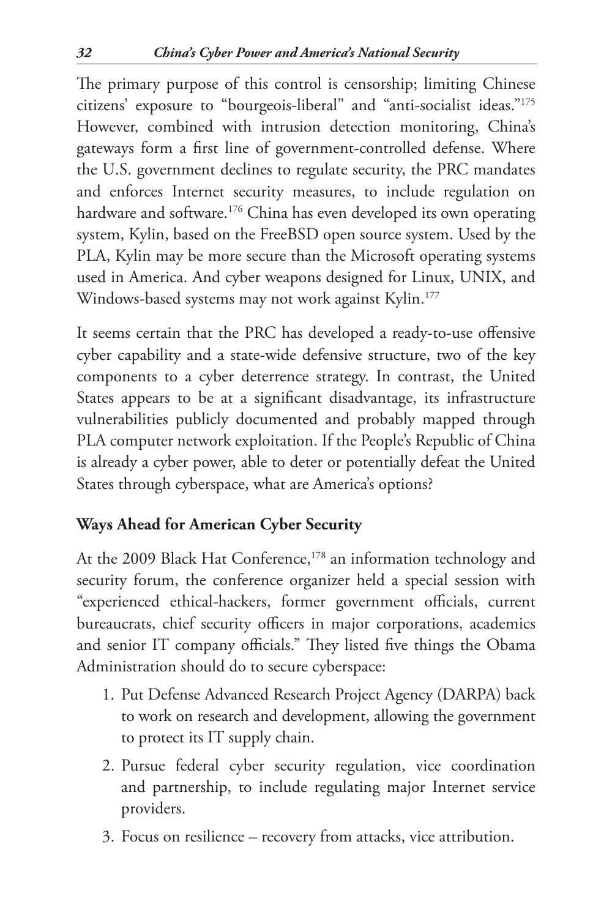The primary purpose of this control is censorship; limiting Chinese citizens' exposure to "bourgeois-liberal" and "anti-socialist ideas."[175] However, combined with intrusion detection monitoring, China's gateways form a first line of government-controlled defense. Where the U.S. government declines to regulate security, the PRC mandates and enforces Internet security measures, to include regulation on hardware and software.[176] China has even developed its own operating system, Kylin, based on the FreeBSD open source system. Used by the PLA, Kylin may be more secure than the Microsoft operating systems used in America. And cyber weapons designed for Linux, UNIX, and Windows-based systems may not work against Kylin.[177]

It seems certain that the PRC has developed a ready-to-use offensive cyber capability and a state-wide defensive structure, two of the key components to a cyber deterrence strategy. In contrast, the United States appears to be at a significant disadvantage, its infrastructure vulnerabilities publicly documented and probably mapped through PLA computer network exploitation. If the People's Republic of China is already a cyber power, able to deter or potentially defeat the United States through cyberspace, what are America's options?

## Ways Ahead for American Cyber Security

At the 2009 Black Hat Conference,[178] an information technology and security forum, the conference organizer held a special session with "experienced ethical-hackers, former government officials, current bureaucrats, chief security officers in major corporations, academics and senior IT company officials." They listed five things the Obama Administration should do to secure cyberspace:

1. Put Defense Advanced Research Project Agency (DARPA) back to work on research and development, allowing the government to protect its IT supply chain.
2. Pursue federal cyber security regulation, vice coordination and partnership, to include regulating major Internet service providers.
3. Focus on resilience – recovery from attacks, vice attribution.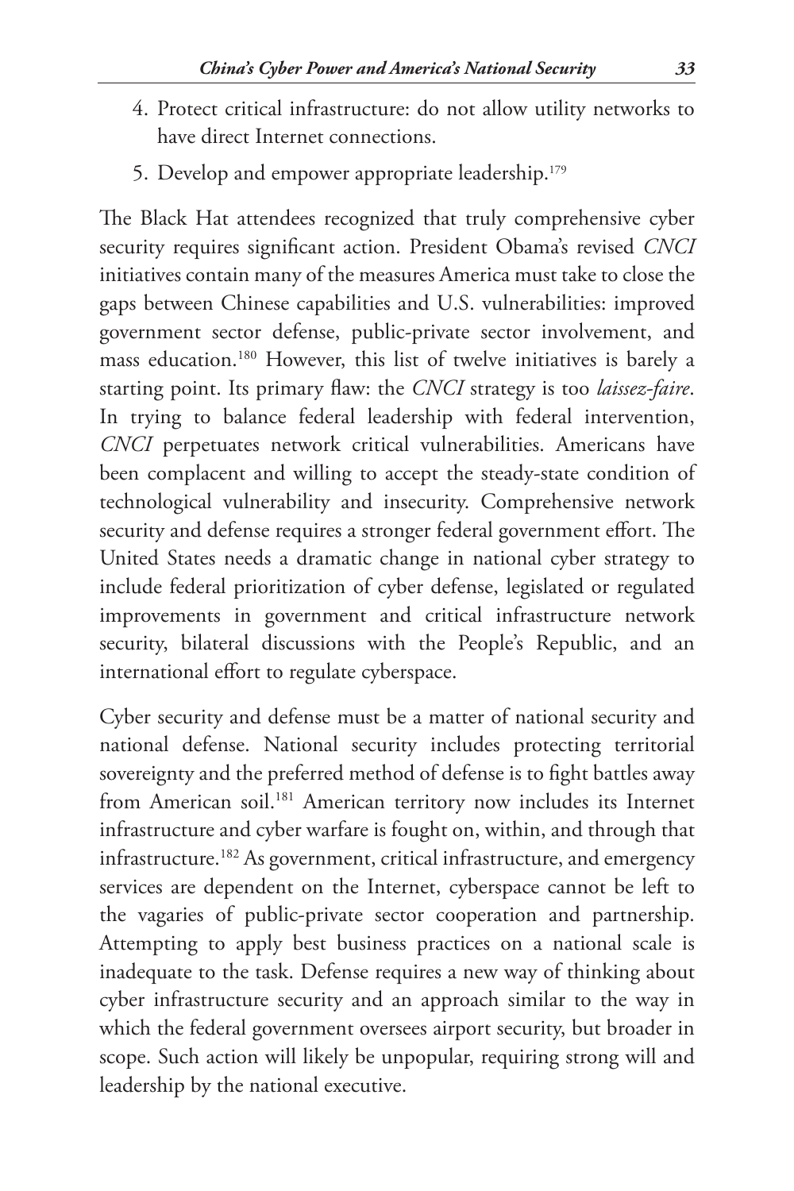4. Protect critical infrastructure: do not allow utility networks to have direct Internet connections.
5. Develop and empower appropriate leadership.[179]

The Black Hat attendees recognized that truly comprehensive cyber security requires significant action. President Obama's revised *CNCI* initiatives contain many of the measures America must take to close the gaps between Chinese capabilities and U.S. vulnerabilities: improved government sector defense, public-private sector involvement, and mass education.[180] However, this list of twelve initiatives is barely a starting point. Its primary flaw: the *CNCI* strategy is too *laissez-faire*. In trying to balance federal leadership with federal intervention, *CNCI* perpetuates network critical vulnerabilities. Americans have been complacent and willing to accept the steady-state condition of technological vulnerability and insecurity. Comprehensive network security and defense requires a stronger federal government effort. The United States needs a dramatic change in national cyber strategy to include federal prioritization of cyber defense, legislated or regulated improvements in government and critical infrastructure network security, bilateral discussions with the People's Republic, and an international effort to regulate cyberspace.

Cyber security and defense must be a matter of national security and national defense. National security includes protecting territorial sovereignty and the preferred method of defense is to fight battles away from American soil.[181] American territory now includes its Internet infrastructure and cyber warfare is fought on, within, and through that infrastructure.[182] As government, critical infrastructure, and emergency services are dependent on the Internet, cyberspace cannot be left to the vagaries of public-private sector cooperation and partnership. Attempting to apply best business practices on a national scale is inadequate to the task. Defense requires a new way of thinking about cyber infrastructure security and an approach similar to the way in which the federal government oversees airport security, but broader in scope. Such action will likely be unpopular, requiring strong will and leadership by the national executive.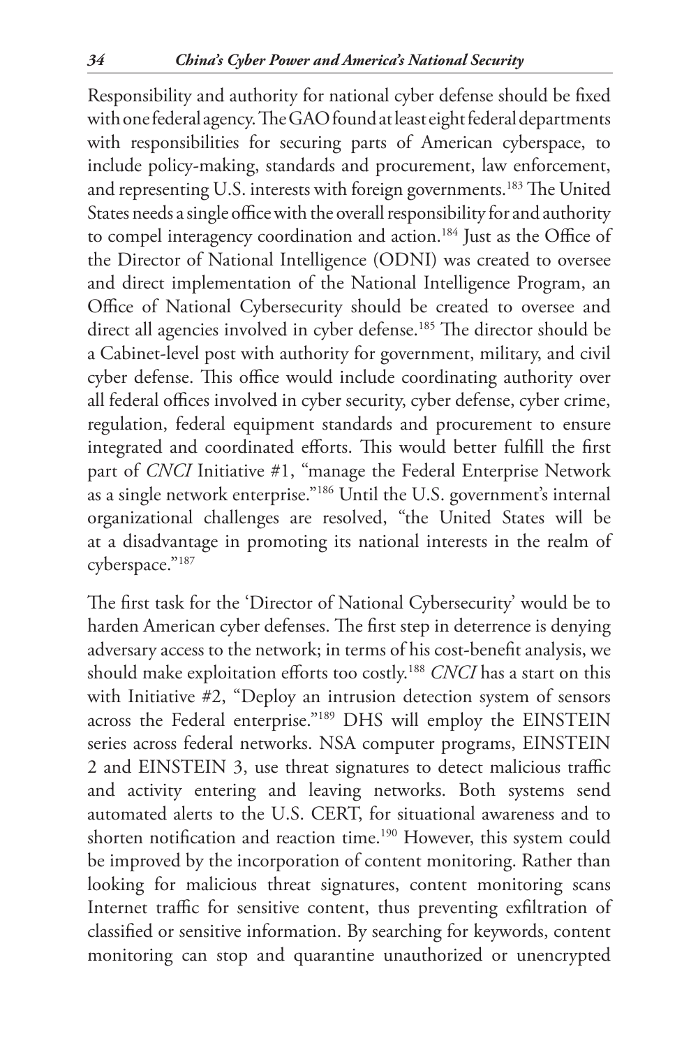Responsibility and authority for national cyber defense should be fixed with one federal agency. The GAO found at least eight federal departments with responsibilities for securing parts of American cyberspace, to include policy-making, standards and procurement, law enforcement, and representing U.S. interests with foreign governments.[183] The United States needs a single office with the overall responsibility for and authority to compel interagency coordination and action.[184] Just as the Office of the Director of National Intelligence (ODNI) was created to oversee and direct implementation of the National Intelligence Program, an Office of National Cybersecurity should be created to oversee and direct all agencies involved in cyber defense.[185] The director should be a Cabinet-level post with authority for government, military, and civil cyber defense. This office would include coordinating authority over all federal offices involved in cyber security, cyber defense, cyber crime, regulation, federal equipment standards and procurement to ensure integrated and coordinated efforts. This would better fulfill the first part of *CNCI* Initiative #1, "manage the Federal Enterprise Network as a single network enterprise."[186] Until the U.S. government's internal organizational challenges are resolved, "the United States will be at a disadvantage in promoting its national interests in the realm of cyberspace."[187]

The first task for the 'Director of National Cybersecurity' would be to harden American cyber defenses. The first step in deterrence is denying adversary access to the network; in terms of his cost-benefit analysis, we should make exploitation efforts too costly.[188] *CNCI* has a start on this with Initiative #2, "Deploy an intrusion detection system of sensors across the Federal enterprise."[189] DHS will employ the EINSTEIN series across federal networks. NSA computer programs, EINSTEIN 2 and EINSTEIN 3, use threat signatures to detect malicious traffic and activity entering and leaving networks. Both systems send automated alerts to the U.S. CERT, for situational awareness and to shorten notification and reaction time.[190] However, this system could be improved by the incorporation of content monitoring. Rather than looking for malicious threat signatures, content monitoring scans Internet traffic for sensitive content, thus preventing exfiltration of classified or sensitive information. By searching for keywords, content monitoring can stop and quarantine unauthorized or unencrypted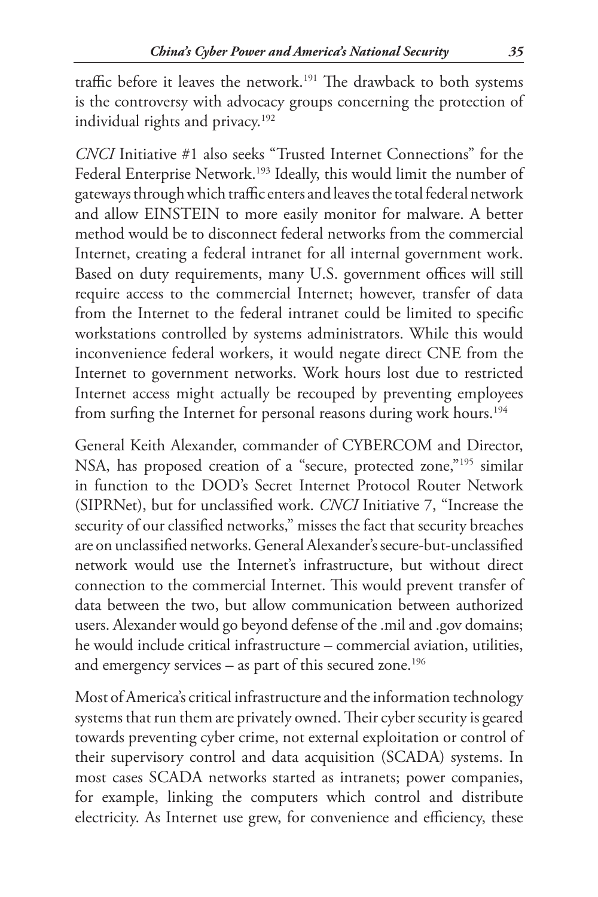traffic before it leaves the network.[191] The drawback to both systems is the controversy with advocacy groups concerning the protection of individual rights and privacy.[192]

*CNCI* Initiative #1 also seeks "Trusted Internet Connections" for the Federal Enterprise Network.[193] Ideally, this would limit the number of gateways through which traffic enters and leaves the total federal network and allow EINSTEIN to more easily monitor for malware. A better method would be to disconnect federal networks from the commercial Internet, creating a federal intranet for all internal government work. Based on duty requirements, many U.S. government offices will still require access to the commercial Internet; however, transfer of data from the Internet to the federal intranet could be limited to specific workstations controlled by systems administrators. While this would inconvenience federal workers, it would negate direct CNE from the Internet to government networks. Work hours lost due to restricted Internet access might actually be recouped by preventing employees from surfing the Internet for personal reasons during work hours.[194]

General Keith Alexander, commander of CYBERCOM and Director, NSA, has proposed creation of a "secure, protected zone,"[195] similar in function to the DOD's Secret Internet Protocol Router Network (SIPRNet), but for unclassified work. *CNCI* Initiative 7, "Increase the security of our classified networks," misses the fact that security breaches are on unclassified networks. General Alexander's secure-but-unclassified network would use the Internet's infrastructure, but without direct connection to the commercial Internet. This would prevent transfer of data between the two, but allow communication between authorized users. Alexander would go beyond defense of the .mil and .gov domains; he would include critical infrastructure – commercial aviation, utilities, and emergency services – as part of this secured zone.[196]

Most of America's critical infrastructure and the information technology systems that run them are privately owned. Their cyber security is geared towards preventing cyber crime, not external exploitation or control of their supervisory control and data acquisition (SCADA) systems. In most cases SCADA networks started as intranets; power companies, for example, linking the computers which control and distribute electricity. As Internet use grew, for convenience and efficiency, these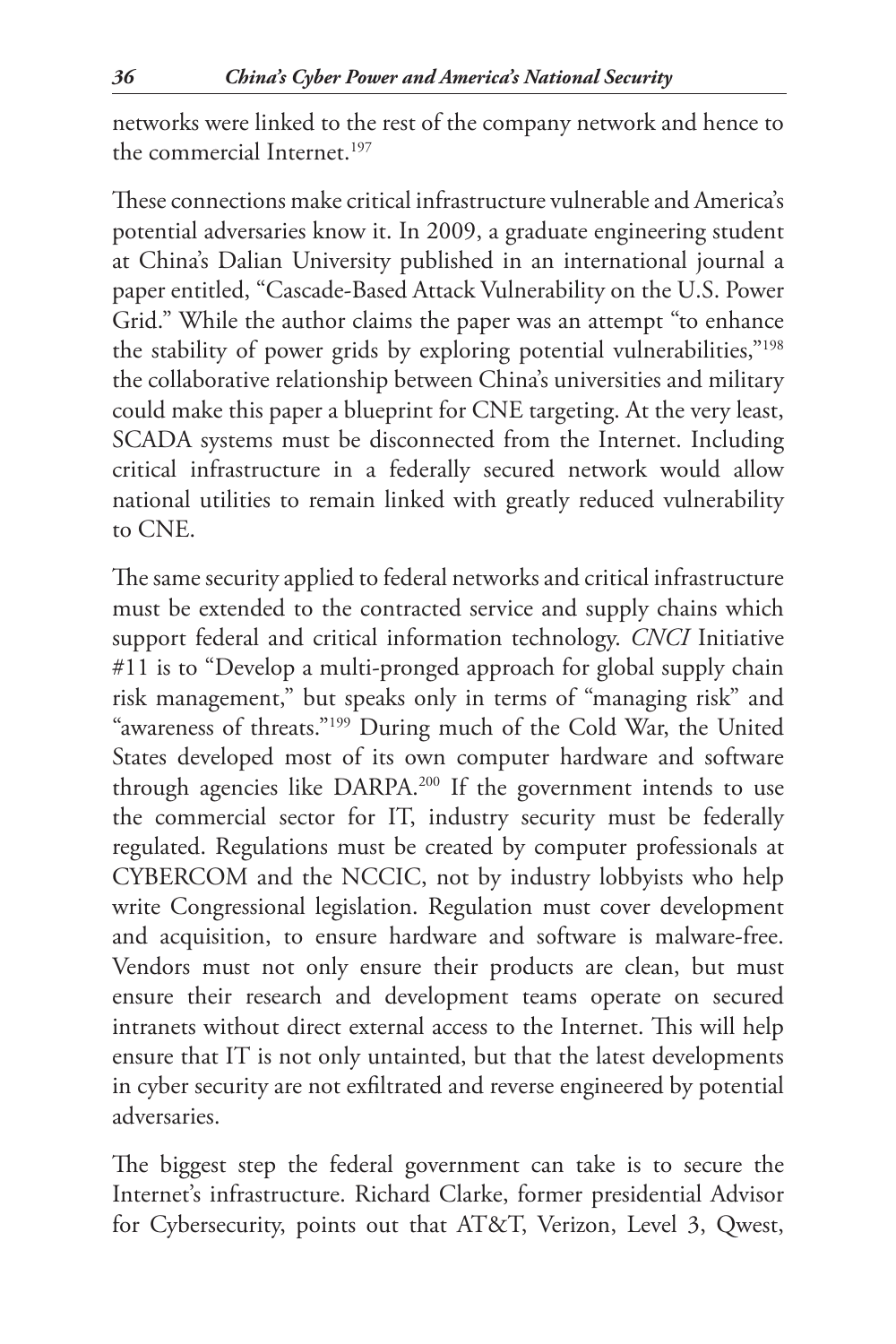networks were linked to the rest of the company network and hence to the commercial Internet.[197]

These connections make critical infrastructure vulnerable and America's potential adversaries know it. In 2009, a graduate engineering student at China's Dalian University published in an international journal a paper entitled, "Cascade-Based Attack Vulnerability on the U.S. Power Grid." While the author claims the paper was an attempt "to enhance the stability of power grids by exploring potential vulnerabilities,"[198] the collaborative relationship between China's universities and military could make this paper a blueprint for CNE targeting. At the very least, SCADA systems must be disconnected from the Internet. Including critical infrastructure in a federally secured network would allow national utilities to remain linked with greatly reduced vulnerability to CNE.

The same security applied to federal networks and critical infrastructure must be extended to the contracted service and supply chains which support federal and critical information technology. *CNCI* Initiative #11 is to "Develop a multi-pronged approach for global supply chain risk management," but speaks only in terms of "managing risk" and "awareness of threats."[199] During much of the Cold War, the United States developed most of its own computer hardware and software through agencies like DARPA.[200] If the government intends to use the commercial sector for IT, industry security must be federally regulated. Regulations must be created by computer professionals at CYBERCOM and the NCCIC, not by industry lobbyists who help write Congressional legislation. Regulation must cover development and acquisition, to ensure hardware and software is malware-free. Vendors must not only ensure their products are clean, but must ensure their research and development teams operate on secured intranets without direct external access to the Internet. This will help ensure that IT is not only untainted, but that the latest developments in cyber security are not exfiltrated and reverse engineered by potential adversaries.

The biggest step the federal government can take is to secure the Internet's infrastructure. Richard Clarke, former presidential Advisor for Cybersecurity, points out that AT&T, Verizon, Level 3, Qwest,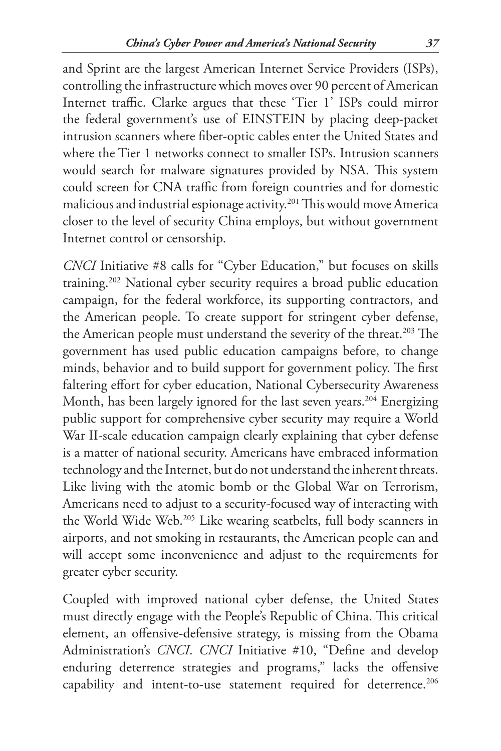and Sprint are the largest American Internet Service Providers (ISPs), controlling the infrastructure which moves over 90 percent of American Internet traffic. Clarke argues that these 'Tier 1' ISPs could mirror the federal government's use of EINSTEIN by placing deep-packet intrusion scanners where fiber-optic cables enter the United States and where the Tier 1 networks connect to smaller ISPs. Intrusion scanners would search for malware signatures provided by NSA. This system could screen for CNA traffic from foreign countries and for domestic malicious and industrial espionage activity.[201] This would move America closer to the level of security China employs, but without government Internet control or censorship.

*CNCI* Initiative #8 calls for "Cyber Education," but focuses on skills training.[202] National cyber security requires a broad public education campaign, for the federal workforce, its supporting contractors, and the American people. To create support for stringent cyber defense, the American people must understand the severity of the threat.[203] The government has used public education campaigns before, to change minds, behavior and to build support for government policy. The first faltering effort for cyber education, National Cybersecurity Awareness Month, has been largely ignored for the last seven years.[204] Energizing public support for comprehensive cyber security may require a World War II-scale education campaign clearly explaining that cyber defense is a matter of national security. Americans have embraced information technology and the Internet, but do not understand the inherent threats. Like living with the atomic bomb or the Global War on Terrorism, Americans need to adjust to a security-focused way of interacting with the World Wide Web.[205] Like wearing seatbelts, full body scanners in airports, and not smoking in restaurants, the American people can and will accept some inconvenience and adjust to the requirements for greater cyber security.

Coupled with improved national cyber defense, the United States must directly engage with the People's Republic of China. This critical element, an offensive-defensive strategy, is missing from the Obama Administration's *CNCI*. *CNCI* Initiative #10, "Define and develop enduring deterrence strategies and programs," lacks the offensive capability and intent-to-use statement required for deterrence.[206]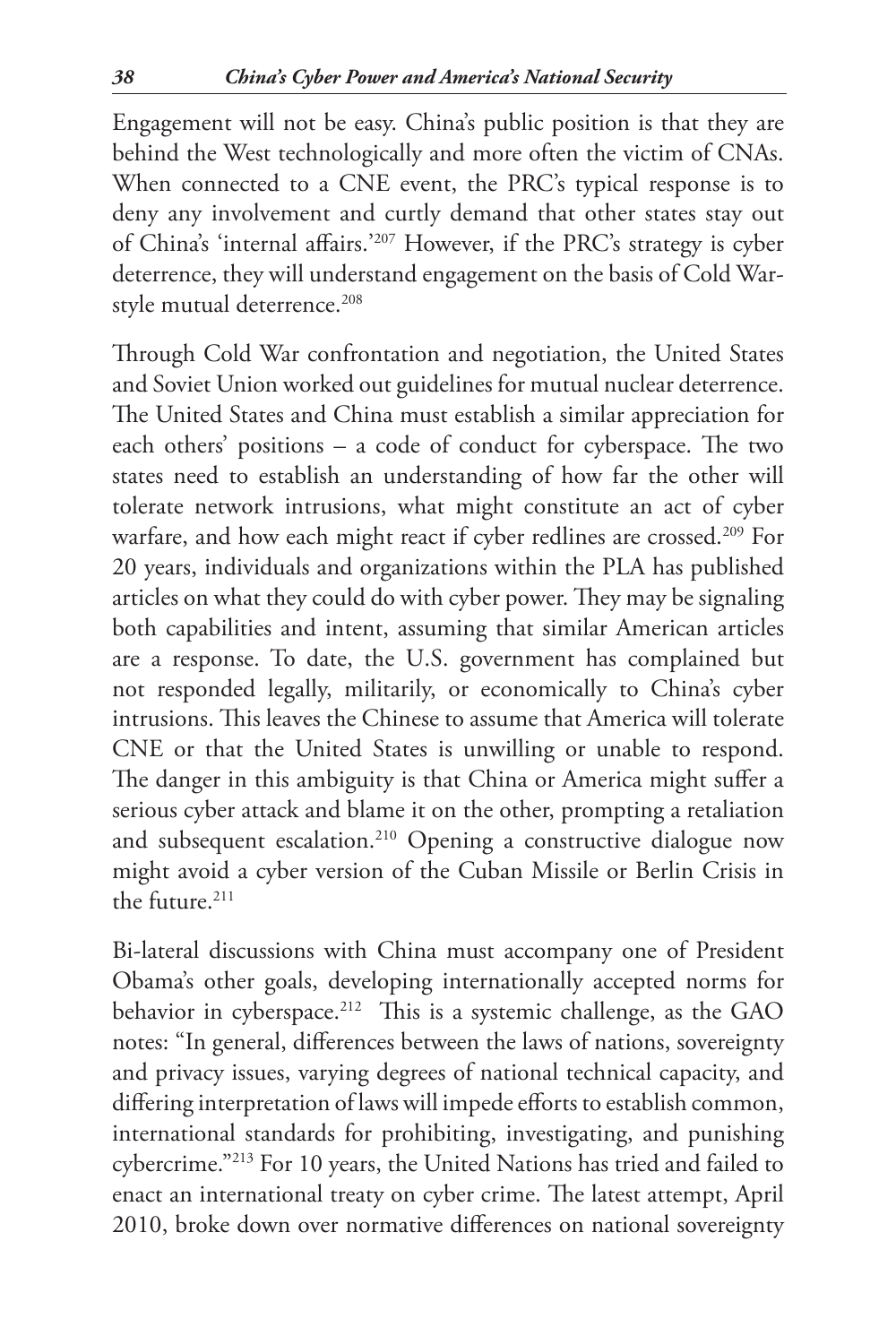Engagement will not be easy. China's public position is that they are behind the West technologically and more often the victim of CNAs. When connected to a CNE event, the PRC's typical response is to deny any involvement and curtly demand that other states stay out of China's 'internal affairs.'[207] However, if the PRC's strategy is cyber deterrence, they will understand engagement on the basis of Cold War-style mutual deterrence.[208]

Through Cold War confrontation and negotiation, the United States and Soviet Union worked out guidelines for mutual nuclear deterrence. The United States and China must establish a similar appreciation for each others' positions – a code of conduct for cyberspace. The two states need to establish an understanding of how far the other will tolerate network intrusions, what might constitute an act of cyber warfare, and how each might react if cyber redlines are crossed.[209] For 20 years, individuals and organizations within the PLA has published articles on what they could do with cyber power. They may be signaling both capabilities and intent, assuming that similar American articles are a response. To date, the U.S. government has complained but not responded legally, militarily, or economically to China's cyber intrusions. This leaves the Chinese to assume that America will tolerate CNE or that the United States is unwilling or unable to respond. The danger in this ambiguity is that China or America might suffer a serious cyber attack and blame it on the other, prompting a retaliation and subsequent escalation.[210] Opening a constructive dialogue now might avoid a cyber version of the Cuban Missile or Berlin Crisis in the future.[211]

Bi-lateral discussions with China must accompany one of President Obama's other goals, developing internationally accepted norms for behavior in cyberspace.[212] This is a systemic challenge, as the GAO notes: "In general, differences between the laws of nations, sovereignty and privacy issues, varying degrees of national technical capacity, and differing interpretation of laws will impede efforts to establish common, international standards for prohibiting, investigating, and punishing cybercrime."[213] For 10 years, the United Nations has tried and failed to enact an international treaty on cyber crime. The latest attempt, April 2010, broke down over normative differences on national sovereignty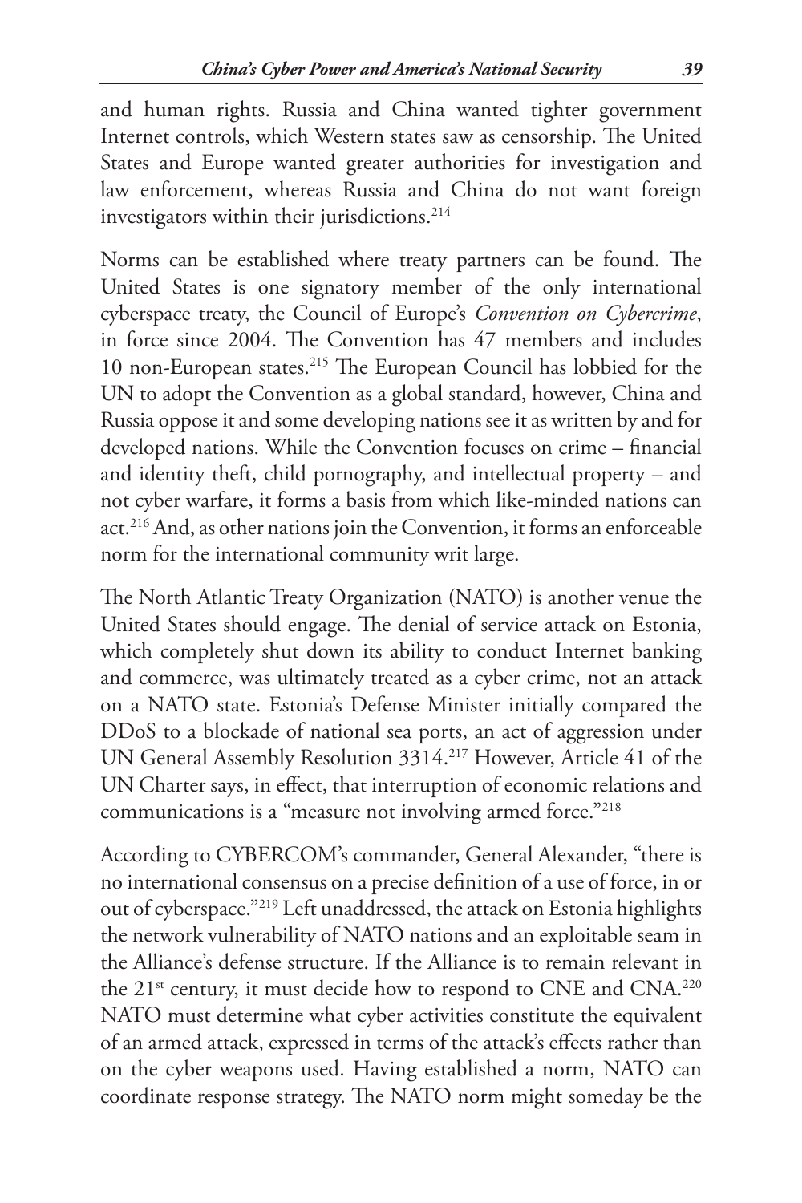and human rights. Russia and China wanted tighter government Internet controls, which Western states saw as censorship. The United States and Europe wanted greater authorities for investigation and law enforcement, whereas Russia and China do not want foreign investigators within their jurisdictions.[214]

Norms can be established where treaty partners can be found. The United States is one signatory member of the only international cyberspace treaty, the Council of Europe's *Convention on Cybercrime*, in force since 2004. The Convention has 47 members and includes 10 non-European states.[215] The European Council has lobbied for the UN to adopt the Convention as a global standard, however, China and Russia oppose it and some developing nations see it as written by and for developed nations. While the Convention focuses on crime – financial and identity theft, child pornography, and intellectual property – and not cyber warfare, it forms a basis from which like-minded nations can act.[216] And, as other nations join the Convention, it forms an enforceable norm for the international community writ large.

The North Atlantic Treaty Organization (NATO) is another venue the United States should engage. The denial of service attack on Estonia, which completely shut down its ability to conduct Internet banking and commerce, was ultimately treated as a cyber crime, not an attack on a NATO state. Estonia's Defense Minister initially compared the DDoS to a blockade of national sea ports, an act of aggression under UN General Assembly Resolution 3314.[217] However, Article 41 of the UN Charter says, in effect, that interruption of economic relations and communications is a "measure not involving armed force."[218]

According to CYBERCOM's commander, General Alexander, "there is no international consensus on a precise definition of a use of force, in or out of cyberspace."[219] Left unaddressed, the attack on Estonia highlights the network vulnerability of NATO nations and an exploitable seam in the Alliance's defense structure. If the Alliance is to remain relevant in the 21st century, it must decide how to respond to CNE and CNA.[220] NATO must determine what cyber activities constitute the equivalent of an armed attack, expressed in terms of the attack's effects rather than on the cyber weapons used. Having established a norm, NATO can coordinate response strategy. The NATO norm might someday be the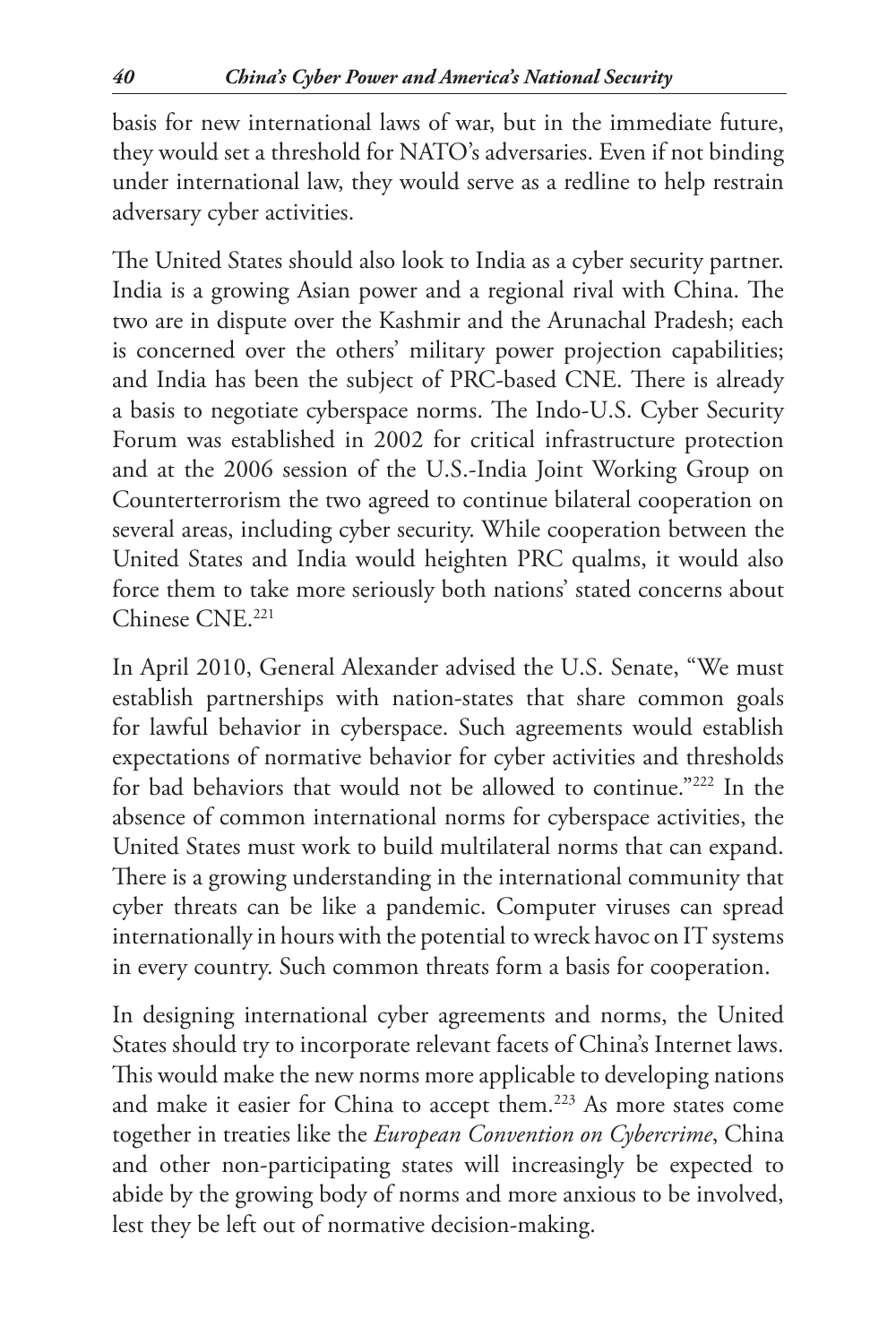basis for new international laws of war, but in the immediate future, they would set a threshold for NATO's adversaries. Even if not binding under international law, they would serve as a redline to help restrain adversary cyber activities.

The United States should also look to India as a cyber security partner. India is a growing Asian power and a regional rival with China. The two are in dispute over the Kashmir and the Arunachal Pradesh; each is concerned over the others' military power projection capabilities; and India has been the subject of PRC-based CNE. There is already a basis to negotiate cyberspace norms. The Indo-U.S. Cyber Security Forum was established in 2002 for critical infrastructure protection and at the 2006 session of the U.S.-India Joint Working Group on Counterterrorism the two agreed to continue bilateral cooperation on several areas, including cyber security. While cooperation between the United States and India would heighten PRC qualms, it would also force them to take more seriously both nations' stated concerns about Chinese CNE.[221]

In April 2010, General Alexander advised the U.S. Senate, "We must establish partnerships with nation-states that share common goals for lawful behavior in cyberspace. Such agreements would establish expectations of normative behavior for cyber activities and thresholds for bad behaviors that would not be allowed to continue."[222] In the absence of common international norms for cyberspace activities, the United States must work to build multilateral norms that can expand. There is a growing understanding in the international community that cyber threats can be like a pandemic. Computer viruses can spread internationally in hours with the potential to wreck havoc on IT systems in every country. Such common threats form a basis for cooperation.

In designing international cyber agreements and norms, the United States should try to incorporate relevant facets of China's Internet laws. This would make the new norms more applicable to developing nations and make it easier for China to accept them.[223] As more states come together in treaties like the *European Convention on Cybercrime*, China and other non-participating states will increasingly be expected to abide by the growing body of norms and more anxious to be involved, lest they be left out of normative decision-making.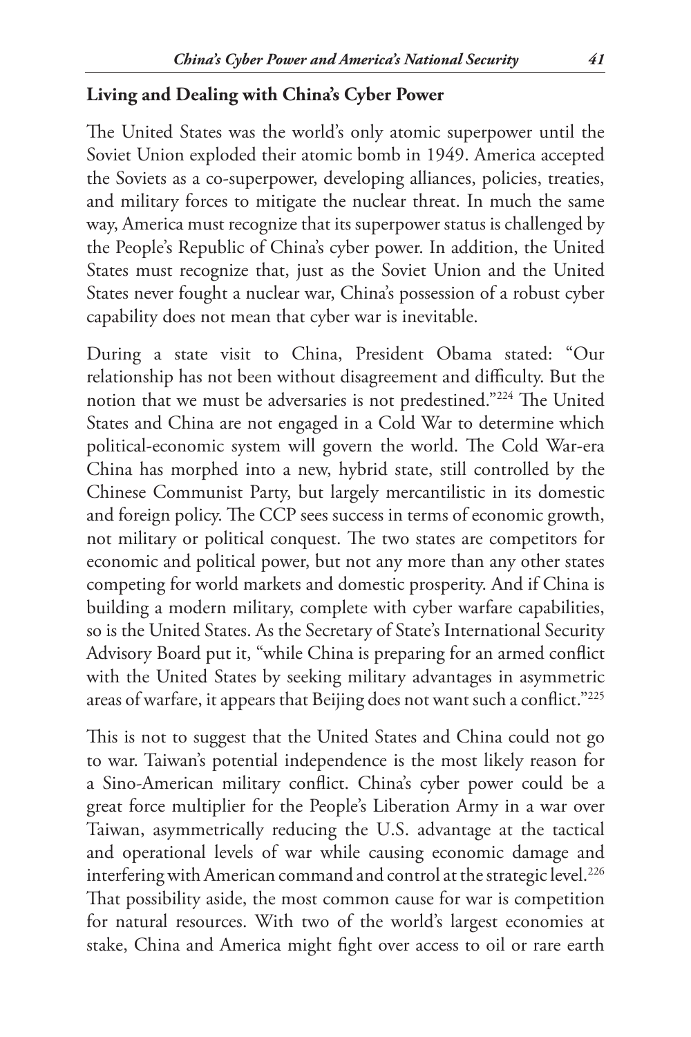## Living and Dealing with China's Cyber Power

The United States was the world's only atomic superpower until the Soviet Union exploded their atomic bomb in 1949. America accepted the Soviets as a co-superpower, developing alliances, policies, treaties, and military forces to mitigate the nuclear threat. In much the same way, America must recognize that its superpower status is challenged by the People's Republic of China's cyber power. In addition, the United States must recognize that, just as the Soviet Union and the United States never fought a nuclear war, China's possession of a robust cyber capability does not mean that cyber war is inevitable.

During a state visit to China, President Obama stated: "Our relationship has not been without disagreement and difficulty. But the notion that we must be adversaries is not predestined."[224] The United States and China are not engaged in a Cold War to determine which political-economic system will govern the world. The Cold War-era China has morphed into a new, hybrid state, still controlled by the Chinese Communist Party, but largely mercantilistic in its domestic and foreign policy. The CCP sees success in terms of economic growth, not military or political conquest. The two states are competitors for economic and political power, but not any more than any other states competing for world markets and domestic prosperity. And if China is building a modern military, complete with cyber warfare capabilities, so is the United States. As the Secretary of State's International Security Advisory Board put it, "while China is preparing for an armed conflict with the United States by seeking military advantages in asymmetric areas of warfare, it appears that Beijing does not want such a conflict."[225]

This is not to suggest that the United States and China could not go to war. Taiwan's potential independence is the most likely reason for a Sino-American military conflict. China's cyber power could be a great force multiplier for the People's Liberation Army in a war over Taiwan, asymmetrically reducing the U.S. advantage at the tactical and operational levels of war while causing economic damage and interfering with American command and control at the strategic level.[226] That possibility aside, the most common cause for war is competition for natural resources. With two of the world's largest economies at stake, China and America might fight over access to oil or rare earth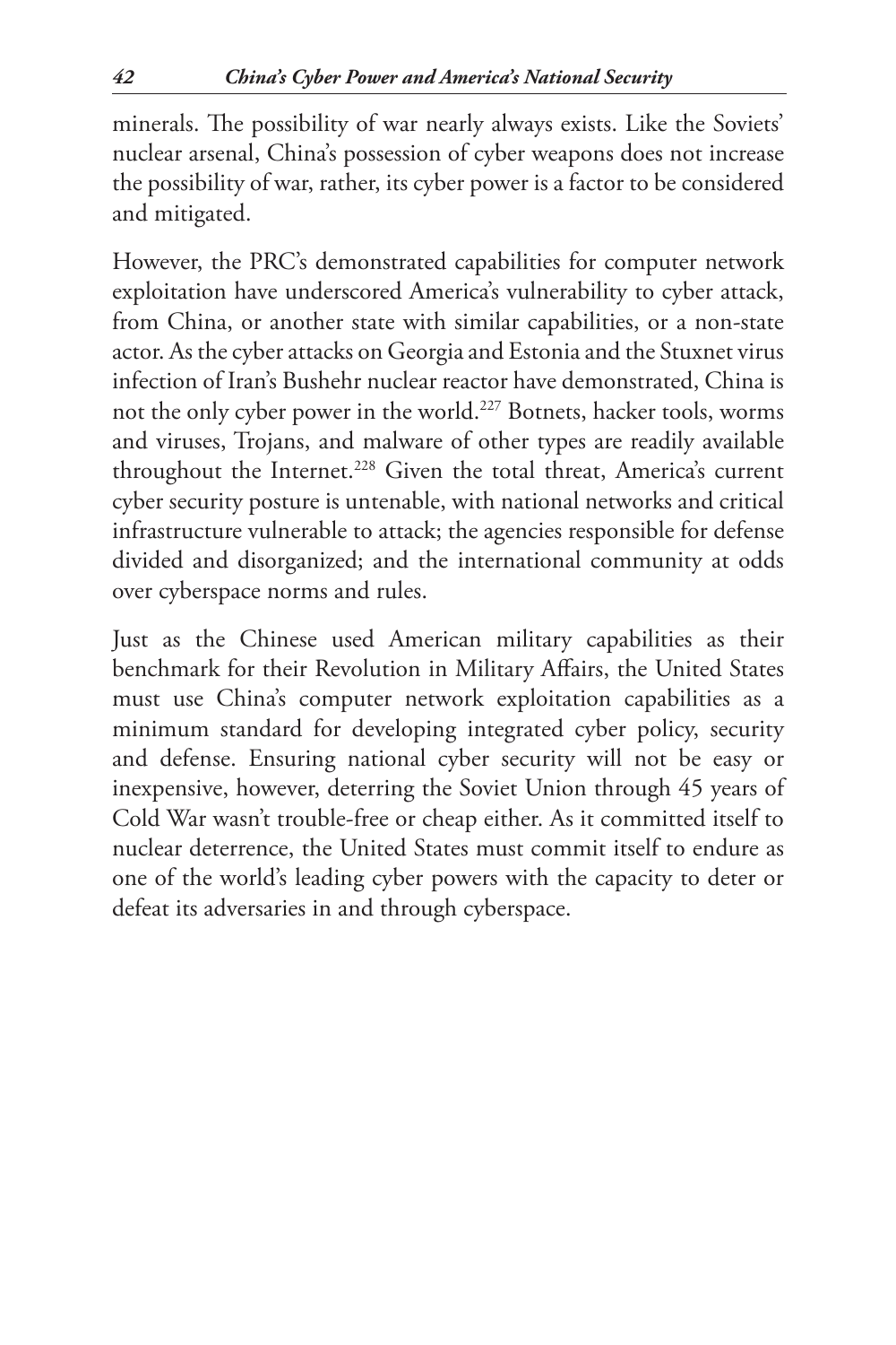minerals. The possibility of war nearly always exists. Like the Soviets' nuclear arsenal, China's possession of cyber weapons does not increase the possibility of war, rather, its cyber power is a factor to be considered and mitigated.

However, the PRC's demonstrated capabilities for computer network exploitation have underscored America's vulnerability to cyber attack, from China, or another state with similar capabilities, or a non-state actor. As the cyber attacks on Georgia and Estonia and the Stuxnet virus infection of Iran's Bushehr nuclear reactor have demonstrated, China is not the only cyber power in the world.[227] Botnets, hacker tools, worms and viruses, Trojans, and malware of other types are readily available throughout the Internet.[228] Given the total threat, America's current cyber security posture is untenable, with national networks and critical infrastructure vulnerable to attack; the agencies responsible for defense divided and disorganized; and the international community at odds over cyberspace norms and rules.

Just as the Chinese used American military capabilities as their benchmark for their Revolution in Military Affairs, the United States must use China's computer network exploitation capabilities as a minimum standard for developing integrated cyber policy, security and defense. Ensuring national cyber security will not be easy or inexpensive, however, deterring the Soviet Union through 45 years of Cold War wasn't trouble-free or cheap either. As it committed itself to nuclear deterrence, the United States must commit itself to endure as one of the world's leading cyber powers with the capacity to deter or defeat its adversaries in and through cyberspace.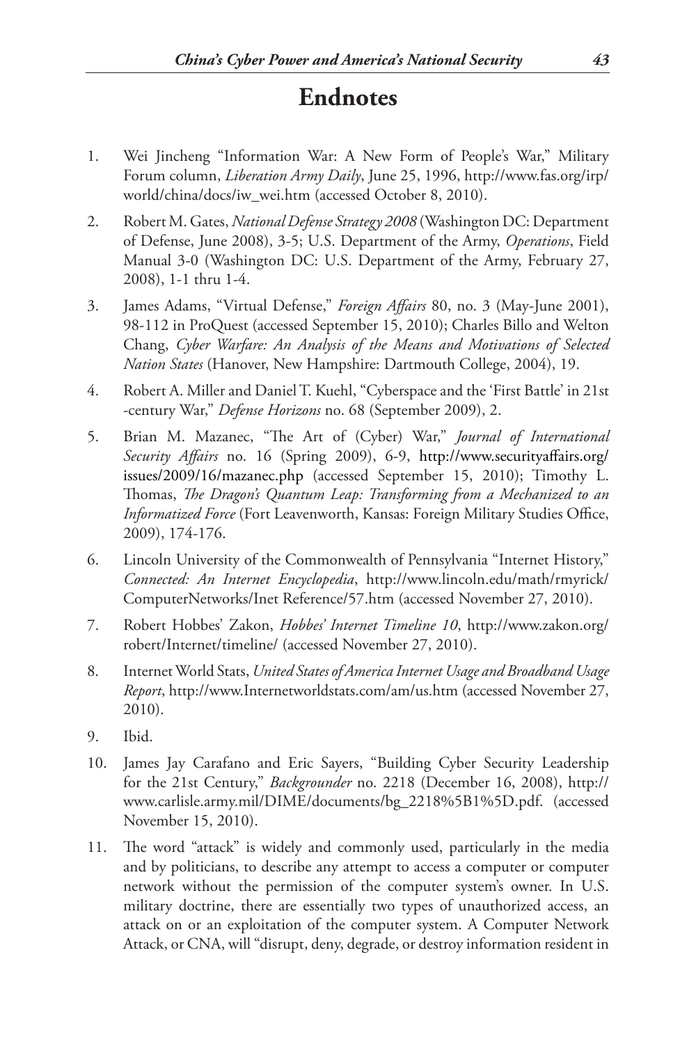## Endnotes

1. Wei Jincheng "Information War: A New Form of People's War," Military Forum column, *Liberation Army Daily*, June 25, 1996, http://www.fas.org/irp/world/china/docs/iw_wei.htm (accessed October 8, 2010).

2. Robert M. Gates, *National Defense Strategy 2008* (Washington DC: Department of Defense, June 2008), 3-5; U.S. Department of the Army, *Operations*, Field Manual 3-0 (Washington DC: U.S. Department of the Army, February 27, 2008), 1-1 thru 1-4.

3. James Adams, "Virtual Defense," *Foreign Affairs* 80, no. 3 (May-June 2001), 98-112 in ProQuest (accessed September 15, 2010); Charles Billo and Welton Chang, *Cyber Warfare: An Analysis of the Means and Motivations of Selected Nation States* (Hanover, New Hampshire: Dartmouth College, 2004), 19.

4. Robert A. Miller and Daniel T. Kuehl, "Cyberspace and the 'First Battle' in 21st -century War," *Defense Horizons* no. 68 (September 2009), 2.

5. Brian M. Mazanec, "The Art of (Cyber) War," *Journal of International Security Affairs* no. 16 (Spring 2009), 6-9, http://www.securityaffairs.org/issues/2009/16/mazanec.php (accessed September 15, 2010); Timothy L. Thomas, *The Dragon's Quantum Leap: Transforming from a Mechanized to an Informatized Force* (Fort Leavenworth, Kansas: Foreign Military Studies Office, 2009), 174-176.

6. Lincoln University of the Commonwealth of Pennsylvania "Internet History," *Connected: An Internet Encyclopedia*, http://www.lincoln.edu/math/rmyrick/ComputerNetworks/Inet Reference/57.htm (accessed November 27, 2010).

7. Robert Hobbes' Zakon, *Hobbes' Internet Timeline 10*, http://www.zakon.org/robert/Internet/timeline/ (accessed November 27, 2010).

8. Internet World Stats, *United States of America Internet Usage and Broadband Usage Report*, http://www.Internetworldstats.com/am/us.htm (accessed November 27, 2010).

9. Ibid.

10. James Jay Carafano and Eric Sayers, "Building Cyber Security Leadership for the 21st Century," *Backgrounder* no. 2218 (December 16, 2008), http://www.carlisle.army.mil/DIME/documents/bg_2218%5B1%5D.pdf. (accessed November 15, 2010).

11. The word "attack" is widely and commonly used, particularly in the media and by politicians, to describe any attempt to access a computer or computer network without the permission of the computer system's owner. In U.S. military doctrine, there are essentially two types of unauthorized access, an attack on or an exploitation of the computer system. A Computer Network Attack, or CNA, will "disrupt, deny, degrade, or destroy information resident in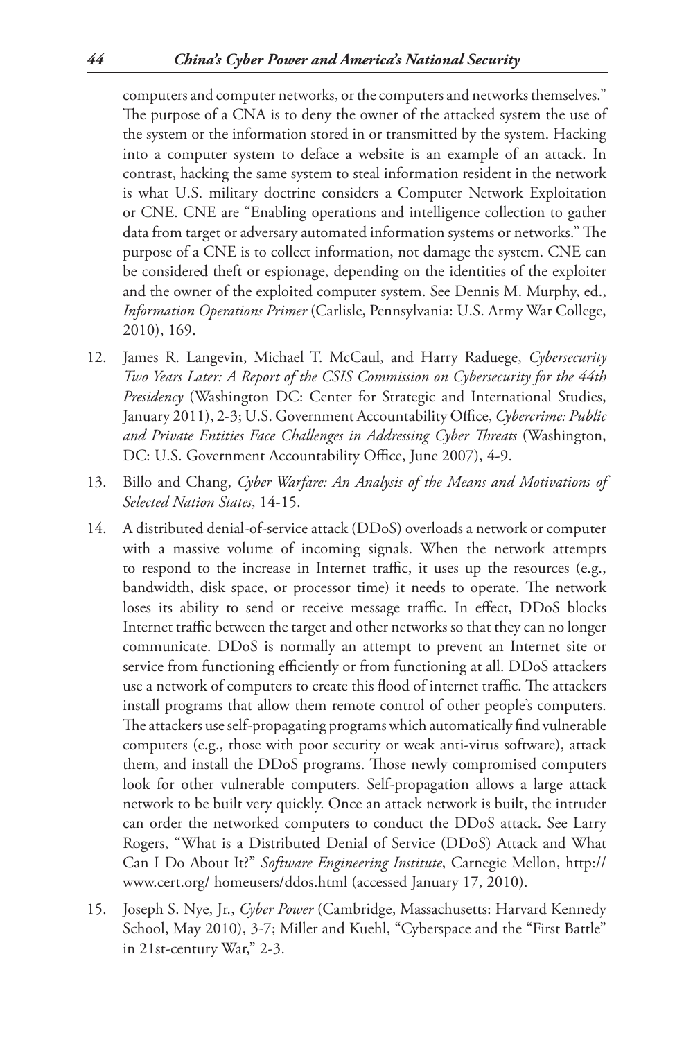computers and computer networks, or the computers and networks themselves." The purpose of a CNA is to deny the owner of the attacked system the use of the system or the information stored in or transmitted by the system. Hacking into a computer system to deface a website is an example of an attack. In contrast, hacking the same system to steal information resident in the network is what U.S. military doctrine considers a Computer Network Exploitation or CNE. CNE are "Enabling operations and intelligence collection to gather data from target or adversary automated information systems or networks." The purpose of a CNE is to collect information, not damage the system. CNE can be considered theft or espionage, depending on the identities of the exploiter and the owner of the exploited computer system. See Dennis M. Murphy, ed., *Information Operations Primer* (Carlisle, Pennsylvania: U.S. Army War College, 2010), 169.

12. James R. Langevin, Michael T. McCaul, and Harry Raduege, *Cybersecurity Two Years Later: A Report of the CSIS Commission on Cybersecurity for the 44th Presidency* (Washington DC: Center for Strategic and International Studies, January 2011), 2-3; U.S. Government Accountability Office, *Cybercrime: Public and Private Entities Face Challenges in Addressing Cyber Threats* (Washington, DC: U.S. Government Accountability Office, June 2007), 4-9.
13. Billo and Chang, *Cyber Warfare: An Analysis of the Means and Motivations of Selected Nation States*, 14-15.
14. A distributed denial-of-service attack (DDoS) overloads a network or computer with a massive volume of incoming signals. When the network attempts to respond to the increase in Internet traffic, it uses up the resources (e.g., bandwidth, disk space, or processor time) it needs to operate. The network loses its ability to send or receive message traffic. In effect, DDoS blocks Internet traffic between the target and other networks so that they can no longer communicate. DDoS is normally an attempt to prevent an Internet site or service from functioning efficiently or from functioning at all. DDoS attackers use a network of computers to create this flood of internet traffic. The attackers install programs that allow them remote control of other people's computers. The attackers use self-propagating programs which automatically find vulnerable computers (e.g., those with poor security or weak anti-virus software), attack them, and install the DDoS programs. Those newly compromised computers look for other vulnerable computers. Self-propagation allows a large attack network to be built very quickly. Once an attack network is built, the intruder can order the networked computers to conduct the DDoS attack. See Larry Rogers, "What is a Distributed Denial of Service (DDoS) Attack and What Can I Do About It?" *Software Engineering Institute*, Carnegie Mellon, http://www.cert.org/ homeusers/ddos.html (accessed January 17, 2010).
15. Joseph S. Nye, Jr., *Cyber Power* (Cambridge, Massachusetts: Harvard Kennedy School, May 2010), 3-7; Miller and Kuehl, "Cyberspace and the "First Battle" in 21st-century War," 2-3.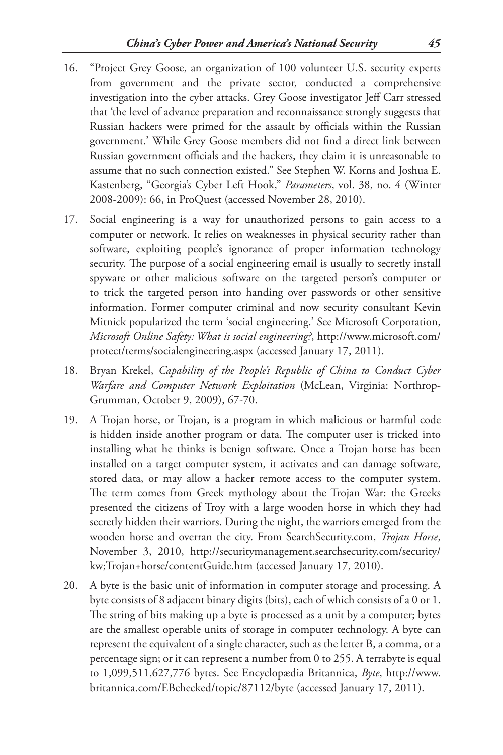16. "Project Grey Goose, an organization of 100 volunteer U.S. security experts from government and the private sector, conducted a comprehensive investigation into the cyber attacks. Grey Goose investigator Jeff Carr stressed that 'the level of advance preparation and reconnaissance strongly suggests that Russian hackers were primed for the assault by officials within the Russian government.' While Grey Goose members did not find a direct link between Russian government officials and the hackers, they claim it is unreasonable to assume that no such connection existed." See Stephen W. Korns and Joshua E. Kastenberg, "Georgia's Cyber Left Hook," *Parameters*, vol. 38, no. 4 (Winter 2008-2009): 66, in ProQuest (accessed November 28, 2010).

17. Social engineering is a way for unauthorized persons to gain access to a computer or network. It relies on weaknesses in physical security rather than software, exploiting people's ignorance of proper information technology security. The purpose of a social engineering email is usually to secretly install spyware or other malicious software on the targeted person's computer or to trick the targeted person into handing over passwords or other sensitive information. Former computer criminal and now security consultant Kevin Mitnick popularized the term 'social engineering.' See Microsoft Corporation, *Microsoft Online Safety: What is social engineering?*, http://www.microsoft.com/protect/terms/socialengineering.aspx (accessed January 17, 2011).

18. Bryan Krekel, *Capability of the People's Republic of China to Conduct Cyber Warfare and Computer Network Exploitation* (McLean, Virginia: Northrop-Grumman, October 9, 2009), 67-70.

19. A Trojan horse, or Trojan, is a program in which malicious or harmful code is hidden inside another program or data. The computer user is tricked into installing what he thinks is benign software. Once a Trojan horse has been installed on a target computer system, it activates and can damage software, stored data, or may allow a hacker remote access to the computer system. The term comes from Greek mythology about the Trojan War: the Greeks presented the citizens of Troy with a large wooden horse in which they had secretly hidden their warriors. During the night, the warriors emerged from the wooden horse and overran the city. From SearchSecurity.com, *Trojan Horse*, November 3, 2010, http://securitymanagement.searchsecurity.com/security/kw;Trojan+horse/contentGuide.htm (accessed January 17, 2010).

20. A byte is the basic unit of information in computer storage and processing. A byte consists of 8 adjacent binary digits (bits), each of which consists of a 0 or 1. The string of bits making up a byte is processed as a unit by a computer; bytes are the smallest operable units of storage in computer technology. A byte can represent the equivalent of a single character, such as the letter B, a comma, or a percentage sign; or it can represent a number from 0 to 255. A terrabyte is equal to 1,099,511,627,776 bytes. See Encyclopædia Britannica, *Byte*, http://www.britannica.com/EBchecked/topic/87112/byte (accessed January 17, 2011).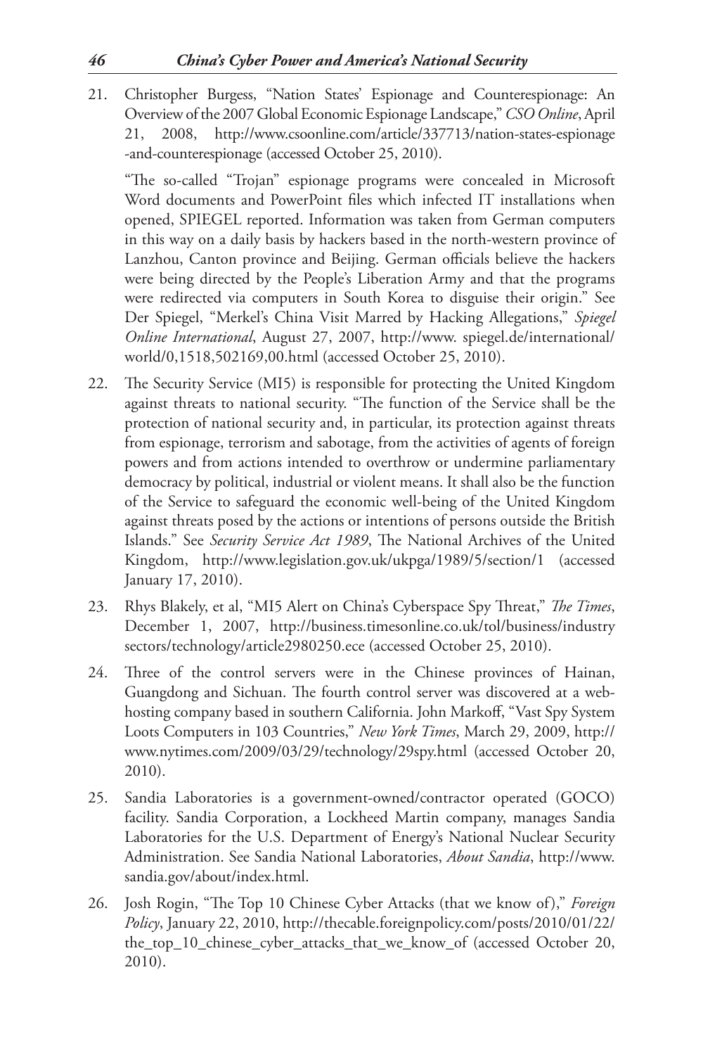21. Christopher Burgess, "Nation States' Espionage and Counterespionage: An Overview of the 2007 Global Economic Espionage Landscape," *CSO Online*, April 21, 2008, http://www.csoonline.com/article/337713/nation-states-espionage-and-counterespionage (accessed October 25, 2010).

    "The so-called "Trojan" espionage programs were concealed in Microsoft Word documents and PowerPoint files which infected IT installations when opened, SPIEGEL reported. Information was taken from German computers in this way on a daily basis by hackers based in the north-western province of Lanzhou, Canton province and Beijing. German officials believe the hackers were being directed by the People's Liberation Army and that the programs were redirected via computers in South Korea to disguise their origin." See Der Spiegel, "Merkel's China Visit Marred by Hacking Allegations," *Spiegel Online International*, August 27, 2007, http://www.spiegel.de/international/world/0,1518,502169,00.html (accessed October 25, 2010).

22. The Security Service (MI5) is responsible for protecting the United Kingdom against threats to national security. "The function of the Service shall be the protection of national security and, in particular, its protection against threats from espionage, terrorism and sabotage, from the activities of agents of foreign powers and from actions intended to overthrow or undermine parliamentary democracy by political, industrial or violent means. It shall also be the function of the Service to safeguard the economic well-being of the United Kingdom against threats posed by the actions or intentions of persons outside the British Islands." See *Security Service Act 1989*, The National Archives of the United Kingdom, http://www.legislation.gov.uk/ukpga/1989/5/section/1 (accessed January 17, 2010).

23. Rhys Blakely, et al, "MI5 Alert on China's Cyberspace Spy Threat," *The Times*, December 1, 2007, http://business.timesonline.co.uk/tol/business/industrysectors/technology/article2980250.ece (accessed October 25, 2010).

24. Three of the control servers were in the Chinese provinces of Hainan, Guangdong and Sichuan. The fourth control server was discovered at a web-hosting company based in southern California. John Markoff, "Vast Spy System Loots Computers in 103 Countries," *New York Times*, March 29, 2009, http://www.nytimes.com/2009/03/29/technology/29spy.html (accessed October 20, 2010).

25. Sandia Laboratories is a government-owned/contractor operated (GOCO) facility. Sandia Corporation, a Lockheed Martin company, manages Sandia Laboratories for the U.S. Department of Energy's National Nuclear Security Administration. See Sandia National Laboratories, *About Sandia*, http://www.sandia.gov/about/index.html.

26. Josh Rogin, "The Top 10 Chinese Cyber Attacks (that we know of)," *Foreign Policy*, January 22, 2010, http://thecable.foreignpolicy.com/posts/2010/01/22/the_top_10_chinese_cyber_attacks_that_we_know_of (accessed October 20, 2010).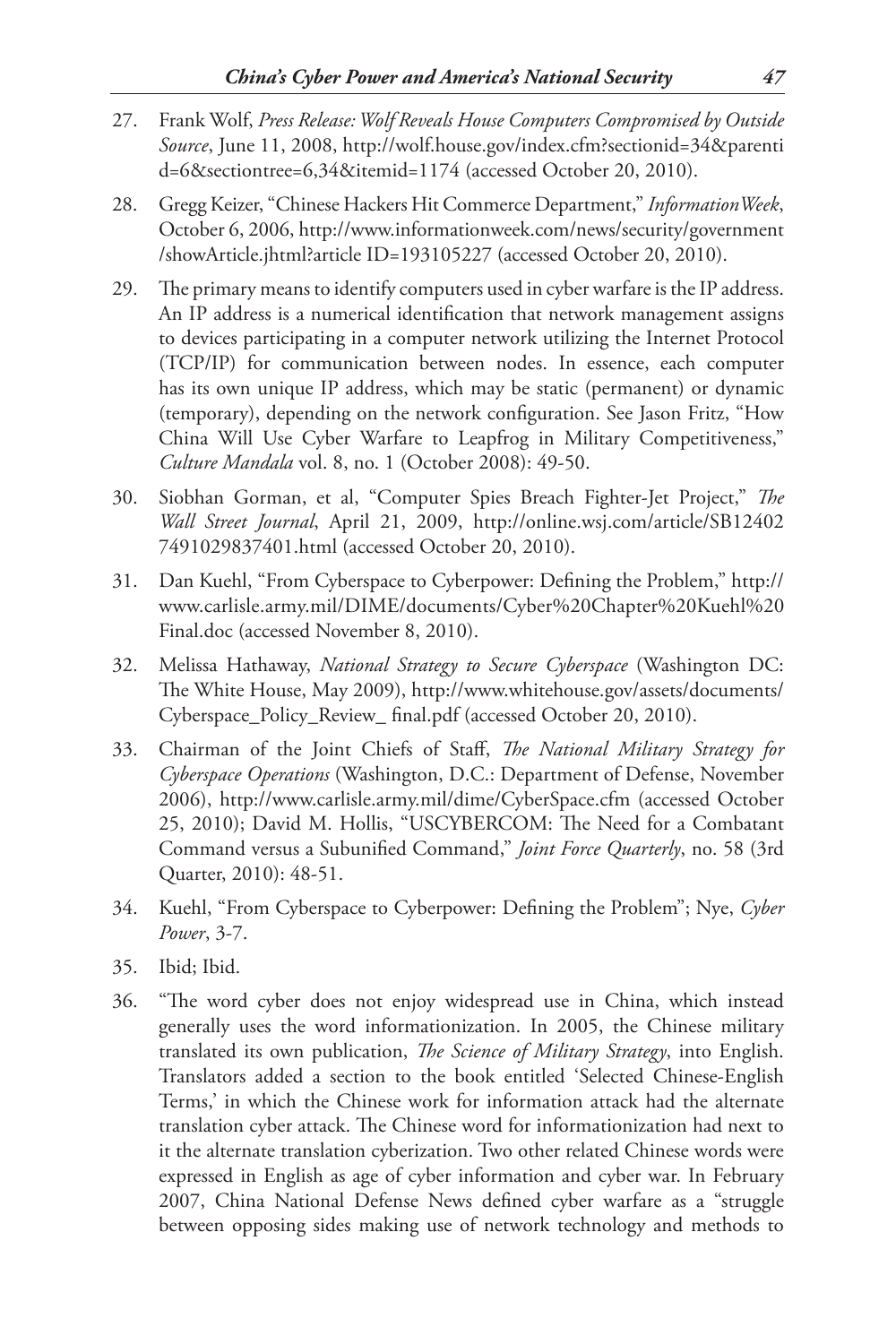27. Frank Wolf, *Press Release: Wolf Reveals House Computers Compromised by Outside Source*, June 11, 2008, http://wolf.house.gov/index.cfm?sectionid=34&parentid=6&sectiontree=6,34&itemid=1174 (accessed October 20, 2010).

28. Gregg Keizer, "Chinese Hackers Hit Commerce Department," *InformationWeek*, October 6, 2006, http://www.informationweek.com/news/security/government/showArticle.jhtml?article ID=193105227 (accessed October 20, 2010).

29. The primary means to identify computers used in cyber warfare is the IP address. An IP address is a numerical identification that network management assigns to devices participating in a computer network utilizing the Internet Protocol (TCP/IP) for communication between nodes. In essence, each computer has its own unique IP address, which may be static (permanent) or dynamic (temporary), depending on the network configuration. See Jason Fritz, "How China Will Use Cyber Warfare to Leapfrog in Military Competitiveness," *Culture Mandala* vol. 8, no. 1 (October 2008): 49-50.

30. Siobhan Gorman, et al, "Computer Spies Breach Fighter-Jet Project," *The Wall Street Journal*, April 21, 2009, http://online.wsj.com/article/SB124027491029837401.html (accessed October 20, 2010).

31. Dan Kuehl, "From Cyberspace to Cyberpower: Defining the Problem," http://www.carlisle.army.mil/DIME/documents/Cyber%20Chapter%20Kuehl%20Final.doc (accessed November 8, 2010).

32. Melissa Hathaway, *National Strategy to Secure Cyberspace* (Washington DC: The White House, May 2009), http://www.whitehouse.gov/assets/documents/Cyberspace_Policy_Review_ final.pdf (accessed October 20, 2010).

33. Chairman of the Joint Chiefs of Staff, *The National Military Strategy for Cyberspace Operations* (Washington, D.C.: Department of Defense, November 2006), http://www.carlisle.army.mil/dime/CyberSpace.cfm (accessed October 25, 2010); David M. Hollis, "USCYBERCOM: The Need for a Combatant Command versus a Subunified Command," *Joint Force Quarterly*, no. 58 (3rd Quarter, 2010): 48-51.

34. Kuehl, "From Cyberspace to Cyberpower: Defining the Problem"; Nye, *Cyber Power*, 3-7.

35. Ibid; Ibid.

36. "The word cyber does not enjoy widespread use in China, which instead generally uses the word informationization. In 2005, the Chinese military translated its own publication, *The Science of Military Strategy*, into English. Translators added a section to the book entitled 'Selected Chinese-English Terms,' in which the Chinese work for information attack had the alternate translation cyber attack. The Chinese word for informationization had next to it the alternate translation cyberization. Two other related Chinese words were expressed in English as age of cyber information and cyber war. In February 2007, China National Defense News defined cyber warfare as a "struggle between opposing sides making use of network technology and methods to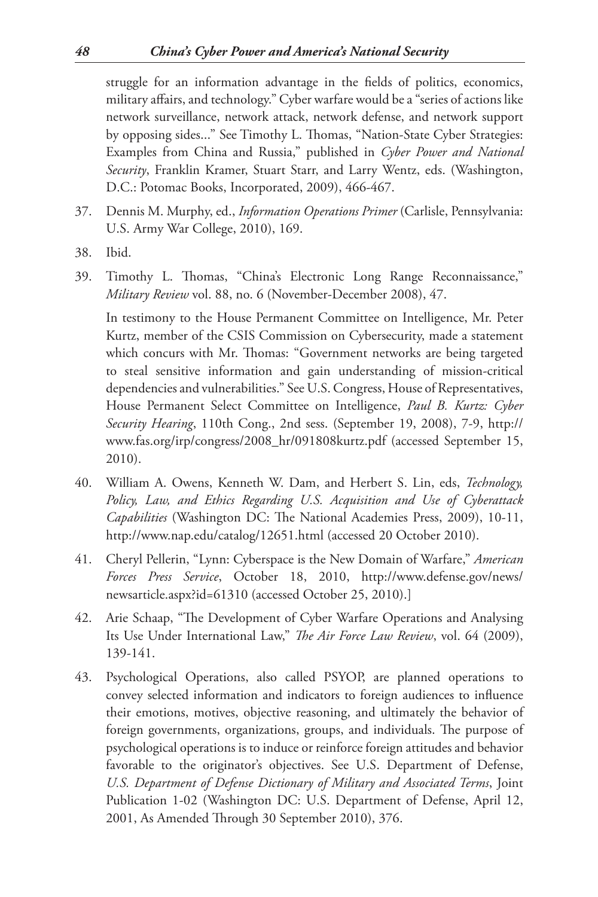struggle for an information advantage in the fields of politics, economics, military affairs, and technology." Cyber warfare would be a "series of actions like network surveillance, network attack, network defense, and network support by opposing sides..." See Timothy L. Thomas, "Nation-State Cyber Strategies: Examples from China and Russia," published in *Cyber Power and National Security*, Franklin Kramer, Stuart Starr, and Larry Wentz, eds. (Washington, D.C.: Potomac Books, Incorporated, 2009), 466-467.

37. Dennis M. Murphy, ed., *Information Operations Primer* (Carlisle, Pennsylvania: U.S. Army War College, 2010), 169.

38. Ibid.

39. Timothy L. Thomas, "China's Electronic Long Range Reconnaissance," *Military Review* vol. 88, no. 6 (November-December 2008), 47.

    In testimony to the House Permanent Committee on Intelligence, Mr. Peter Kurtz, member of the CSIS Commission on Cybersecurity, made a statement which concurs with Mr. Thomas: "Government networks are being targeted to steal sensitive information and gain understanding of mission-critical dependencies and vulnerabilities." See U.S. Congress, House of Representatives, House Permanent Select Committee on Intelligence, *Paul B. Kurtz: Cyber Security Hearing*, 110th Cong., 2nd sess. (September 19, 2008), 7-9, http://www.fas.org/irp/congress/2008_hr/091808kurtz.pdf (accessed September 15, 2010).

40. William A. Owens, Kenneth W. Dam, and Herbert S. Lin, eds, *Technology, Policy, Law, and Ethics Regarding U.S. Acquisition and Use of Cyberattack Capabilities* (Washington DC: The National Academies Press, 2009), 10-11, http://www.nap.edu/catalog/12651.html (accessed 20 October 2010).

41. Cheryl Pellerin, "Lynn: Cyberspace is the New Domain of Warfare," *American Forces Press Service*, October 18, 2010, http://www.defense.gov/news/newsarticle.aspx?id=61310 (accessed October 25, 2010).]

42. Arie Schaap, "The Development of Cyber Warfare Operations and Analysing Its Use Under International Law," *The Air Force Law Review*, vol. 64 (2009), 139-141.

43. Psychological Operations, also called PSYOP, are planned operations to convey selected information and indicators to foreign audiences to influence their emotions, motives, objective reasoning, and ultimately the behavior of foreign governments, organizations, groups, and individuals. The purpose of psychological operations is to induce or reinforce foreign attitudes and behavior favorable to the originator's objectives. See U.S. Department of Defense, *U.S. Department of Defense Dictionary of Military and Associated Terms*, Joint Publication 1-02 (Washington DC: U.S. Department of Defense, April 12, 2001, As Amended Through 30 September 2010), 376.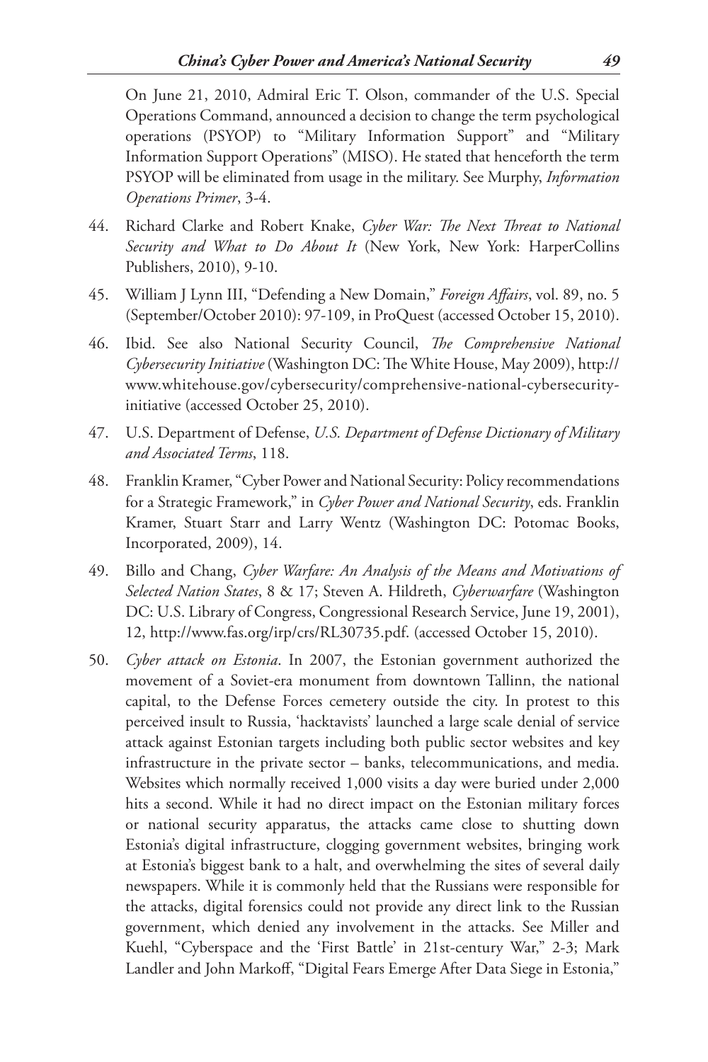On June 21, 2010, Admiral Eric T. Olson, commander of the U.S. Special Operations Command, announced a decision to change the term psychological operations (PSYOP) to "Military Information Support" and "Military Information Support Operations" (MISO). He stated that henceforth the term PSYOP will be eliminated from usage in the military. See Murphy, *Information Operations Primer*, 3-4.

44. Richard Clarke and Robert Knake, *Cyber War: The Next Threat to National Security and What to Do About It* (New York, New York: HarperCollins Publishers, 2010), 9-10.
45. William J Lynn III, "Defending a New Domain," *Foreign Affairs*, vol. 89, no. 5 (September/October 2010): 97-109, in ProQuest (accessed October 15, 2010).
46. Ibid. See also National Security Council, *The Comprehensive National Cybersecurity Initiative* (Washington DC: The White House, May 2009), http://www.whitehouse.gov/cybersecurity/comprehensive-national-cybersecurity-initiative (accessed October 25, 2010).
47. U.S. Department of Defense, *U.S. Department of Defense Dictionary of Military and Associated Terms*, 118.
48. Franklin Kramer, "Cyber Power and National Security: Policy recommendations for a Strategic Framework," in *Cyber Power and National Security*, eds. Franklin Kramer, Stuart Starr and Larry Wentz (Washington DC: Potomac Books, Incorporated, 2009), 14.
49. Billo and Chang, *Cyber Warfare: An Analysis of the Means and Motivations of Selected Nation States*, 8 & 17; Steven A. Hildreth, *Cyberwarfare* (Washington DC: U.S. Library of Congress, Congressional Research Service, June 19, 2001), 12, http://www.fas.org/irp/crs/RL30735.pdf. (accessed October 15, 2010).
50. *Cyber attack on Estonia*. In 2007, the Estonian government authorized the movement of a Soviet-era monument from downtown Tallinn, the national capital, to the Defense Forces cemetery outside the city. In protest to this perceived insult to Russia, 'hacktavists' launched a large scale denial of service attack against Estonian targets including both public sector websites and key infrastructure in the private sector – banks, telecommunications, and media. Websites which normally received 1,000 visits a day were buried under 2,000 hits a second. While it had no direct impact on the Estonian military forces or national security apparatus, the attacks came close to shutting down Estonia's digital infrastructure, clogging government websites, bringing work at Estonia's biggest bank to a halt, and overwhelming the sites of several daily newspapers. While it is commonly held that the Russians were responsible for the attacks, digital forensics could not provide any direct link to the Russian government, which denied any involvement in the attacks. See Miller and Kuehl, "Cyberspace and the 'First Battle' in 21st-century War," 2-3; Mark Landler and John Markoff, "Digital Fears Emerge After Data Siege in Estonia,"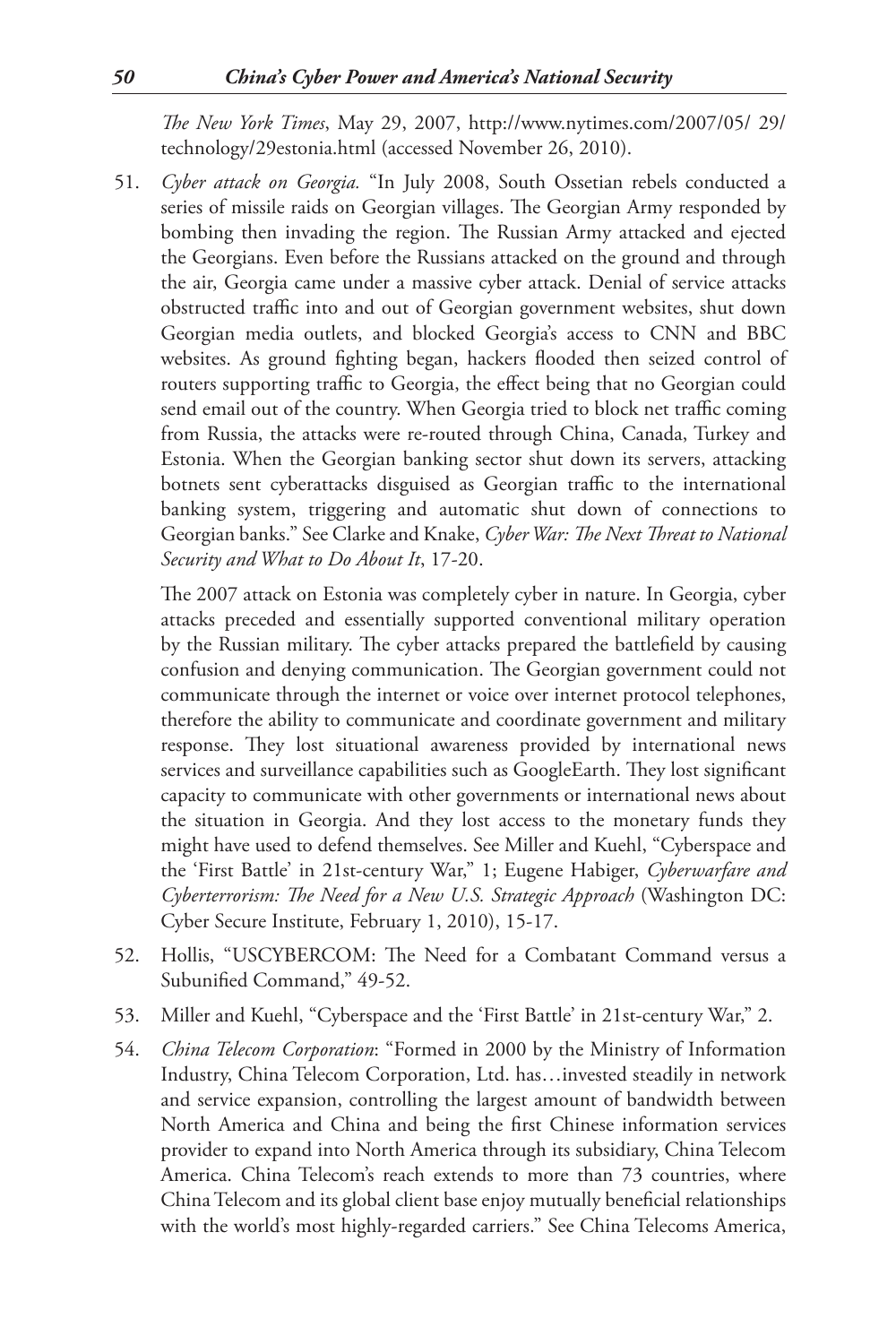*The New York Times*, May 29, 2007, http://www.nytimes.com/2007/05/ 29/ technology/29estonia.html (accessed November 26, 2010).

51. *Cyber attack on Georgia.* "In July 2008, South Ossetian rebels conducted a series of missile raids on Georgian villages. The Georgian Army responded by bombing then invading the region. The Russian Army attacked and ejected the Georgians. Even before the Russians attacked on the ground and through the air, Georgia came under a massive cyber attack. Denial of service attacks obstructed traffic into and out of Georgian government websites, shut down Georgian media outlets, and blocked Georgia's access to CNN and BBC websites. As ground fighting began, hackers flooded then seized control of routers supporting traffic to Georgia, the effect being that no Georgian could send email out of the country. When Georgia tried to block net traffic coming from Russia, the attacks were re-routed through China, Canada, Turkey and Estonia. When the Georgian banking sector shut down its servers, attacking botnets sent cyberattacks disguised as Georgian traffic to the international banking system, triggering and automatic shut down of connections to Georgian banks." See Clarke and Knake, *Cyber War: The Next Threat to National Security and What to Do About It*, 17-20.

    The 2007 attack on Estonia was completely cyber in nature. In Georgia, cyber attacks preceded and essentially supported conventional military operation by the Russian military. The cyber attacks prepared the battlefield by causing confusion and denying communication. The Georgian government could not communicate through the internet or voice over internet protocol telephones, therefore the ability to communicate and coordinate government and military response. They lost situational awareness provided by international news services and surveillance capabilities such as GoogleEarth. They lost significant capacity to communicate with other governments or international news about the situation in Georgia. And they lost access to the monetary funds they might have used to defend themselves. See Miller and Kuehl, "Cyberspace and the 'First Battle' in 21st-century War," 1; Eugene Habiger, *Cyberwarfare and Cyberterrorism: The Need for a New U.S. Strategic Approach* (Washington DC: Cyber Secure Institute, February 1, 2010), 15-17.

52. Hollis, "USCYBERCOM: The Need for a Combatant Command versus a Subunified Command," 49-52.

53. Miller and Kuehl, "Cyberspace and the 'First Battle' in 21st-century War," 2.

54. *China Telecom Corporation*: "Formed in 2000 by the Ministry of Information Industry, China Telecom Corporation, Ltd. has…invested steadily in network and service expansion, controlling the largest amount of bandwidth between North America and China and being the first Chinese information services provider to expand into North America through its subsidiary, China Telecom America. China Telecom's reach extends to more than 73 countries, where China Telecom and its global client base enjoy mutually beneficial relationships with the world's most highly-regarded carriers." See China Telecoms America,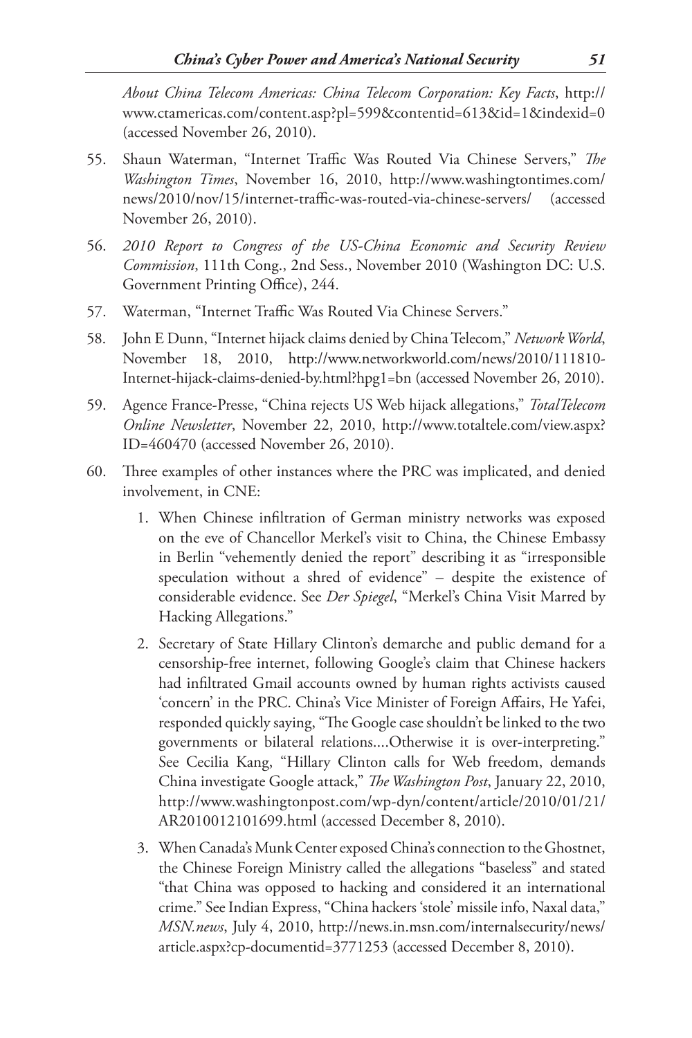*About China Telecom Americas: China Telecom Corporation: Key Facts*, http://www.ctamericas.com/content.asp?pl=599&contentid=613&id=1&indexid=0 (accessed November 26, 2010).

55. Shaun Waterman, "Internet Traffic Was Routed Via Chinese Servers," *The Washington Times*, November 16, 2010, http://www.washingtontimes.com/news/2010/nov/15/internet-traffic-was-routed-via-chinese-servers/ (accessed November 26, 2010).

56. *2010 Report to Congress of the US-China Economic and Security Review Commission*, 111th Cong., 2nd Sess., November 2010 (Washington DC: U.S. Government Printing Office), 244.

57. Waterman, "Internet Traffic Was Routed Via Chinese Servers."

58. John E Dunn, "Internet hijack claims denied by China Telecom," *Network World*, November 18, 2010, http://www.networkworld.com/news/2010/111810-Internet-hijack-claims-denied-by.html?hpg1=bn (accessed November 26, 2010).

59. Agence France-Presse, "China rejects US Web hijack allegations," *TotalTelecom Online Newsletter*, November 22, 2010, http://www.totaltele.com/view.aspx?ID=460470 (accessed November 26, 2010).

60. Three examples of other instances where the PRC was implicated, and denied involvement, in CNE:

    1. When Chinese infiltration of German ministry networks was exposed on the eve of Chancellor Merkel's visit to China, the Chinese Embassy in Berlin "vehemently denied the report" describing it as "irresponsible speculation without a shred of evidence" – despite the existence of considerable evidence. See *Der Spiegel*, "Merkel's China Visit Marred by Hacking Allegations."
    2. Secretary of State Hillary Clinton's demarche and public demand for a censorship-free internet, following Google's claim that Chinese hackers had infiltrated Gmail accounts owned by human rights activists caused 'concern' in the PRC. China's Vice Minister of Foreign Affairs, He Yafei, responded quickly saying, "The Google case shouldn't be linked to the two governments or bilateral relations....Otherwise it is over-interpreting." See Cecilia Kang, "Hillary Clinton calls for Web freedom, demands China investigate Google attack," *The Washington Post*, January 22, 2010, http://www.washingtonpost.com/wp-dyn/content/article/2010/01/21/AR2010012101699.html (accessed December 8, 2010).
    3. When Canada's Munk Center exposed China's connection to the Ghostnet, the Chinese Foreign Ministry called the allegations "baseless" and stated "that China was opposed to hacking and considered it an international crime." See Indian Express, "China hackers 'stole' missile info, Naxal data," *MSN.news*, July 4, 2010, http://news.in.msn.com/internalsecurity/news/article.aspx?cp-documentid=3771253 (accessed December 8, 2010).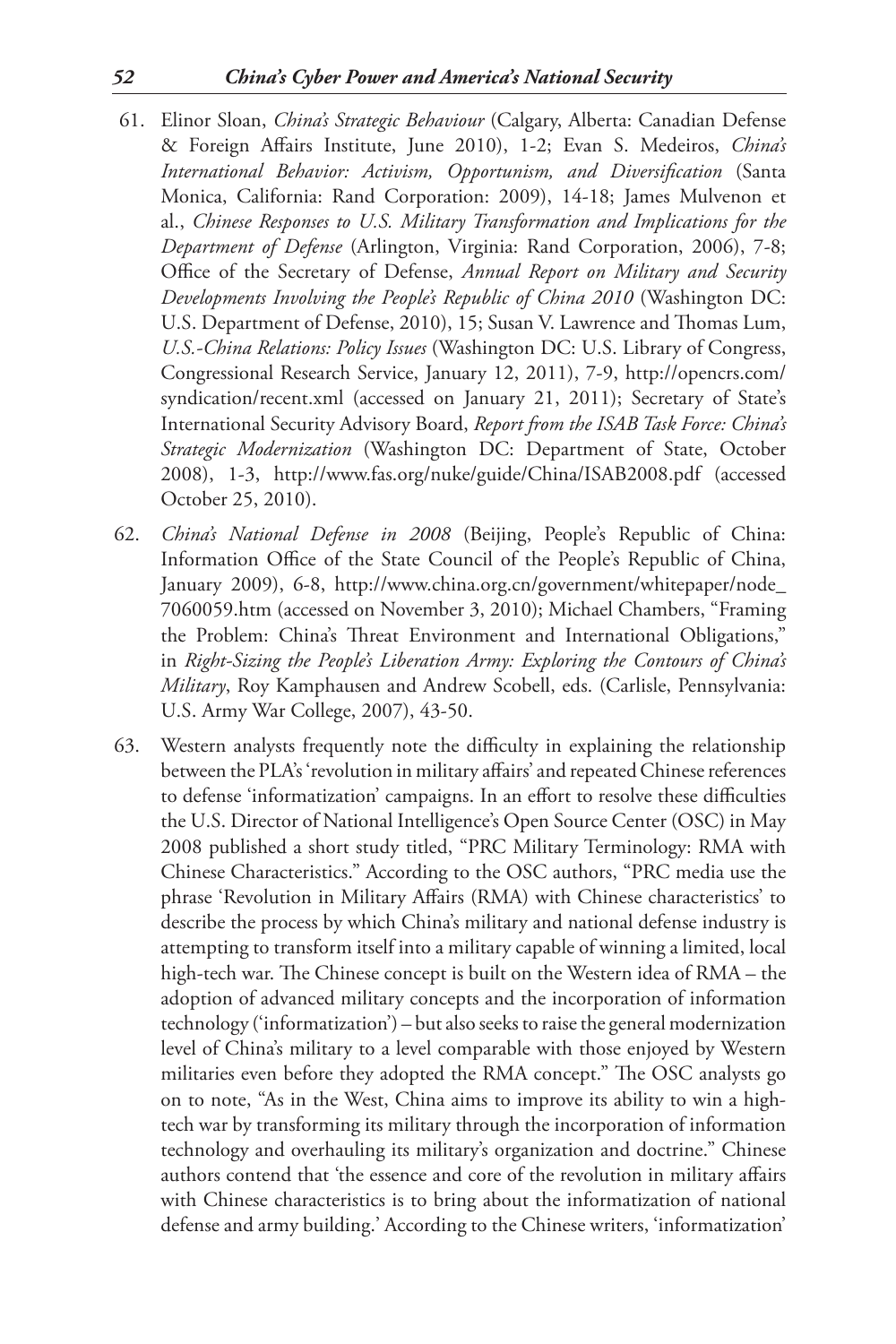61. Elinor Sloan, *China's Strategic Behaviour* (Calgary, Alberta: Canadian Defense & Foreign Affairs Institute, June 2010), 1-2; Evan S. Medeiros, *China's International Behavior: Activism, Opportunism, and Diversification* (Santa Monica, California: Rand Corporation: 2009), 14-18; James Mulvenon et al., *Chinese Responses to U.S. Military Transformation and Implications for the Department of Defense* (Arlington, Virginia: Rand Corporation, 2006), 7-8; Office of the Secretary of Defense, *Annual Report on Military and Security Developments Involving the People's Republic of China 2010* (Washington DC: U.S. Department of Defense, 2010), 15; Susan V. Lawrence and Thomas Lum, *U.S.-China Relations: Policy Issues* (Washington DC: U.S. Library of Congress, Congressional Research Service, January 12, 2011), 7-9, http://opencrs.com/syndication/recent.xml (accessed on January 21, 2011); Secretary of State's International Security Advisory Board, *Report from the ISAB Task Force: China's Strategic Modernization* (Washington DC: Department of State, October 2008), 1-3, http://www.fas.org/nuke/guide/China/ISAB2008.pdf (accessed October 25, 2010).

62. *China's National Defense in 2008* (Beijing, People's Republic of China: Information Office of the State Council of the People's Republic of China, January 2009), 6-8, http://www.china.org.cn/government/whitepaper/node_7060059.htm (accessed on November 3, 2010); Michael Chambers, "Framing the Problem: China's Threat Environment and International Obligations," in *Right-Sizing the People's Liberation Army: Exploring the Contours of China's Military*, Roy Kamphausen and Andrew Scobell, eds. (Carlisle, Pennsylvania: U.S. Army War College, 2007), 43-50.

63. Western analysts frequently note the difficulty in explaining the relationship between the PLA's 'revolution in military affairs' and repeated Chinese references to defense 'informatization' campaigns. In an effort to resolve these difficulties the U.S. Director of National Intelligence's Open Source Center (OSC) in May 2008 published a short study titled, "PRC Military Terminology: RMA with Chinese Characteristics." According to the OSC authors, "PRC media use the phrase 'Revolution in Military Affairs (RMA) with Chinese characteristics' to describe the process by which China's military and national defense industry is attempting to transform itself into a military capable of winning a limited, local high-tech war. The Chinese concept is built on the Western idea of RMA – the adoption of advanced military concepts and the incorporation of information technology ('informatization') – but also seeks to raise the general modernization level of China's military to a level comparable with those enjoyed by Western militaries even before they adopted the RMA concept." The OSC analysts go on to note, "As in the West, China aims to improve its ability to win a high-tech war by transforming its military through the incorporation of information technology and overhauling its military's organization and doctrine." Chinese authors contend that 'the essence and core of the revolution in military affairs with Chinese characteristics is to bring about the informatization of national defense and army building.' According to the Chinese writers, 'informatization'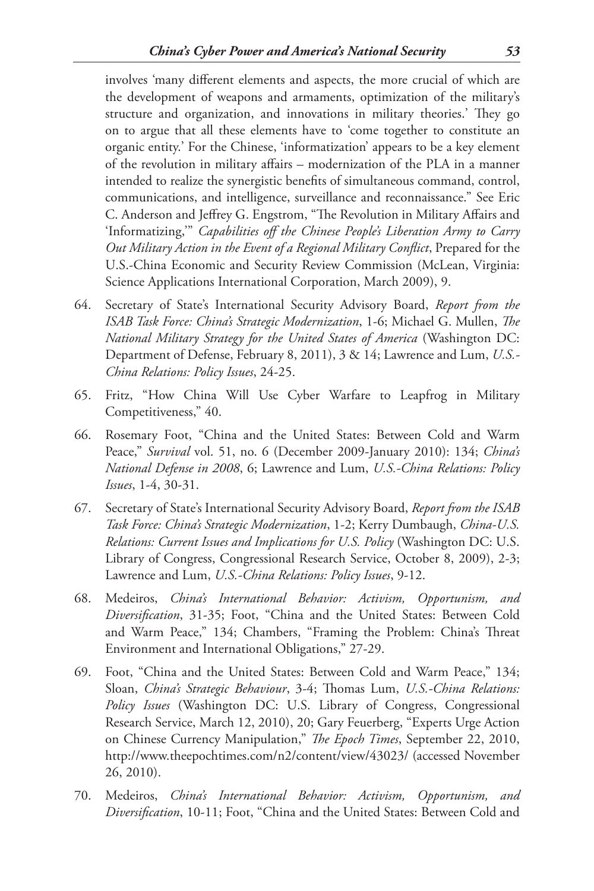involves 'many different elements and aspects, the more crucial of which are the development of weapons and armaments, optimization of the military's structure and organization, and innovations in military theories.' They go on to argue that all these elements have to 'come together to constitute an organic entity.' For the Chinese, 'informatization' appears to be a key element of the revolution in military affairs – modernization of the PLA in a manner intended to realize the synergistic benefits of simultaneous command, control, communications, and intelligence, surveillance and reconnaissance." See Eric C. Anderson and Jeffrey G. Engstrom, "The Revolution in Military Affairs and 'Informatizing,'" *Capabilities off the Chinese People's Liberation Army to Carry Out Military Action in the Event of a Regional Military Conflict*, Prepared for the U.S.-China Economic and Security Review Commission (McLean, Virginia: Science Applications International Corporation, March 2009), 9.

64. Secretary of State's International Security Advisory Board, *Report from the ISAB Task Force: China's Strategic Modernization*, 1-6; Michael G. Mullen, *The National Military Strategy for the United States of America* (Washington DC: Department of Defense, February 8, 2011), 3 & 14; Lawrence and Lum, *U.S.-China Relations: Policy Issues*, 24-25.

65. Fritz, "How China Will Use Cyber Warfare to Leapfrog in Military Competitiveness," 40.

66. Rosemary Foot, "China and the United States: Between Cold and Warm Peace," *Survival* vol. 51, no. 6 (December 2009-January 2010): 134; *China's National Defense in 2008*, 6; Lawrence and Lum, *U.S.-China Relations: Policy Issues*, 1-4, 30-31.

67. Secretary of State's International Security Advisory Board, *Report from the ISAB Task Force: China's Strategic Modernization*, 1-2; Kerry Dumbaugh, *China-U.S. Relations: Current Issues and Implications for U.S. Policy* (Washington DC: U.S. Library of Congress, Congressional Research Service, October 8, 2009), 2-3; Lawrence and Lum, *U.S.-China Relations: Policy Issues*, 9-12.

68. Medeiros, *China's International Behavior: Activism, Opportunism, and Diversification*, 31-35; Foot, "China and the United States: Between Cold and Warm Peace," 134; Chambers, "Framing the Problem: China's Threat Environment and International Obligations," 27-29.

69. Foot, "China and the United States: Between Cold and Warm Peace," 134; Sloan, *China's Strategic Behaviour*, 3-4; Thomas Lum, *U.S.-China Relations: Policy Issues* (Washington DC: U.S. Library of Congress, Congressional Research Service, March 12, 2010), 20; Gary Feuerberg, "Experts Urge Action on Chinese Currency Manipulation," *The Epoch Times*, September 22, 2010, http://www.theepochtimes.com/n2/content/view/43023/ (accessed November 26, 2010).

70. Medeiros, *China's International Behavior: Activism, Opportunism, and Diversification*, 10-11; Foot, "China and the United States: Between Cold and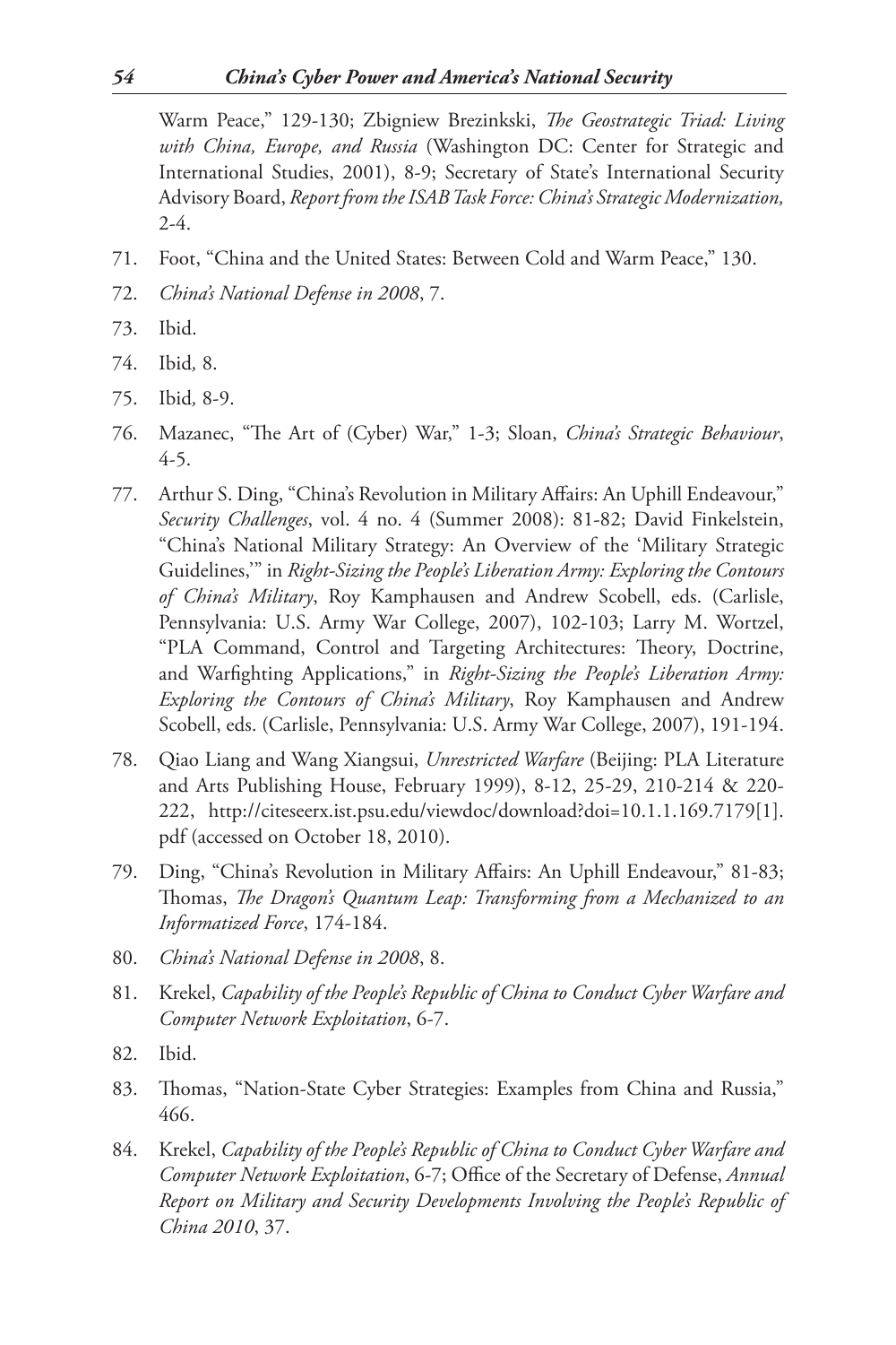Warm Peace," 129-130; Zbigniew Brezinkski, *The Geostrategic Triad: Living with China, Europe, and Russia* (Washington DC: Center for Strategic and International Studies, 2001), 8-9; Secretary of State's International Security Advisory Board, *Report from the ISAB Task Force: China's Strategic Modernization,* 2-4.

71. Foot, "China and the United States: Between Cold and Warm Peace," 130.
72. *China's National Defense in 2008*, 7.
73. Ibid.
74. Ibid, 8.
75. Ibid, 8-9.
76. Mazanec, "The Art of (Cyber) War," 1-3; Sloan, *China's Strategic Behaviour*, 4-5.
77. Arthur S. Ding, "China's Revolution in Military Affairs: An Uphill Endeavour," *Security Challenges*, vol. 4 no. 4 (Summer 2008): 81-82; David Finkelstein, "China's National Military Strategy: An Overview of the 'Military Strategic Guidelines,'" in *Right-Sizing the People's Liberation Army: Exploring the Contours of China's Military*, Roy Kamphausen and Andrew Scobell, eds. (Carlisle, Pennsylvania: U.S. Army War College, 2007), 102-103; Larry M. Wortzel, "PLA Command, Control and Targeting Architectures: Theory, Doctrine, and Warfighting Applications," in *Right-Sizing the People's Liberation Army: Exploring the Contours of China's Military*, Roy Kamphausen and Andrew Scobell, eds. (Carlisle, Pennsylvania: U.S. Army War College, 2007), 191-194.
78. Qiao Liang and Wang Xiangsui, *Unrestricted Warfare* (Beijing: PLA Literature and Arts Publishing House, February 1999), 8-12, 25-29, 210-214 & 220-222, http://citeseerx.ist.psu.edu/viewdoc/download?doi=10.1.1.169.7179[1].pdf (accessed on October 18, 2010).
79. Ding, "China's Revolution in Military Affairs: An Uphill Endeavour," 81-83; Thomas, *The Dragon's Quantum Leap: Transforming from a Mechanized to an Informatized Force*, 174-184.
80. *China's National Defense in 2008*, 8.
81. Krekel, *Capability of the People's Republic of China to Conduct Cyber Warfare and Computer Network Exploitation*, 6-7.
82. Ibid.
83. Thomas, "Nation-State Cyber Strategies: Examples from China and Russia," 466.
84. Krekel, *Capability of the People's Republic of China to Conduct Cyber Warfare and Computer Network Exploitation*, 6-7; Office of the Secretary of Defense, *Annual Report on Military and Security Developments Involving the People's Republic of China 2010*, 37.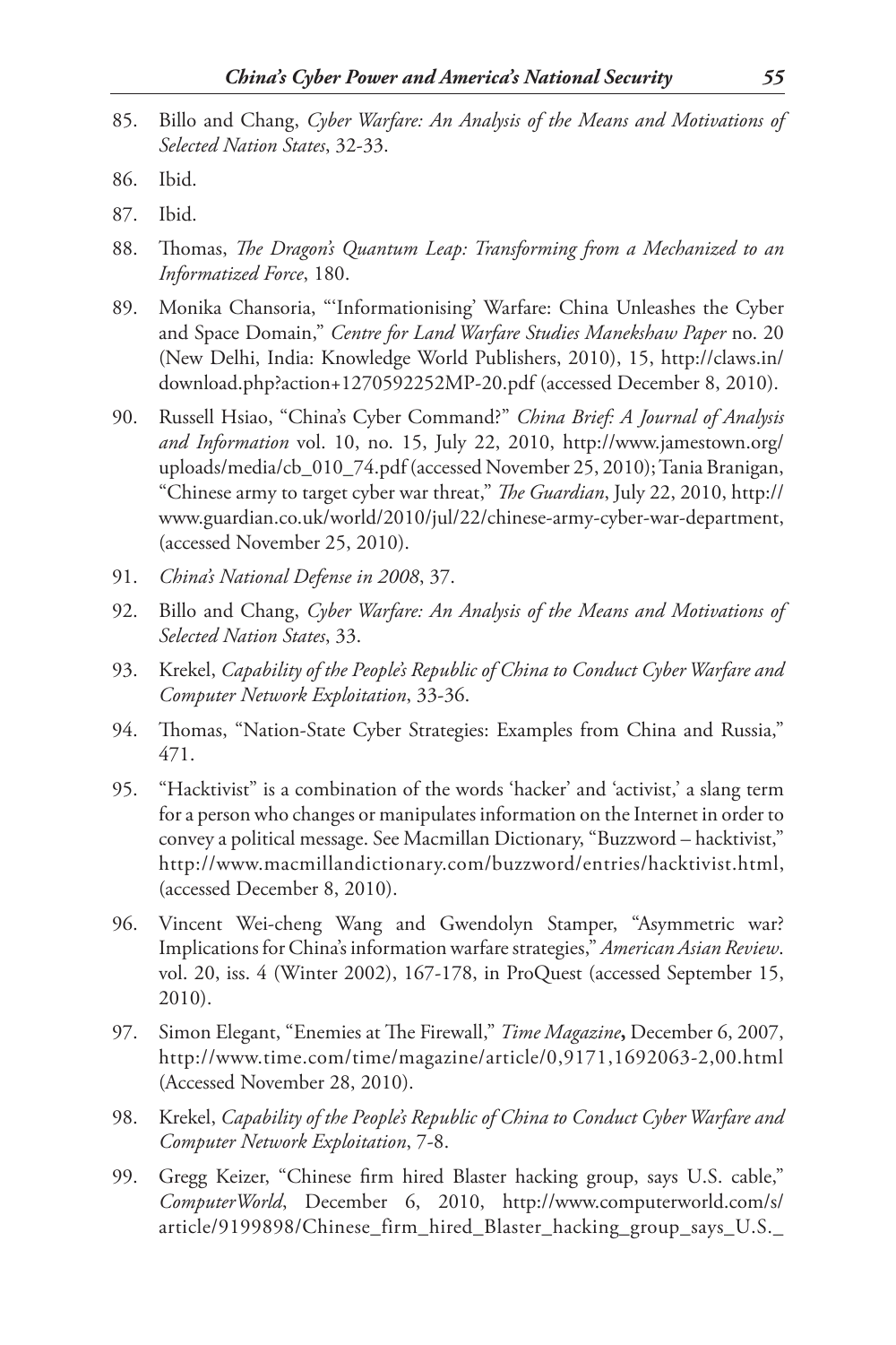85. Billo and Chang, *Cyber Warfare: An Analysis of the Means and Motivations of Selected Nation States*, 32-33.
86. Ibid.
87. Ibid.
88. Thomas, *The Dragon's Quantum Leap: Transforming from a Mechanized to an Informatized Force*, 180.
89. Monika Chansoria, "'Informationising' Warfare: China Unleashes the Cyber and Space Domain," *Centre for Land Warfare Studies Manekshaw Paper* no. 20 (New Delhi, India: Knowledge World Publishers, 2010), 15, http://claws.in/download.php?action+1270592252MP-20.pdf (accessed December 8, 2010).
90. Russell Hsiao, "China's Cyber Command?" *China Brief: A Journal of Analysis and Information* vol. 10, no. 15, July 22, 2010, http://www.jamestown.org/uploads/media/cb_010_74.pdf (accessed November 25, 2010); Tania Branigan, "Chinese army to target cyber war threat," *The Guardian*, July 22, 2010, http://www.guardian.co.uk/world/2010/jul/22/chinese-army-cyber-war-department, (accessed November 25, 2010).
91. *China's National Defense in 2008*, 37.
92. Billo and Chang, *Cyber Warfare: An Analysis of the Means and Motivations of Selected Nation States*, 33.
93. Krekel, *Capability of the People's Republic of China to Conduct Cyber Warfare and Computer Network Exploitation*, 33-36.
94. Thomas, "Nation-State Cyber Strategies: Examples from China and Russia," 471.
95. "Hacktivist" is a combination of the words 'hacker' and 'activist,' a slang term for a person who changes or manipulates information on the Internet in order to convey a political message. See Macmillan Dictionary, "Buzzword – hacktivist," http://www.macmillandictionary.com/buzzword/entries/hacktivist.html, (accessed December 8, 2010).
96. Vincent Wei-cheng Wang and Gwendolyn Stamper, "Asymmetric war? Implications for China's information warfare strategies," *American Asian Review*. vol. 20, iss. 4 (Winter 2002), 167-178, in ProQuest (accessed September 15, 2010).
97. Simon Elegant, "Enemies at The Firewall," *Time Magazine***,** December 6, 2007, http://www.time.com/time/magazine/article/0,9171,1692063-2,00.html (Accessed November 28, 2010).
98. Krekel, *Capability of the People's Republic of China to Conduct Cyber Warfare and Computer Network Exploitation*, 7-8.
99. Gregg Keizer, "Chinese firm hired Blaster hacking group, says U.S. cable," *ComputerWorld*, December 6, 2010, http://www.computerworld.com/s/article/9199898/Chinese_firm_hired_Blaster_hacking_group_says_U.S._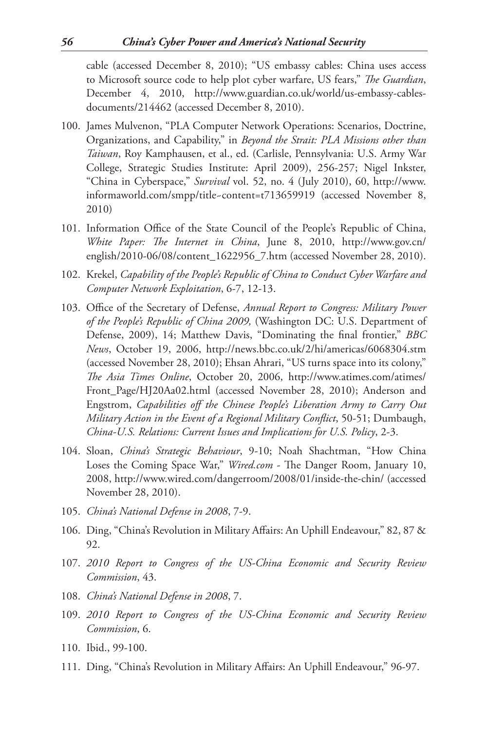cable (accessed December 8, 2010); "US embassy cables: China uses access to Microsoft source code to help plot cyber warfare, US fears," *The Guardian*, December 4, 2010, http://www.guardian.co.uk/world/us-embassy-cables-documents/214462 (accessed December 8, 2010).

100. James Mulvenon, "PLA Computer Network Operations: Scenarios, Doctrine, Organizations, and Capability," in *Beyond the Strait: PLA Missions other than Taiwan*, Roy Kamphausen, et al., ed. (Carlisle, Pennsylvania: U.S. Army War College, Strategic Studies Institute: April 2009), 256-257; Nigel Inkster, "China in Cyberspace," *Survival* vol. 52, no. 4 (July 2010), 60, http://www.informaworld.com/smpp/title~content=t713659919 (accessed November 8, 2010)

101. Information Office of the State Council of the People's Republic of China, *White Paper: The Internet in China*, June 8, 2010, http://www.gov.cn/english/2010-06/08/content_1622956_7.htm (accessed November 28, 2010).

102. Krekel, *Capability of the People's Republic of China to Conduct Cyber Warfare and Computer Network Exploitation*, 6-7, 12-13.

103. Office of the Secretary of Defense, *Annual Report to Congress: Military Power of the People's Republic of China 2009,* (Washington DC: U.S. Department of Defense, 2009), 14; Matthew Davis, "Dominating the final frontier," *BBC News*, October 19, 2006, http://news.bbc.co.uk/2/hi/americas/6068304.stm (accessed November 28, 2010); Ehsan Ahrari, "US turns space into its colony," *The Asia Times Online*, October 20, 2006, http://www.atimes.com/atimes/Front_Page/HJ20Aa02.html (accessed November 28, 2010); Anderson and Engstrom, *Capabilities off the Chinese People's Liberation Army to Carry Out Military Action in the Event of a Regional Military Conflict*, 50-51; Dumbaugh, *China-U.S. Relations: Current Issues and Implications for U.S. Policy*, 2-3.

104. Sloan, *China's Strategic Behaviour*, 9-10; Noah Shachtman, "How China Loses the Coming Space War," *Wired.com* - The Danger Room, January 10, 2008, http://www.wired.com/dangerroom/2008/01/inside-the-chin/ (accessed November 28, 2010).

105. *China's National Defense in 2008*, 7-9.

106. Ding, "China's Revolution in Military Affairs: An Uphill Endeavour," 82, 87 & 92.

107. *2010 Report to Congress of the US-China Economic and Security Review Commission*, 43.

108. *China's National Defense in 2008*, 7.

109. *2010 Report to Congress of the US-China Economic and Security Review Commission*, 6.

110. Ibid., 99-100.

111. Ding, "China's Revolution in Military Affairs: An Uphill Endeavour," 96-97.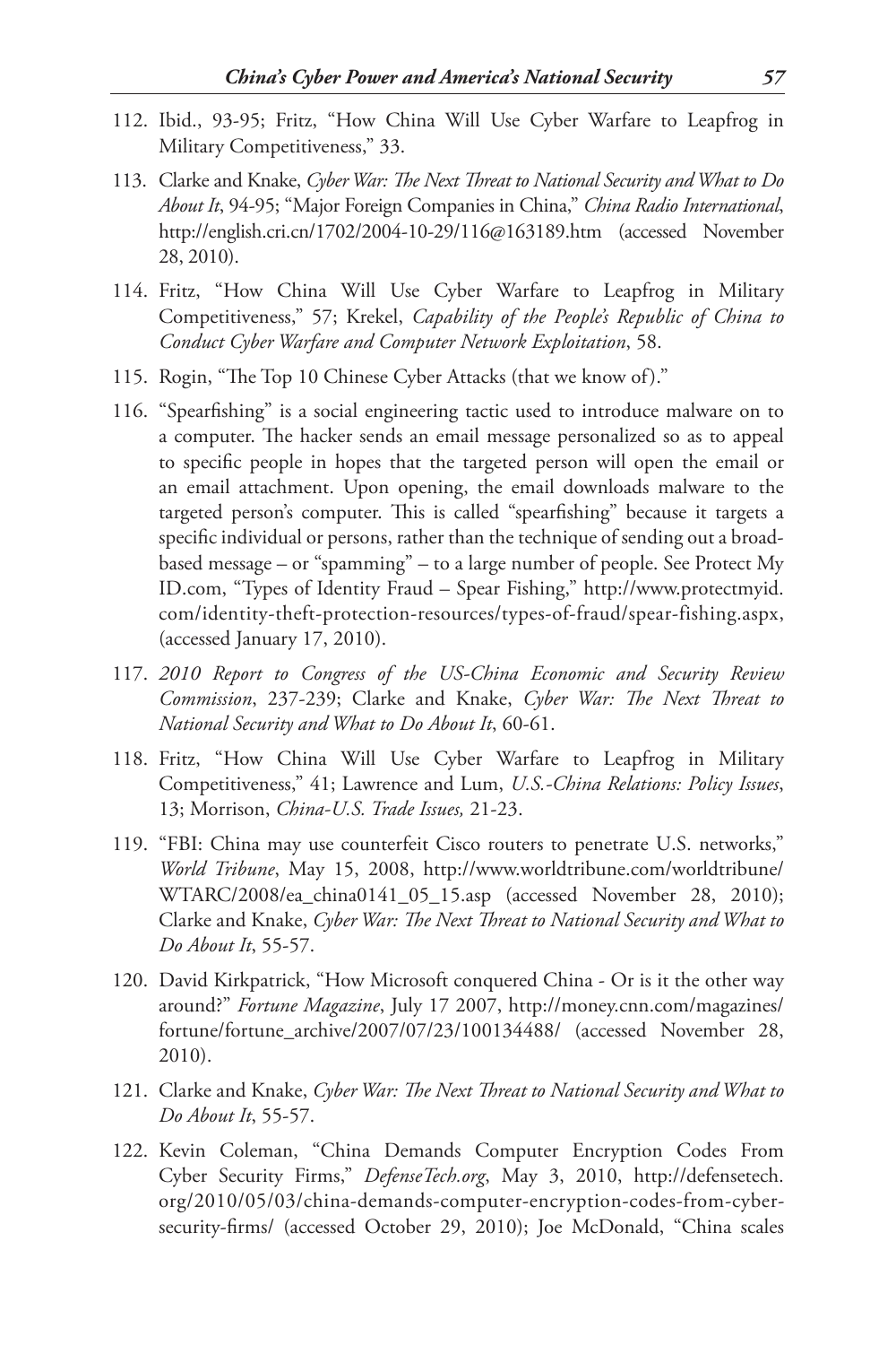112. Ibid., 93-95; Fritz, "How China Will Use Cyber Warfare to Leapfrog in Military Competitiveness," 33.

113. Clarke and Knake, *Cyber War: The Next Threat to National Security and What to Do About It*, 94-95; "Major Foreign Companies in China," *China Radio International*, http://english.cri.cn/1702/2004-10-29/116@163189.htm (accessed November 28, 2010).

114. Fritz, "How China Will Use Cyber Warfare to Leapfrog in Military Competitiveness," 57; Krekel, *Capability of the People's Republic of China to Conduct Cyber Warfare and Computer Network Exploitation*, 58.

115. Rogin, "The Top 10 Chinese Cyber Attacks (that we know of)."

116. "Spearfishing" is a social engineering tactic used to introduce malware on to a computer. The hacker sends an email message personalized so as to appeal to specific people in hopes that the targeted person will open the email or an email attachment. Upon opening, the email downloads malware to the targeted person's computer. This is called "spearfishing" because it targets a specific individual or persons, rather than the technique of sending out a broad-based message – or "spamming" – to a large number of people. See Protect My ID.com, "Types of Identity Fraud – Spear Fishing," http://www.protectmyid.com/identity-theft-protection-resources/types-of-fraud/spear-fishing.aspx, (accessed January 17, 2010).

117. *2010 Report to Congress of the US-China Economic and Security Review Commission*, 237-239; Clarke and Knake, *Cyber War: The Next Threat to National Security and What to Do About It*, 60-61.

118. Fritz, "How China Will Use Cyber Warfare to Leapfrog in Military Competitiveness," 41; Lawrence and Lum, *U.S.-China Relations: Policy Issues*, 13; Morrison, *China-U.S. Trade Issues,* 21-23.

119. "FBI: China may use counterfeit Cisco routers to penetrate U.S. networks," *World Tribune*, May 15, 2008, http://www.worldtribune.com/worldtribune/WTARC/2008/ea_china0141_05_15.asp (accessed November 28, 2010); Clarke and Knake, *Cyber War: The Next Threat to National Security and What to Do About It*, 55-57.

120. David Kirkpatrick, "How Microsoft conquered China - Or is it the other way around?" *Fortune Magazine*, July 17 2007, http://money.cnn.com/magazines/fortune/fortune_archive/2007/07/23/100134488/ (accessed November 28, 2010).

121. Clarke and Knake, *Cyber War: The Next Threat to National Security and What to Do About It*, 55-57.

122. Kevin Coleman, "China Demands Computer Encryption Codes From Cyber Security Firms," *DefenseTech.org*, May 3, 2010, http://defensetech.org/2010/05/03/china-demands-computer-encryption-codes-from-cyber-security-firms/ (accessed October 29, 2010); Joe McDonald, "China scales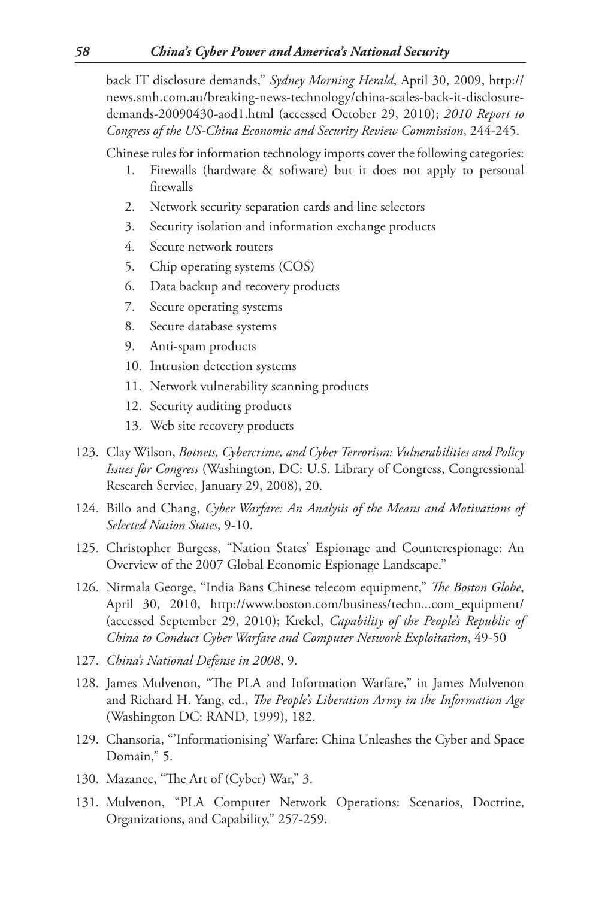back IT disclosure demands," *Sydney Morning Herald*, April 30, 2009, http://news.smh.com.au/breaking-news-technology/china-scales-back-it-disclosure-demands-20090430-aod1.html (accessed October 29, 2010); *2010 Report to Congress of the US-China Economic and Security Review Commission*, 244-245.

Chinese rules for information technology imports cover the following categories:

1. Firewalls (hardware & software) but it does not apply to personal firewalls
2. Network security separation cards and line selectors
3. Security isolation and information exchange products
4. Secure network routers
5. Chip operating systems (COS)
6. Data backup and recovery products
7. Secure operating systems
8. Secure database systems
9. Anti-spam products
10. Intrusion detection systems
11. Network vulnerability scanning products
12. Security auditing products
13. Web site recovery products

123. Clay Wilson, *Botnets, Cybercrime, and Cyber Terrorism: Vulnerabilities and Policy Issues for Congress* (Washington, DC: U.S. Library of Congress, Congressional Research Service, January 29, 2008), 20.
124. Billo and Chang, *Cyber Warfare: An Analysis of the Means and Motivations of Selected Nation States*, 9-10.
125. Christopher Burgess, "Nation States' Espionage and Counterespionage: An Overview of the 2007 Global Economic Espionage Landscape."
126. Nirmala George, "India Bans Chinese telecom equipment," *The Boston Globe*, April 30, 2010, http://www.boston.com/business/techn...com_equipment/ (accessed September 29, 2010); Krekel, *Capability of the People's Republic of China to Conduct Cyber Warfare and Computer Network Exploitation*, 49-50
127. *China's National Defense in 2008*, 9.
128. James Mulvenon, "The PLA and Information Warfare," in James Mulvenon and Richard H. Yang, ed., *The People's Liberation Army in the Information Age* (Washington DC: RAND, 1999), 182.
129. Chansoria, "'Informationising' Warfare: China Unleashes the Cyber and Space Domain," 5.
130. Mazanec, "The Art of (Cyber) War," 3.
131. Mulvenon, "PLA Computer Network Operations: Scenarios, Doctrine, Organizations, and Capability," 257-259.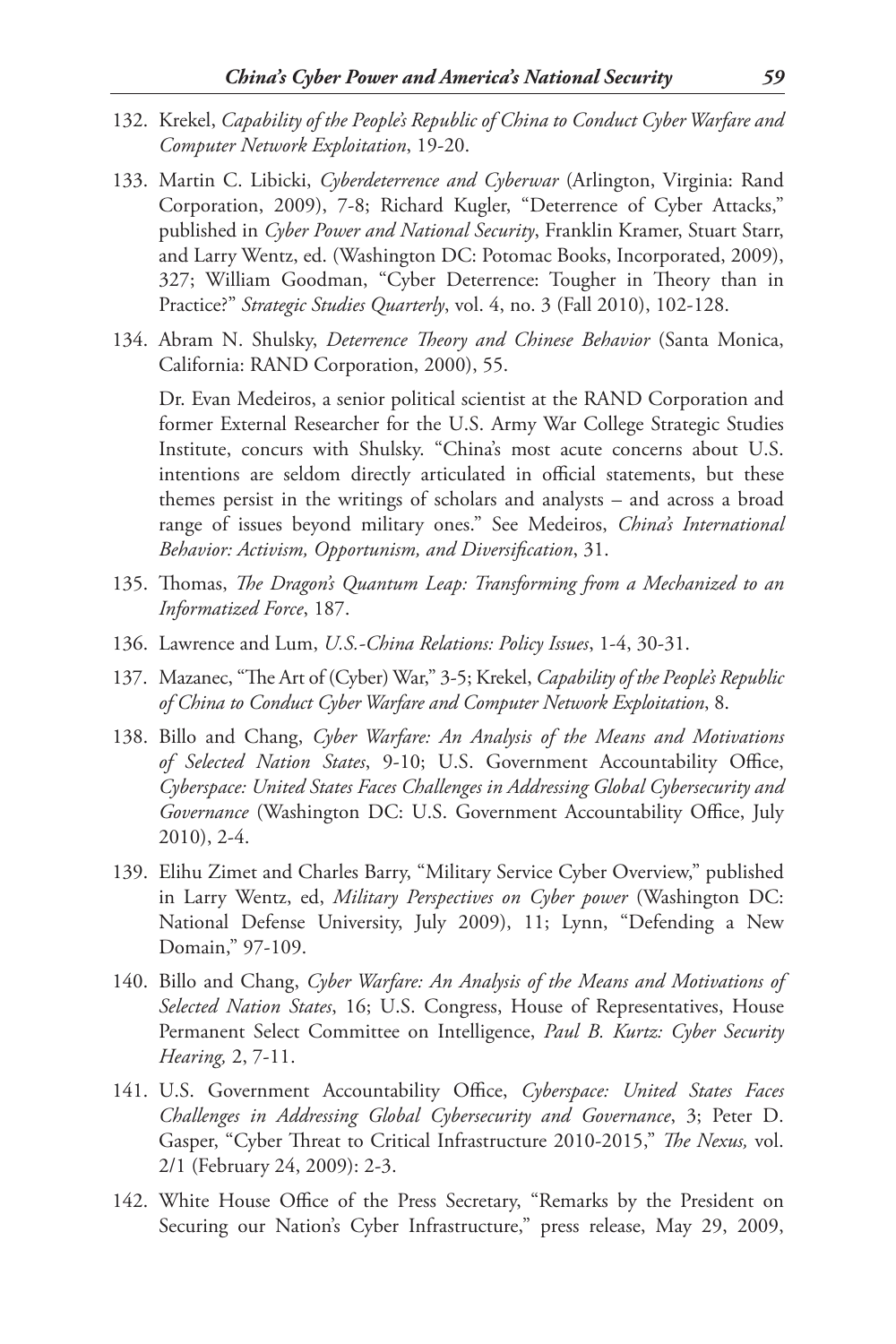132. Krekel, *Capability of the People's Republic of China to Conduct Cyber Warfare and Computer Network Exploitation*, 19-20.

133. Martin C. Libicki, *Cyberdeterrence and Cyberwar* (Arlington, Virginia: Rand Corporation, 2009), 7-8; Richard Kugler, "Deterrence of Cyber Attacks," published in *Cyber Power and National Security*, Franklin Kramer, Stuart Starr, and Larry Wentz, ed. (Washington DC: Potomac Books, Incorporated, 2009), 327; William Goodman, "Cyber Deterrence: Tougher in Theory than in Practice?" *Strategic Studies Quarterly*, vol. 4, no. 3 (Fall 2010), 102-128.

134. Abram N. Shulsky, *Deterrence Theory and Chinese Behavior* (Santa Monica, California: RAND Corporation, 2000), 55.

    Dr. Evan Medeiros, a senior political scientist at the RAND Corporation and former External Researcher for the U.S. Army War College Strategic Studies Institute, concurs with Shulsky. "China's most acute concerns about U.S. intentions are seldom directly articulated in official statements, but these themes persist in the writings of scholars and analysts – and across a broad range of issues beyond military ones." See Medeiros, *China's International Behavior: Activism, Opportunism, and Diversification*, 31.

135. Thomas, *The Dragon's Quantum Leap: Transforming from a Mechanized to an Informatized Force*, 187.

136. Lawrence and Lum, *U.S.-China Relations: Policy Issues*, 1-4, 30-31.

137. Mazanec, "The Art of (Cyber) War," 3-5; Krekel, *Capability of the People's Republic of China to Conduct Cyber Warfare and Computer Network Exploitation*, 8.

138. Billo and Chang, *Cyber Warfare: An Analysis of the Means and Motivations of Selected Nation States*, 9-10; U.S. Government Accountability Office, *Cyberspace: United States Faces Challenges in Addressing Global Cybersecurity and Governance* (Washington DC: U.S. Government Accountability Office, July 2010), 2-4.

139. Elihu Zimet and Charles Barry, "Military Service Cyber Overview," published in Larry Wentz, ed, *Military Perspectives on Cyber power* (Washington DC: National Defense University, July 2009), 11; Lynn, "Defending a New Domain," 97-109.

140. Billo and Chang, *Cyber Warfare: An Analysis of the Means and Motivations of Selected Nation States*, 16; U.S. Congress, House of Representatives, House Permanent Select Committee on Intelligence, *Paul B. Kurtz: Cyber Security Hearing,* 2, 7-11.

141. U.S. Government Accountability Office, *Cyberspace: United States Faces Challenges in Addressing Global Cybersecurity and Governance*, 3; Peter D. Gasper, "Cyber Threat to Critical Infrastructure 2010-2015," *The Nexus,* vol. 2/1 (February 24, 2009): 2-3.

142. White House Office of the Press Secretary, "Remarks by the President on Securing our Nation's Cyber Infrastructure," press release, May 29, 2009,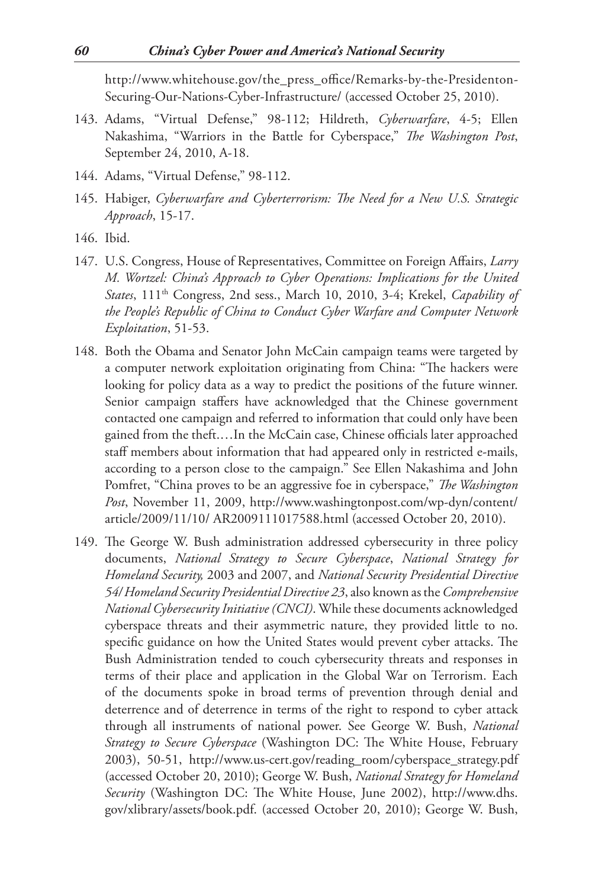http://www.whitehouse.gov/the_press_office/Remarks-by-the-Presidenton-Securing-Our-Nations-Cyber-Infrastructure/ (accessed October 25, 2010).

143. Adams, "Virtual Defense," 98-112; Hildreth, *Cyberwarfare*, 4-5; Ellen Nakashima, "Warriors in the Battle for Cyberspace," *The Washington Post*, September 24, 2010, A-18.

144. Adams, "Virtual Defense," 98-112.

145. Habiger, *Cyberwarfare and Cyberterrorism: The Need for a New U.S. Strategic Approach*, 15-17.

146. Ibid.

147. U.S. Congress, House of Representatives, Committee on Foreign Affairs, *Larry M. Wortzel: China's Approach to Cyber Operations: Implications for the United States*, 111th Congress, 2nd sess., March 10, 2010, 3-4; Krekel, *Capability of the People's Republic of China to Conduct Cyber Warfare and Computer Network Exploitation*, 51-53.

148. Both the Obama and Senator John McCain campaign teams were targeted by a computer network exploitation originating from China: "The hackers were looking for policy data as a way to predict the positions of the future winner. Senior campaign staffers have acknowledged that the Chinese government contacted one campaign and referred to information that could only have been gained from the theft.…In the McCain case, Chinese officials later approached staff members about information that had appeared only in restricted e-mails, according to a person close to the campaign." See Ellen Nakashima and John Pomfret, "China proves to be an aggressive foe in cyberspace," *The Washington Post*, November 11, 2009, http://www.washingtonpost.com/wp-dyn/content/article/2009/11/10/ AR2009111017588.html (accessed October 20, 2010).

149. The George W. Bush administration addressed cybersecurity in three policy documents, *National Strategy to Secure Cyberspace*, *National Strategy for Homeland Security,* 2003 and 2007, and *National Security Presidential Directive 54/ Homeland Security Presidential Directive 23*, also known as the *Comprehensive National Cybersecurity Initiative (CNCI)*. While these documents acknowledged cyberspace threats and their asymmetric nature, they provided little to no. specific guidance on how the United States would prevent cyber attacks. The Bush Administration tended to couch cybersecurity threats and responses in terms of their place and application in the Global War on Terrorism. Each of the documents spoke in broad terms of prevention through denial and deterrence and of deterrence in terms of the right to respond to cyber attack through all instruments of national power. See George W. Bush, *National Strategy to Secure Cyberspace* (Washington DC: The White House, February 2003), 50-51, http://www.us-cert.gov/reading_room/cyberspace_strategy.pdf (accessed October 20, 2010); George W. Bush, *National Strategy for Homeland Security* (Washington DC: The White House, June 2002), http://www.dhs.gov/xlibrary/assets/book.pdf. (accessed October 20, 2010); George W. Bush,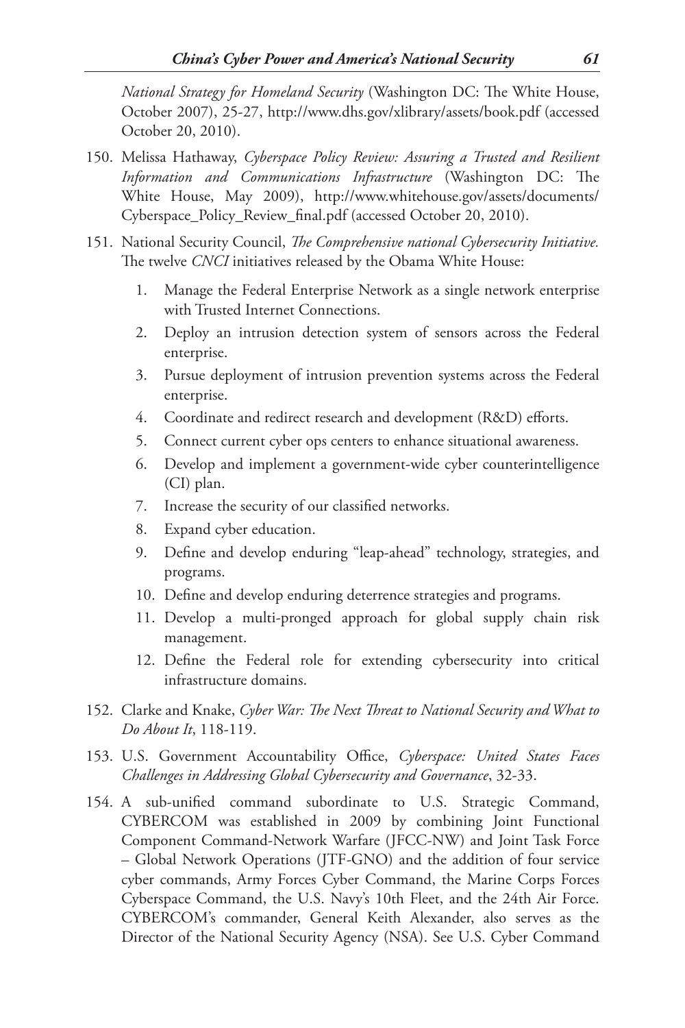*National Strategy for Homeland Security* (Washington DC: The White House, October 2007), 25-27, http://www.dhs.gov/xlibrary/assets/book.pdf (accessed October 20, 2010).

150. Melissa Hathaway, *Cyberspace Policy Review: Assuring a Trusted and Resilient Information and Communications Infrastructure* (Washington DC: The White House, May 2009), http://www.whitehouse.gov/assets/documents/Cyberspace_Policy_Review_final.pdf (accessed October 20, 2010).

151. National Security Council, *The Comprehensive national Cybersecurity Initiative.* The twelve *CNCI* initiatives released by the Obama White House:

    1. Manage the Federal Enterprise Network as a single network enterprise with Trusted Internet Connections.
    2. Deploy an intrusion detection system of sensors across the Federal enterprise.
    3. Pursue deployment of intrusion prevention systems across the Federal enterprise.
    4. Coordinate and redirect research and development (R&D) efforts.
    5. Connect current cyber ops centers to enhance situational awareness.
    6. Develop and implement a government-wide cyber counterintelligence (CI) plan.
    7. Increase the security of our classified networks.
    8. Expand cyber education.
    9. Define and develop enduring "leap-ahead" technology, strategies, and programs.
    10. Define and develop enduring deterrence strategies and programs.
    11. Develop a multi-pronged approach for global supply chain risk management.
    12. Define the Federal role for extending cybersecurity into critical infrastructure domains.

152. Clarke and Knake, *Cyber War: The Next Threat to National Security and What to Do About It*, 118-119.

153. U.S. Government Accountability Office, *Cyberspace: United States Faces Challenges in Addressing Global Cybersecurity and Governance*, 32-33.

154. A sub-unified command subordinate to U.S. Strategic Command, CYBERCOM was established in 2009 by combining Joint Functional Component Command-Network Warfare (JFCC-NW) and Joint Task Force – Global Network Operations (JTF-GNO) and the addition of four service cyber commands, Army Forces Cyber Command, the Marine Corps Forces Cyberspace Command, the U.S. Navy's 10th Fleet, and the 24th Air Force. CYBERCOM's commander, General Keith Alexander, also serves as the Director of the National Security Agency (NSA). See U.S. Cyber Command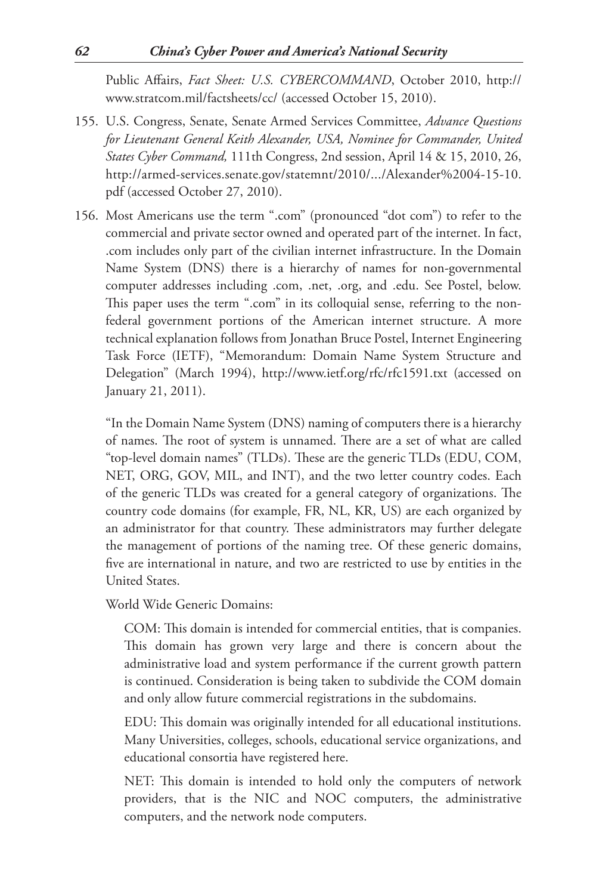Public Affairs, *Fact Sheet: U.S. CYBERCOMMAND*, October 2010, http://www.stratcom.mil/factsheets/cc/ (accessed October 15, 2010).

155. U.S. Congress, Senate, Senate Armed Services Committee, *Advance Questions for Lieutenant General Keith Alexander, USA, Nominee for Commander, United States Cyber Command,* 111th Congress, 2nd session, April 14 & 15, 2010, 26, http://armed-services.senate.gov/statemnt/2010/.../Alexander%2004-15-10.pdf (accessed October 27, 2010).

156. Most Americans use the term ".com" (pronounced "dot com") to refer to the commercial and private sector owned and operated part of the internet. In fact, .com includes only part of the civilian internet infrastructure. In the Domain Name System (DNS) there is a hierarchy of names for non-governmental computer addresses including .com, .net, .org, and .edu. See Postel, below. This paper uses the term ".com" in its colloquial sense, referring to the non-federal government portions of the American internet structure. A more technical explanation follows from Jonathan Bruce Postel, Internet Engineering Task Force (IETF), "Memorandum: Domain Name System Structure and Delegation" (March 1994), http://www.ietf.org/rfc/rfc1591.txt (accessed on January 21, 2011).

    "In the Domain Name System (DNS) naming of computers there is a hierarchy of names. The root of system is unnamed. There are a set of what are called "top-level domain names" (TLDs). These are the generic TLDs (EDU, COM, NET, ORG, GOV, MIL, and INT), and the two letter country codes. Each of the generic TLDs was created for a general category of organizations. The country code domains (for example, FR, NL, KR, US) are each organized by an administrator for that country. These administrators may further delegate the management of portions of the naming tree. Of these generic domains, five are international in nature, and two are restricted to use by entities in the United States.

    World Wide Generic Domains:

    COM: This domain is intended for commercial entities, that is companies. This domain has grown very large and there is concern about the administrative load and system performance if the current growth pattern is continued. Consideration is being taken to subdivide the COM domain and only allow future commercial registrations in the subdomains.

    EDU: This domain was originally intended for all educational institutions. Many Universities, colleges, schools, educational service organizations, and educational consortia have registered here.

    NET: This domain is intended to hold only the computers of network providers, that is the NIC and NOC computers, the administrative computers, and the network node computers.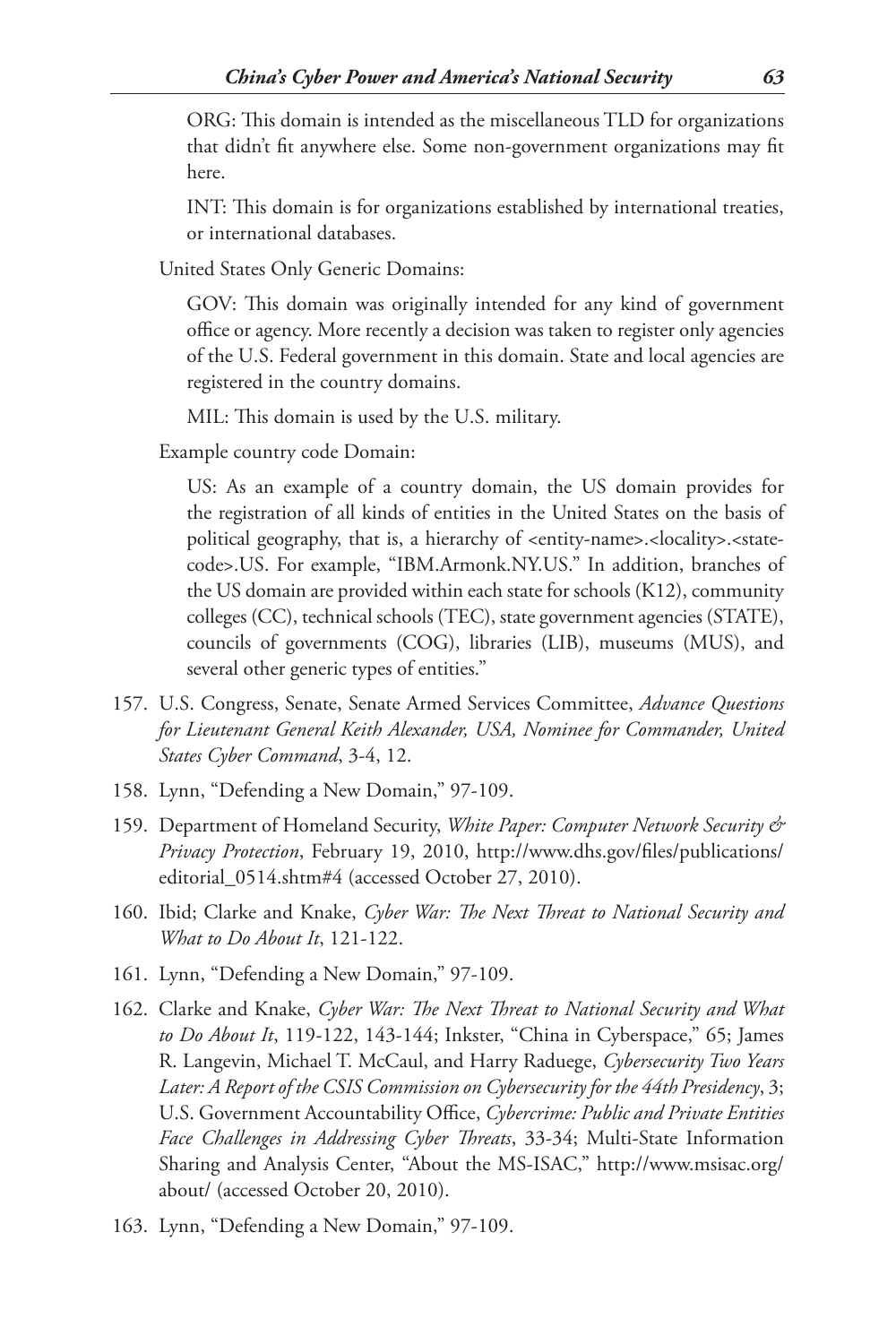ORG: This domain is intended as the miscellaneous TLD for organizations that didn't fit anywhere else. Some non-government organizations may fit here.

INT: This domain is for organizations established by international treaties, or international databases.

United States Only Generic Domains:

GOV: This domain was originally intended for any kind of government office or agency. More recently a decision was taken to register only agencies of the U.S. Federal government in this domain. State and local agencies are registered in the country domains.

MIL: This domain is used by the U.S. military.

Example country code Domain:

US: As an example of a country domain, the US domain provides for the registration of all kinds of entities in the United States on the basis of political geography, that is, a hierarchy of <entity-name>.<locality>.<state-code>.US. For example, "IBM.Armonk.NY.US." In addition, branches of the US domain are provided within each state for schools (K12), community colleges (CC), technical schools (TEC), state government agencies (STATE), councils of governments (COG), libraries (LIB), museums (MUS), and several other generic types of entities."

157. U.S. Congress, Senate, Senate Armed Services Committee, *Advance Questions for Lieutenant General Keith Alexander, USA, Nominee for Commander, United States Cyber Command*, 3-4, 12.
158. Lynn, "Defending a New Domain," 97-109.
159. Department of Homeland Security, *White Paper: Computer Network Security & Privacy Protection*, February 19, 2010, http://www.dhs.gov/files/publications/editorial_0514.shtm#4 (accessed October 27, 2010).
160. Ibid; Clarke and Knake, *Cyber War: The Next Threat to National Security and What to Do About It*, 121-122.
161. Lynn, "Defending a New Domain," 97-109.
162. Clarke and Knake, *Cyber War: The Next Threat to National Security and What to Do About It*, 119-122, 143-144; Inkster, "China in Cyberspace," 65; James R. Langevin, Michael T. McCaul, and Harry Raduege, *Cybersecurity Two Years Later: A Report of the CSIS Commission on Cybersecurity for the 44th Presidency*, 3; U.S. Government Accountability Office, *Cybercrime: Public and Private Entities Face Challenges in Addressing Cyber Threats*, 33-34; Multi-State Information Sharing and Analysis Center, "About the MS-ISAC," http://www.msisac.org/about/ (accessed October 20, 2010).
163. Lynn, "Defending a New Domain," 97-109.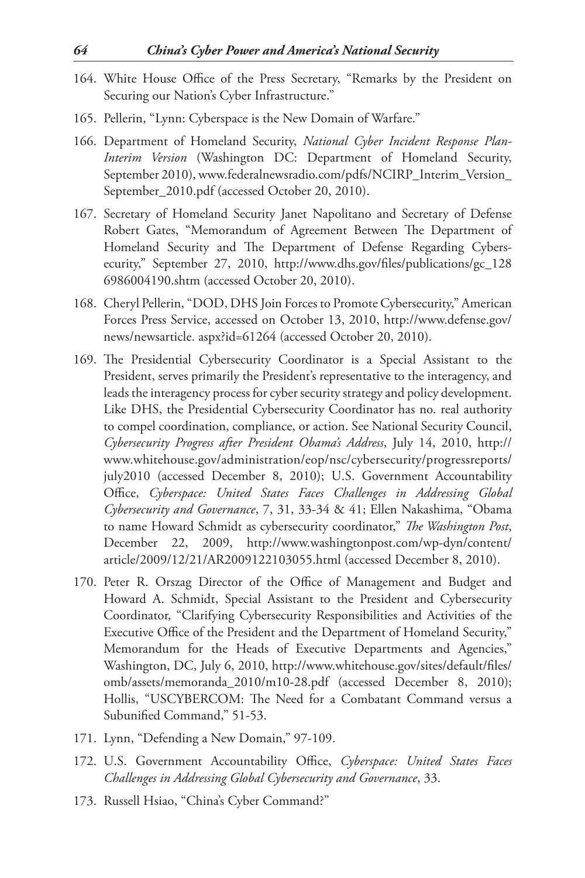164. White House Office of the Press Secretary, "Remarks by the President on Securing our Nation's Cyber Infrastructure."

165. Pellerin, "Lynn: Cyberspace is the New Domain of Warfare."

166. Department of Homeland Security, *National Cyber Incident Response Plan-Interim Version* (Washington DC: Department of Homeland Security, September 2010), www.federalnewsradio.com/pdfs/NCIRP_Interim_Version_September_2010.pdf (accessed October 20, 2010).

167. Secretary of Homeland Security Janet Napolitano and Secretary of Defense Robert Gates, "Memorandum of Agreement Between The Department of Homeland Security and The Department of Defense Regarding Cybersecurity," September 27, 2010, http://www.dhs.gov/files/publications/gc_1286986004190.shtm (accessed October 20, 2010).

168. Cheryl Pellerin, "DOD, DHS Join Forces to Promote Cybersecurity," American Forces Press Service, accessed on October 13, 2010, http://www.defense.gov/news/newsarticle. aspx?id=61264 (accessed October 20, 2010).

169. The Presidential Cybersecurity Coordinator is a Special Assistant to the President, serves primarily the President's representative to the interagency, and leads the interagency process for cyber security strategy and policy development. Like DHS, the Presidential Cybersecurity Coordinator has no. real authority to compel coordination, compliance, or action. See National Security Council, *Cybersecurity Progress after President Obama's Address*, July 14, 2010, http://www.whitehouse.gov/administration/eop/nsc/cybersecurity/progressreports/july2010 (accessed December 8, 2010); U.S. Government Accountability Office, *Cyberspace: United States Faces Challenges in Addressing Global Cybersecurity and Governance*, 7, 31, 33-34 & 41; Ellen Nakashima, "Obama to name Howard Schmidt as cybersecurity coordinator," *The Washington Post*, December 22, 2009, http://www.washingtonpost.com/wp-dyn/content/article/2009/12/21/AR2009122103055.html (accessed December 8, 2010).

170. Peter R. Orszag Director of the Office of Management and Budget and Howard A. Schmidt, Special Assistant to the President and Cybersecurity Coordinator, "Clarifying Cybersecurity Responsibilities and Activities of the Executive Office of the President and the Department of Homeland Security," Memorandum for the Heads of Executive Departments and Agencies," Washington, DC, July 6, 2010, http://www.whitehouse.gov/sites/default/files/omb/assets/memoranda_2010/m10-28.pdf (accessed December 8, 2010); Hollis, "USCYBERCOM: The Need for a Combatant Command versus a Subunified Command," 51-53.

171. Lynn, "Defending a New Domain," 97-109.

172. U.S. Government Accountability Office, *Cyberspace: United States Faces Challenges in Addressing Global Cybersecurity and Governance*, 33.

173. Russell Hsiao, "China's Cyber Command?"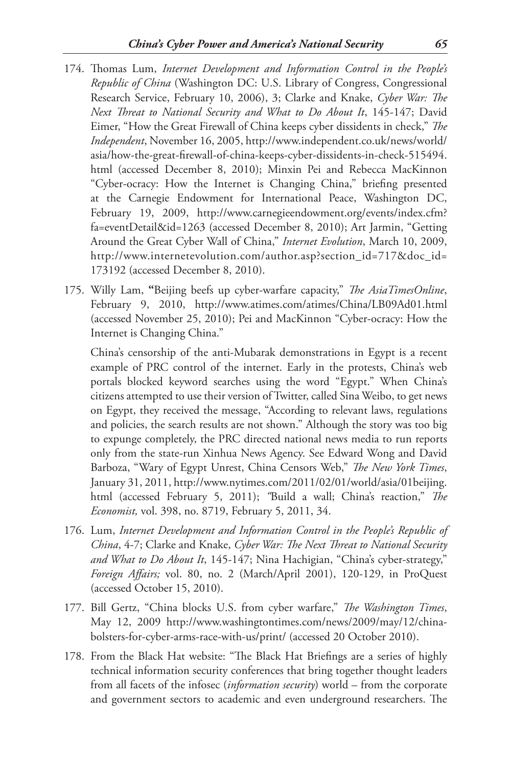174. Thomas Lum, *Internet Development and Information Control in the People's Republic of China* (Washington DC: U.S. Library of Congress, Congressional Research Service, February 10, 2006), 3; Clarke and Knake, *Cyber War: The Next Threat to National Security and What to Do About It*, 145-147; David Eimer, "How the Great Firewall of China keeps cyber dissidents in check," *The Independent*, November 16, 2005, http://www.independent.co.uk/news/world/asia/how-the-great-firewall-of-china-keeps-cyber-dissidents-in-check-515494.html (accessed December 8, 2010); Minxin Pei and Rebecca MacKinnon "Cyber-ocracy: How the Internet is Changing China," briefing presented at the Carnegie Endowment for International Peace, Washington DC, February 19, 2009, http://www.carnegieendowment.org/events/index.cfm?fa=eventDetail&id=1263 (accessed December 8, 2010); Art Jarmin, "Getting Around the Great Cyber Wall of China," *Internet Evolution*, March 10, 2009, http://www.internetevolution.com/author.asp?section_id=717&doc_id=173192 (accessed December 8, 2010).

175. Willy Lam, **"**Beijing beefs up cyber-warfare capacity," *The AsiaTimesOnline*, February 9, 2010, http://www.atimes.com/atimes/China/LB09Ad01.html (accessed November 25, 2010); Pei and MacKinnon "Cyber-ocracy: How the Internet is Changing China."

    China's censorship of the anti-Mubarak demonstrations in Egypt is a recent example of PRC control of the internet. Early in the protests, China's web portals blocked keyword searches using the word "Egypt." When China's citizens attempted to use their version of Twitter, called Sina Weibo, to get news on Egypt, they received the message, "According to relevant laws, regulations and policies, the search results are not shown." Although the story was too big to expunge completely, the PRC directed national news media to run reports only from the state-run Xinhua News Agency. See Edward Wong and David Barboza, "Wary of Egypt Unrest, China Censors Web," *The New York Times*, January 31, 2011, http://www.nytimes.com/2011/02/01/world/asia/01beijing.html (accessed February 5, 2011); "Build a wall; China's reaction," *The Economist,* vol. 398, no. 8719, February 5, 2011, 34.

176. Lum, *Internet Development and Information Control in the People's Republic of China*, 4-7; Clarke and Knake, *Cyber War: The Next Threat to National Security and What to Do About It*, 145-147; Nina Hachigian, "China's cyber-strategy," *Foreign Affairs;* vol. 80, no. 2 (March/April 2001), 120-129, in ProQuest (accessed October 15, 2010).

177. Bill Gertz, "China blocks U.S. from cyber warfare," *The Washington Times*, May 12, 2009 http://www.washingtontimes.com/news/2009/may/12/china-bolsters-for-cyber-arms-race-with-us/print/ (accessed 20 October 2010).

178. From the Black Hat website: "The Black Hat Briefings are a series of highly technical information security conferences that bring together thought leaders from all facets of the infosec (*information security*) world – from the corporate and government sectors to academic and even underground researchers. The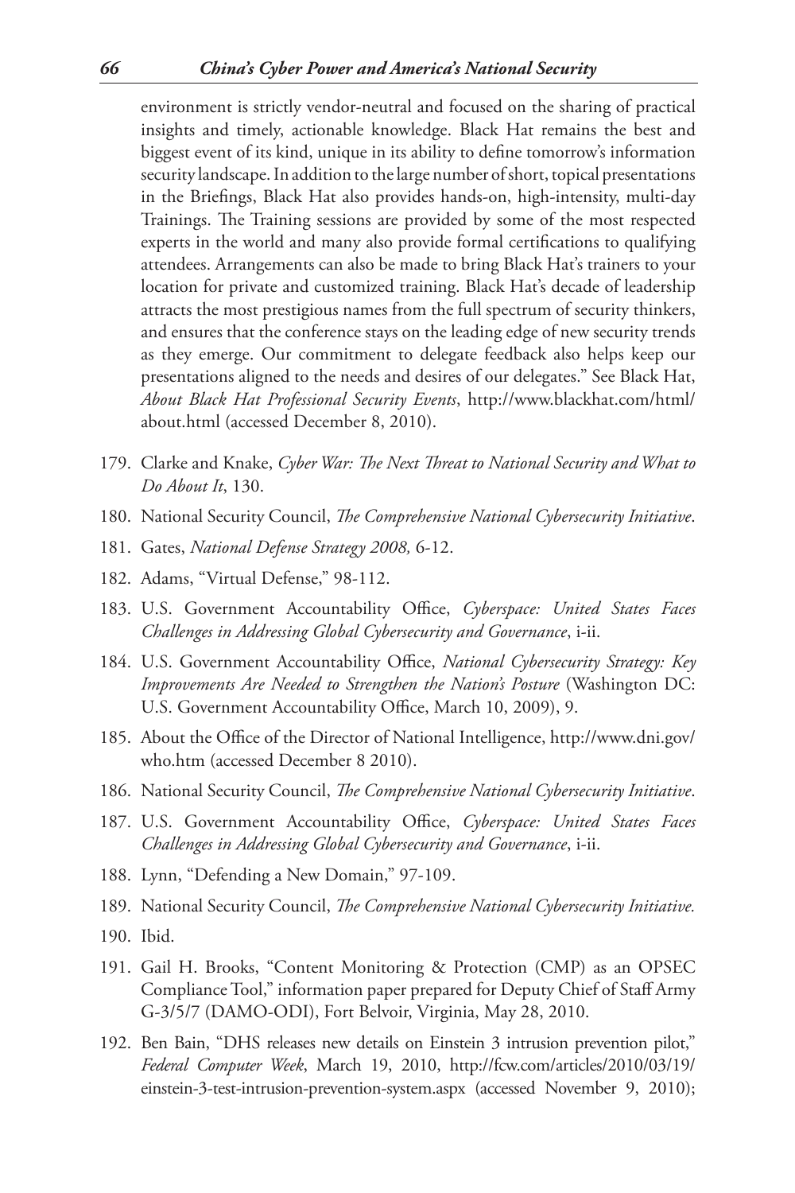environment is strictly vendor-neutral and focused on the sharing of practical insights and timely, actionable knowledge. Black Hat remains the best and biggest event of its kind, unique in its ability to define tomorrow's information security landscape. In addition to the large number of short, topical presentations in the Briefings, Black Hat also provides hands-on, high-intensity, multi-day Trainings. The Training sessions are provided by some of the most respected experts in the world and many also provide formal certifications to qualifying attendees. Arrangements can also be made to bring Black Hat's trainers to your location for private and customized training. Black Hat's decade of leadership attracts the most prestigious names from the full spectrum of security thinkers, and ensures that the conference stays on the leading edge of new security trends as they emerge. Our commitment to delegate feedback also helps keep our presentations aligned to the needs and desires of our delegates." See Black Hat, *About Black Hat Professional Security Events*, http://www.blackhat.com/html/about.html (accessed December 8, 2010).

179. Clarke and Knake, *Cyber War: The Next Threat to National Security and What to Do About It*, 130.
180. National Security Council, *The Comprehensive National Cybersecurity Initiative*.
181. Gates, *National Defense Strategy 2008,* 6-12.
182. Adams, "Virtual Defense," 98-112.
183. U.S. Government Accountability Office, *Cyberspace: United States Faces Challenges in Addressing Global Cybersecurity and Governance*, i-ii.
184. U.S. Government Accountability Office, *National Cybersecurity Strategy: Key Improvements Are Needed to Strengthen the Nation's Posture* (Washington DC: U.S. Government Accountability Office, March 10, 2009), 9.
185. About the Office of the Director of National Intelligence, http://www.dni.gov/who.htm (accessed December 8 2010).
186. National Security Council, *The Comprehensive National Cybersecurity Initiative*.
187. U.S. Government Accountability Office, *Cyberspace: United States Faces Challenges in Addressing Global Cybersecurity and Governance*, i-ii.
188. Lynn, "Defending a New Domain," 97-109.
189. National Security Council, *The Comprehensive National Cybersecurity Initiative.*
190. Ibid.
191. Gail H. Brooks, "Content Monitoring & Protection (CMP) as an OPSEC Compliance Tool," information paper prepared for Deputy Chief of Staff Army G-3/5/7 (DAMO-ODI), Fort Belvoir, Virginia, May 28, 2010.
192. Ben Bain, "DHS releases new details on Einstein 3 intrusion prevention pilot," *Federal Computer Week*, March 19, 2010, http://fcw.com/articles/2010/03/19/einstein-3-test-intrusion-prevention-system.aspx (accessed November 9, 2010);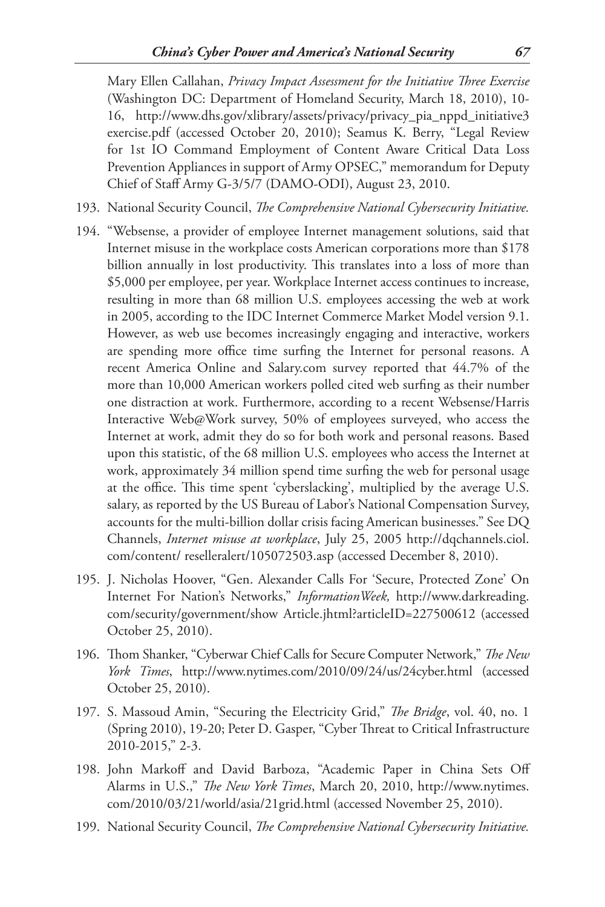Mary Ellen Callahan, *Privacy Impact Assessment for the Initiative Three Exercise* (Washington DC: Department of Homeland Security, March 18, 2010), 10-16, http://www.dhs.gov/xlibrary/assets/privacy/privacy_pia_nppd_initiative3 exercise.pdf (accessed October 20, 2010); Seamus K. Berry, "Legal Review for 1st IO Command Employment of Content Aware Critical Data Loss Prevention Appliances in support of Army OPSEC," memorandum for Deputy Chief of Staff Army G-3/5/7 (DAMO-ODI), August 23, 2010.

193. National Security Council, *The Comprehensive National Cybersecurity Initiative.*

194. "Websense, a provider of employee Internet management solutions, said that Internet misuse in the workplace costs American corporations more than $178 billion annually in lost productivity. This translates into a loss of more than $5,000 per employee, per year. Workplace Internet access continues to increase, resulting in more than 68 million U.S. employees accessing the web at work in 2005, according to the IDC Internet Commerce Market Model version 9.1. However, as web use becomes increasingly engaging and interactive, workers are spending more office time surfing the Internet for personal reasons. A recent America Online and Salary.com survey reported that 44.7% of the more than 10,000 American workers polled cited web surfing as their number one distraction at work. Furthermore, according to a recent Websense/Harris Interactive Web@Work survey, 50% of employees surveyed, who access the Internet at work, admit they do so for both work and personal reasons. Based upon this statistic, of the 68 million U.S. employees who access the Internet at work, approximately 34 million spend time surfing the web for personal usage at the office. This time spent 'cyberslacking', multiplied by the average U.S. salary, as reported by the US Bureau of Labor's National Compensation Survey, accounts for the multi-billion dollar crisis facing American businesses." See DQ Channels, *Internet misuse at workplace*, July 25, 2005 http://dqchannels.ciol.com/content/ reselleralert/105072503.asp (accessed December 8, 2010).

195. J. Nicholas Hoover, "Gen. Alexander Calls For 'Secure, Protected Zone' On Internet For Nation's Networks," *InformationWeek,* http://www.darkreading.com/security/government/show Article.jhtml?articleID=227500612 (accessed October 25, 2010).

196. Thom Shanker, "Cyberwar Chief Calls for Secure Computer Network," *The New York Times*, http://www.nytimes.com/2010/09/24/us/24cyber.html (accessed October 25, 2010).

197. S. Massoud Amin, "Securing the Electricity Grid," *The Bridge*, vol. 40, no. 1 (Spring 2010), 19-20; Peter D. Gasper, "Cyber Threat to Critical Infrastructure 2010-2015," 2-3.

198. John Markoff and David Barboza, "Academic Paper in China Sets Off Alarms in U.S.," *The New York Times*, March 20, 2010, http://www.nytimes.com/2010/03/21/world/asia/21grid.html (accessed November 25, 2010).

199. National Security Council, *The Comprehensive National Cybersecurity Initiative.*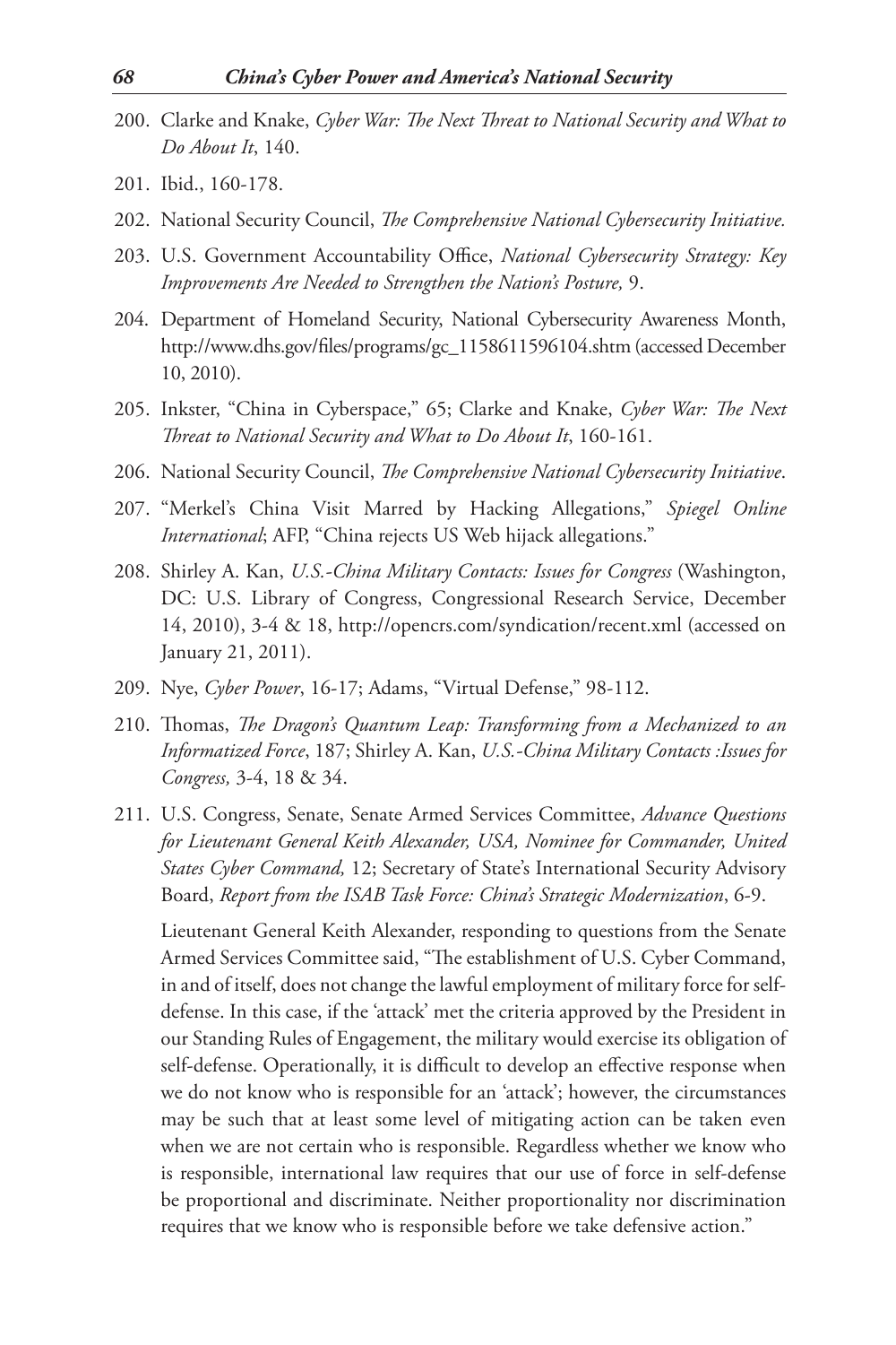200. Clarke and Knake, *Cyber War: The Next Threat to National Security and What to Do About It*, 140.
201. Ibid., 160-178.
202. National Security Council, *The Comprehensive National Cybersecurity Initiative.*
203. U.S. Government Accountability Office, *National Cybersecurity Strategy: Key Improvements Are Needed to Strengthen the Nation's Posture,* 9.
204. Department of Homeland Security, National Cybersecurity Awareness Month, http://www.dhs.gov/files/programs/gc_1158611596104.shtm (accessed December 10, 2010).
205. Inkster, "China in Cyberspace," 65; Clarke and Knake, *Cyber War: The Next Threat to National Security and What to Do About It*, 160-161.
206. National Security Council, *The Comprehensive National Cybersecurity Initiative*.
207. "Merkel's China Visit Marred by Hacking Allegations," *Spiegel Online International*; AFP, "China rejects US Web hijack allegations."
208. Shirley A. Kan, *U.S.-China Military Contacts: Issues for Congress* (Washington, DC: U.S. Library of Congress, Congressional Research Service, December 14, 2010), 3-4 & 18, http://opencrs.com/syndication/recent.xml (accessed on January 21, 2011).
209. Nye, *Cyber Power*, 16-17; Adams, "Virtual Defense," 98-112.
210. Thomas, *The Dragon's Quantum Leap: Transforming from a Mechanized to an Informatized Force*, 187; Shirley A. Kan, *U.S.-China Military Contacts :Issues for Congress,* 3-4, 18 & 34.
211. U.S. Congress, Senate, Senate Armed Services Committee, *Advance Questions for Lieutenant General Keith Alexander, USA, Nominee for Commander, United States Cyber Command,* 12; Secretary of State's International Security Advisory Board, *Report from the ISAB Task Force: China's Strategic Modernization*, 6-9.

     Lieutenant General Keith Alexander, responding to questions from the Senate Armed Services Committee said, "The establishment of U.S. Cyber Command, in and of itself, does not change the lawful employment of military force for self-defense. In this case, if the 'attack' met the criteria approved by the President in our Standing Rules of Engagement, the military would exercise its obligation of self-defense. Operationally, it is difficult to develop an effective response when we do not know who is responsible for an 'attack'; however, the circumstances may be such that at least some level of mitigating action can be taken even when we are not certain who is responsible. Regardless whether we know who is responsible, international law requires that our use of force in self-defense be proportional and discriminate. Neither proportionality nor discrimination requires that we know who is responsible before we take defensive action."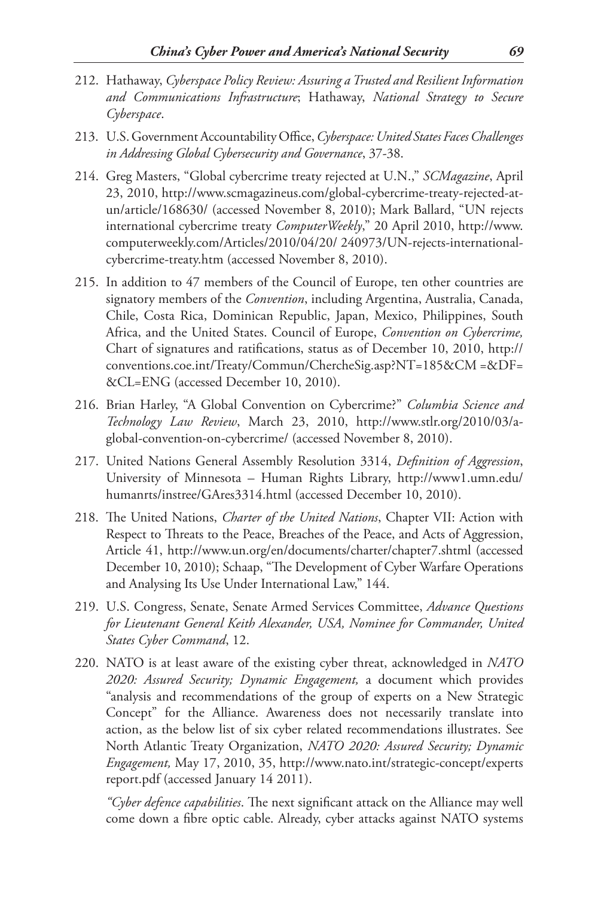212. Hathaway, *Cyberspace Policy Review: Assuring a Trusted and Resilient Information and Communications Infrastructure*; Hathaway, *National Strategy to Secure Cyberspace*.

213. U.S. Government Accountability Office, *Cyberspace: United States Faces Challenges in Addressing Global Cybersecurity and Governance*, 37-38.

214. Greg Masters, "Global cybercrime treaty rejected at U.N.," *SCMagazine*, April 23, 2010, http://www.scmagazineus.com/global-cybercrime-treaty-rejected-at-un/article/168630/ (accessed November 8, 2010); Mark Ballard, "UN rejects international cybercrime treaty *ComputerWeekly*," 20 April 2010, http://www.computerweekly.com/Articles/2010/04/20/ 240973/UN-rejects-international-cybercrime-treaty.htm (accessed November 8, 2010).

215. In addition to 47 members of the Council of Europe, ten other countries are signatory members of the *Convention*, including Argentina, Australia, Canada, Chile, Costa Rica, Dominican Republic, Japan, Mexico, Philippines, South Africa, and the United States. Council of Europe, *Convention on Cybercrime,* Chart of signatures and ratifications, status as of December 10, 2010, http://conventions.coe.int/Treaty/Commun/ChercheSig.asp?NT=185&CM =&DF= &CL=ENG (accessed December 10, 2010).

216. Brian Harley, "A Global Convention on Cybercrime?" *Columbia Science and Technology Law Review*, March 23, 2010, http://www.stlr.org/2010/03/a-global-convention-on-cybercrime/ (accessed November 8, 2010).

217. United Nations General Assembly Resolution 3314, *Definition of Aggression*, University of Minnesota – Human Rights Library, http://www1.umn.edu/humanrts/instree/GAres3314.html (accessed December 10, 2010).

218. The United Nations, *Charter of the United Nations*, Chapter VII: Action with Respect to Threats to the Peace, Breaches of the Peace, and Acts of Aggression, Article 41, http://www.un.org/en/documents/charter/chapter7.shtml (accessed December 10, 2010); Schaap, "The Development of Cyber Warfare Operations and Analysing Its Use Under International Law," 144.

219. U.S. Congress, Senate, Senate Armed Services Committee, *Advance Questions for Lieutenant General Keith Alexander, USA, Nominee for Commander, United States Cyber Command*, 12.

220. NATO is at least aware of the existing cyber threat, acknowledged in *NATO 2020: Assured Security; Dynamic Engagement,* a document which provides "analysis and recommendations of the group of experts on a New Strategic Concept" for the Alliance. Awareness does not necessarily translate into action, as the below list of six cyber related recommendations illustrates. See North Atlantic Treaty Organization, *NATO 2020: Assured Security; Dynamic Engagement,* May 17, 2010, 35, http://www.nato.int/strategic-concept/experts report.pdf (accessed January 14 2011).

    *"Cyber defence capabilities*. The next significant attack on the Alliance may well come down a fibre optic cable. Already, cyber attacks against NATO systems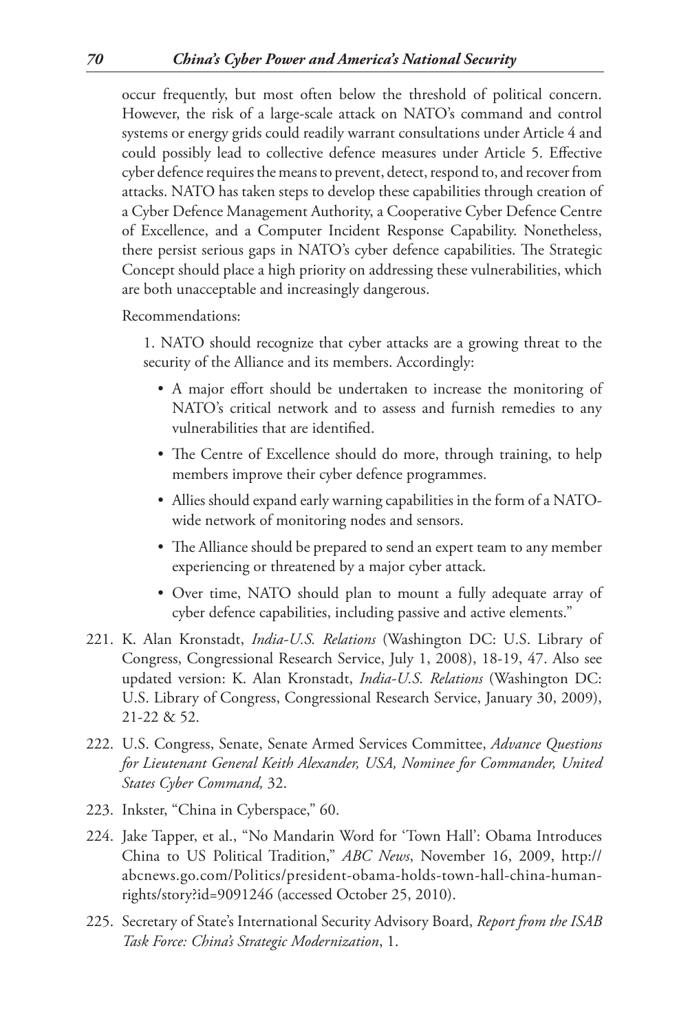occur frequently, but most often below the threshold of political concern. However, the risk of a large-scale attack on NATO's command and control systems or energy grids could readily warrant consultations under Article 4 and could possibly lead to collective defence measures under Article 5. Effective cyber defence requires the means to prevent, detect, respond to, and recover from attacks. NATO has taken steps to develop these capabilities through creation of a Cyber Defence Management Authority, a Cooperative Cyber Defence Centre of Excellence, and a Computer Incident Response Capability. Nonetheless, there persist serious gaps in NATO's cyber defence capabilities. The Strategic Concept should place a high priority on addressing these vulnerabilities, which are both unacceptable and increasingly dangerous.

Recommendations:

1. NATO should recognize that cyber attacks are a growing threat to the security of the Alliance and its members. Accordingly:

- A major effort should be undertaken to increase the monitoring of NATO's critical network and to assess and furnish remedies to any vulnerabilities that are identified.
- The Centre of Excellence should do more, through training, to help members improve their cyber defence programmes.
- Allies should expand early warning capabilities in the form of a NATO-wide network of monitoring nodes and sensors.
- The Alliance should be prepared to send an expert team to any member experiencing or threatened by a major cyber attack.
- Over time, NATO should plan to mount a fully adequate array of cyber defence capabilities, including passive and active elements."

221. K. Alan Kronstadt, *India-U.S. Relations* (Washington DC: U.S. Library of Congress, Congressional Research Service, July 1, 2008), 18-19, 47. Also see updated version: K. Alan Kronstadt, *India-U.S. Relations* (Washington DC: U.S. Library of Congress, Congressional Research Service, January 30, 2009), 21-22 & 52.

222. U.S. Congress, Senate, Senate Armed Services Committee, *Advance Questions for Lieutenant General Keith Alexander, USA, Nominee for Commander, United States Cyber Command,* 32.

223. Inkster, "China in Cyberspace," 60.

224. Jake Tapper, et al., "No Mandarin Word for 'Town Hall': Obama Introduces China to US Political Tradition," *ABC News*, November 16, 2009, http://abcnews.go.com/Politics/president-obama-holds-town-hall-china-human-rights/story?id=9091246 (accessed October 25, 2010).

225. Secretary of State's International Security Advisory Board, *Report from the ISAB Task Force: China's Strategic Modernization*, 1.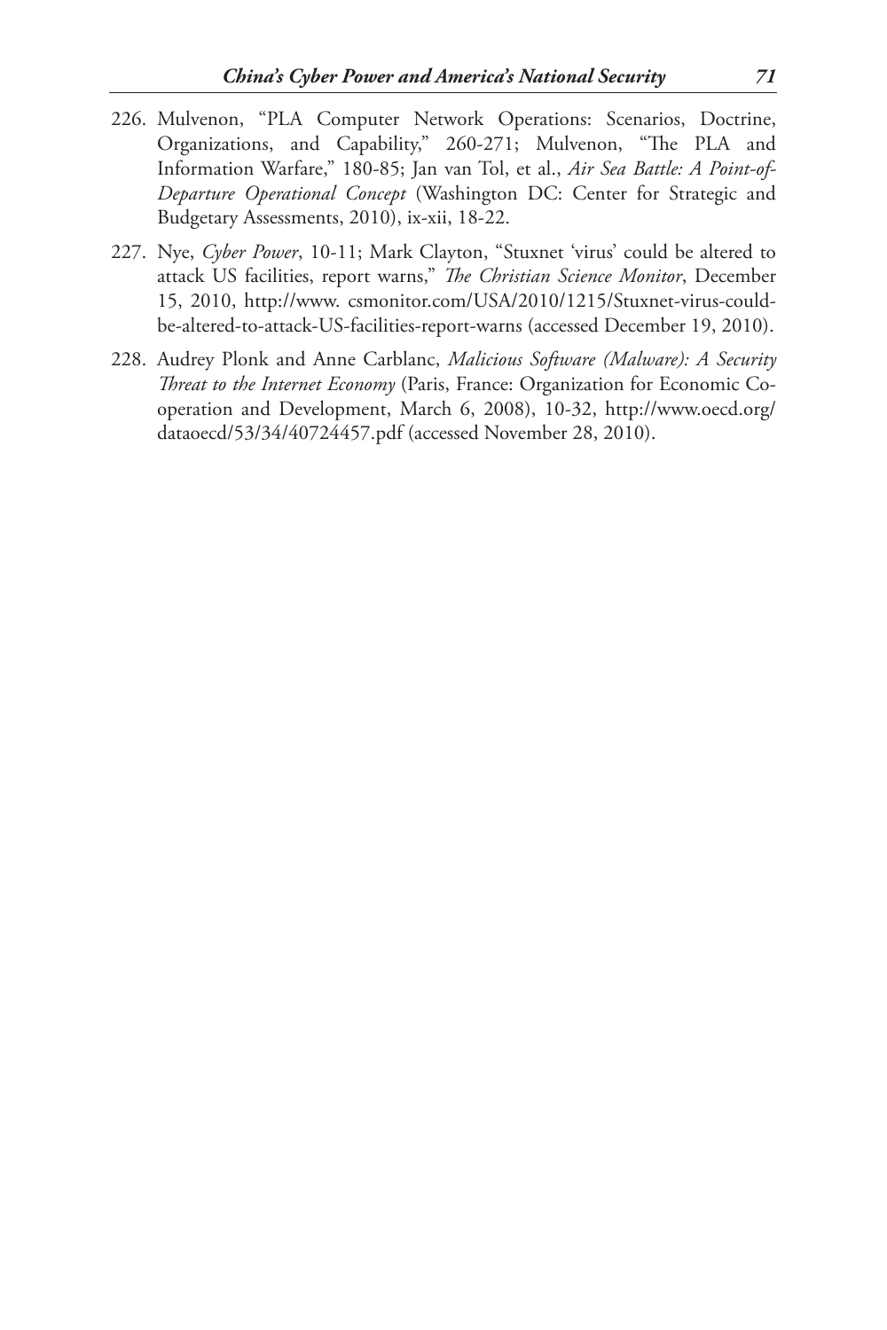226. Mulvenon, "PLA Computer Network Operations: Scenarios, Doctrine, Organizations, and Capability," 260-271; Mulvenon, "The PLA and Information Warfare," 180-85; Jan van Tol, et al., *Air Sea Battle: A Point-of-Departure Operational Concept* (Washington DC: Center for Strategic and Budgetary Assessments, 2010), ix-xii, 18-22.

227. Nye, *Cyber Power*, 10-11; Mark Clayton, "Stuxnet 'virus' could be altered to attack US facilities, report warns," *The Christian Science Monitor*, December 15, 2010, http://www. csmonitor.com/USA/2010/1215/Stuxnet-virus-could-be-altered-to-attack-US-facilities-report-warns (accessed December 19, 2010).

228. Audrey Plonk and Anne Carblanc, *Malicious Software (Malware): A Security Threat to the Internet Economy* (Paris, France: Organization for Economic Co-operation and Development, March 6, 2008), 10-32, http://www.oecd.org/dataoecd/53/34/40724457.pdf (accessed November 28, 2010).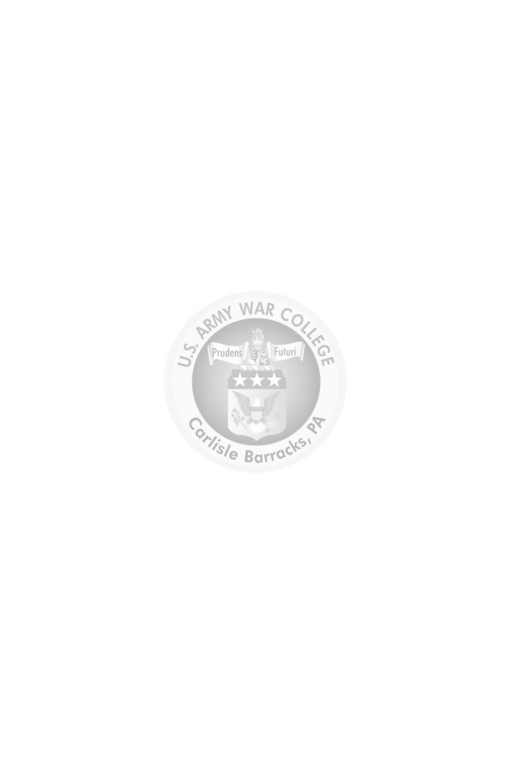U.S. ARMY WAR COLLEGE

Prudens Futuri

Carlisle Barracks, PA